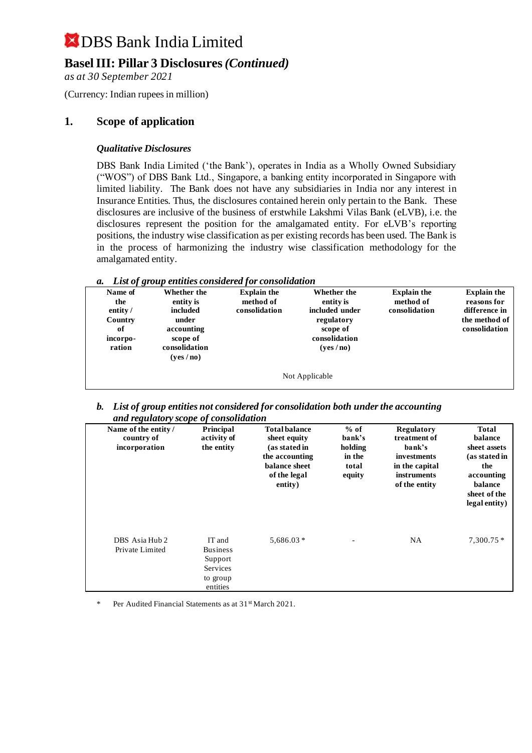# DBS Bank India Limited

## Basel III: Pillar 3 Disclosures *(Continued)*

*as at 30 September 2021*

(Currency: Indian rupees in million)

## 1. Scope of application

### *Qualitative Disclosures*

DBS Bank India Limited ('the Bank'), operates in India as a Wholly Owned Subsidiary ("WOS") of DBS Bank Ltd., Singapore, a banking entity incorporated in Singapore with limited liability. The Bank does not have any subsidiaries in India nor any interest in Insurance Entities. Thus, the disclosures contained herein only pertain to the Bank. These disclosures are inclusive of the business of erstwhile Lakshmi Vilas Bank (eLVB), i.e. the disclosures represent the position for the amalgamated entity. For eLVB's reporting positions, the industry wise classification as per existing records has been used. The Bank is in the process of harmonizing the industry wise classification methodology for the amalgamated entity.

***a. List of group entities considered for consolidation***

| Name of the entity / Country of incorporation | Whether the entity is included under accounting scope of consolidation (yes / no) | Explain the method of consolidation | Whether the entity is included under regulatory scope of consolidation (yes / no) | Explain the method of consolidation | Explain the reasons for difference in the method of consolidation |
|---|---|---|---|---|---|
| | | | Not Applicable | | |

***b. List of group entities not considered for consolidation both under the accounting and regulatory scope of consolidation***

| Name of the entity / country of incorporation | Principal activity of the entity | Total balance sheet equity (as stated in the accounting balance sheet of the legal entity) | % of bank's holding in the total equity | Regulatory treatment of bank's investments in the capital instruments of the entity | Total balance sheet assets (as stated in the accounting balance sheet of the legal entity) |
|---|---|---|---|---|---|
| DBS Asia Hub 2 Private Limited | IT and Business Support Services to group entities | 5,686.03 * | - | NA | 7,300.75 * |

\* Per Audited Financial Statements as at 31st March 2021.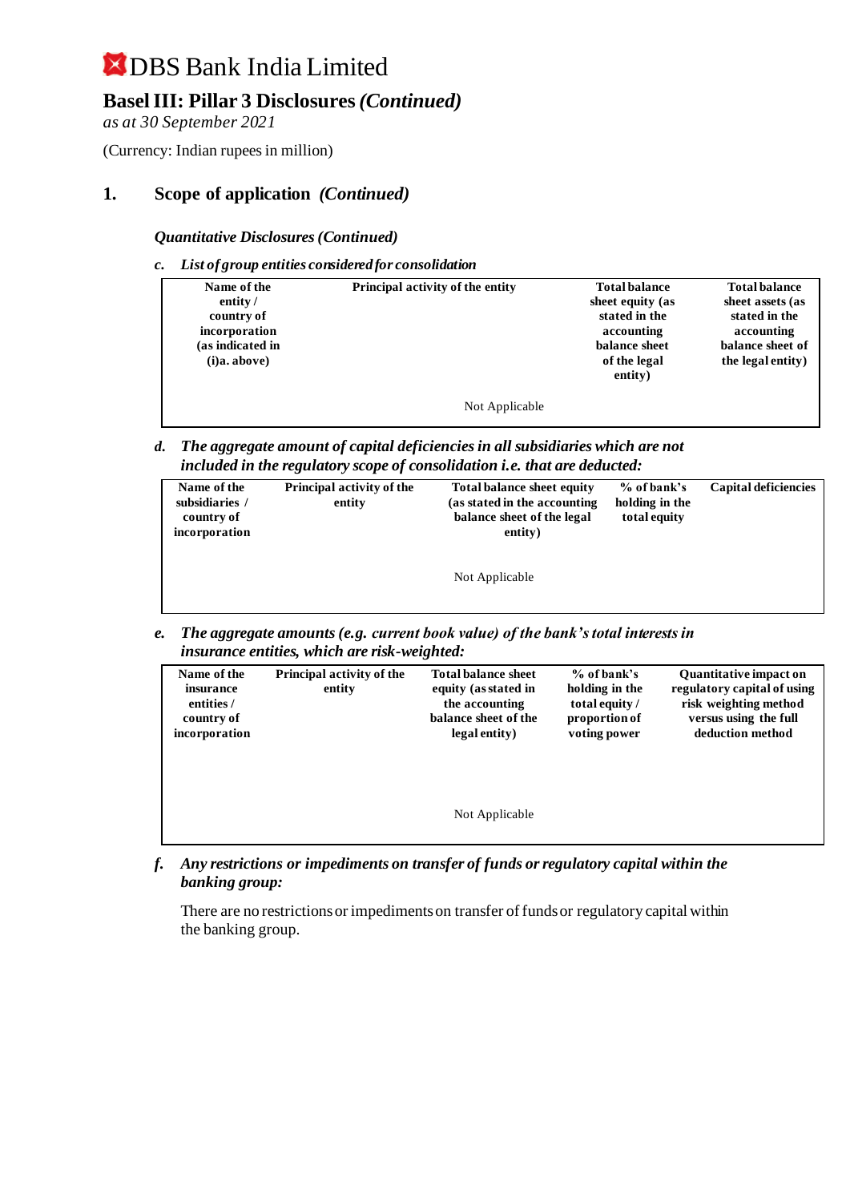# DBS Bank India Limited

## Basel III: Pillar 3 Disclosures *(Continued)*

*as at 30 September 2021*

(Currency: Indian rupees in million)

## 1. Scope of application *(Continued)*

***Quantitative Disclosures (Continued)***

*c. List of group entities considered for consolidation*

| Name of the entity / country of incorporation (as indicated in (i)a. above) | Principal activity of the entity | Total balance sheet equity (as stated in the accounting balance sheet of the legal entity) | Total balance sheet assets (as stated in the accounting balance sheet of the legal entity) |
|---|---|---|---|
| | Not Applicable | | |

***d. The aggregate amount of capital deficiencies in all subsidiaries which are not included in the regulatory scope of consolidation i.e. that are deducted:***

| Name of the subsidiaries / country of incorporation | Principal activity of the entity | Total balance sheet equity (as stated in the accounting balance sheet of the legal entity) | % of bank's holding in the total equity | Capital deficiencies |
|---|---|---|---|---|
| | | Not Applicable | | |

***e. The aggregate amounts (e.g. current book value) of the bank's total interests in insurance entities, which are risk-weighted:***

| Name of the insurance entities / country of incorporation | Principal activity of the entity | Total balance sheet equity (as stated in the accounting balance sheet of the legal entity) | % of bank's holding in the total equity / proportion of voting power | Quantitative impact on regulatory capital of using risk weighting method versus using the full deduction method |
|---|---|---|---|---|
| | | Not Applicable | | |

***f. Any restrictions or impediments on transfer of funds or regulatory capital within the banking group:***

There are no restrictions or impediments on transfer of funds or regulatory capital within the banking group.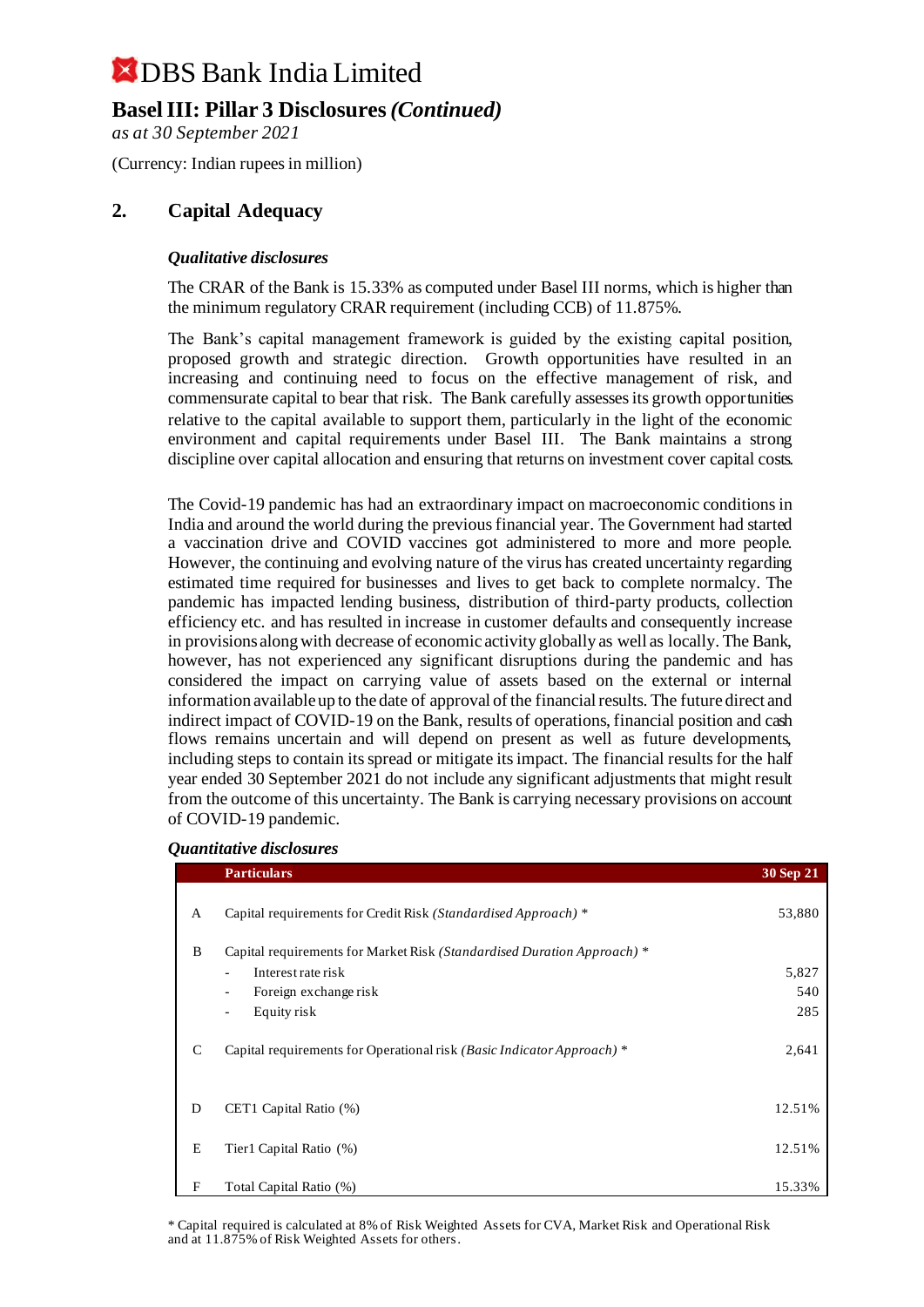# DBS Bank India Limited

## Basel III: Pillar 3 Disclosures *(Continued)*

*as at 30 September 2021*

(Currency: Indian rupees in million)

## 2. Capital Adequacy

### *Qualitative disclosures*

The CRAR of the Bank is 15.33% as computed under Basel III norms, which is higher than the minimum regulatory CRAR requirement (including CCB) of 11.875%.

The Bank's capital management framework is guided by the existing capital position, proposed growth and strategic direction. Growth opportunities have resulted in an increasing and continuing need to focus on the effective management of risk, and commensurate capital to bear that risk. The Bank carefully assesses its growth opportunities relative to the capital available to support them, particularly in the light of the economic environment and capital requirements under Basel III. The Bank maintains a strong discipline over capital allocation and ensuring that returns on investment cover capital costs.

The Covid-19 pandemic has had an extraordinary impact on macroeconomic conditions in India and around the world during the previous financial year. The Government had started a vaccination drive and COVID vaccines got administered to more and more people. However, the continuing and evolving nature of the virus has created uncertainty regarding estimated time required for businesses and lives to get back to complete normalcy. The pandemic has impacted lending business, distribution of third-party products, collection efficiency etc. and has resulted in increase in customer defaults and consequently increase in provisions along with decrease of economic activity globally as well as locally. The Bank, however, has not experienced any significant disruptions during the pandemic and has considered the impact on carrying value of assets based on the external or internal information available up to the date of approval of the financial results. The future direct and indirect impact of COVID-19 on the Bank, results of operations, financial position and cash flows remains uncertain and will depend on present as well as future developments, including steps to contain its spread or mitigate its impact. The financial results for the half year ended 30 September 2021 do not include any significant adjustments that might result from the outcome of this uncertainty. The Bank is carrying necessary provisions on account of COVID-19 pandemic.

### *Quantitative disclosures*

| | Particulars | 30 Sep 21 |
|---|---|---|
| A | Capital requirements for Credit Risk *(Standardised Approach)* * | 53,880 |
| B | Capital requirements for Market Risk *(Standardised Duration Approach)* * | |
| | - Interest rate risk | 5,827 |
| | - Foreign exchange risk | 540 |
| | - Equity risk | 285 |
| C | Capital requirements for Operational risk *(Basic Indicator Approach)* * | 2,641 |
| D | CET1 Capital Ratio (%) | 12.51% |
| E | Tier1 Capital Ratio (%) | 12.51% |
| F | Total Capital Ratio (%) | 15.33% |

* Capital required is calculated at 8% of Risk Weighted Assets for CVA, Market Risk and Operational Risk and at 11.875% of Risk Weighted Assets for others.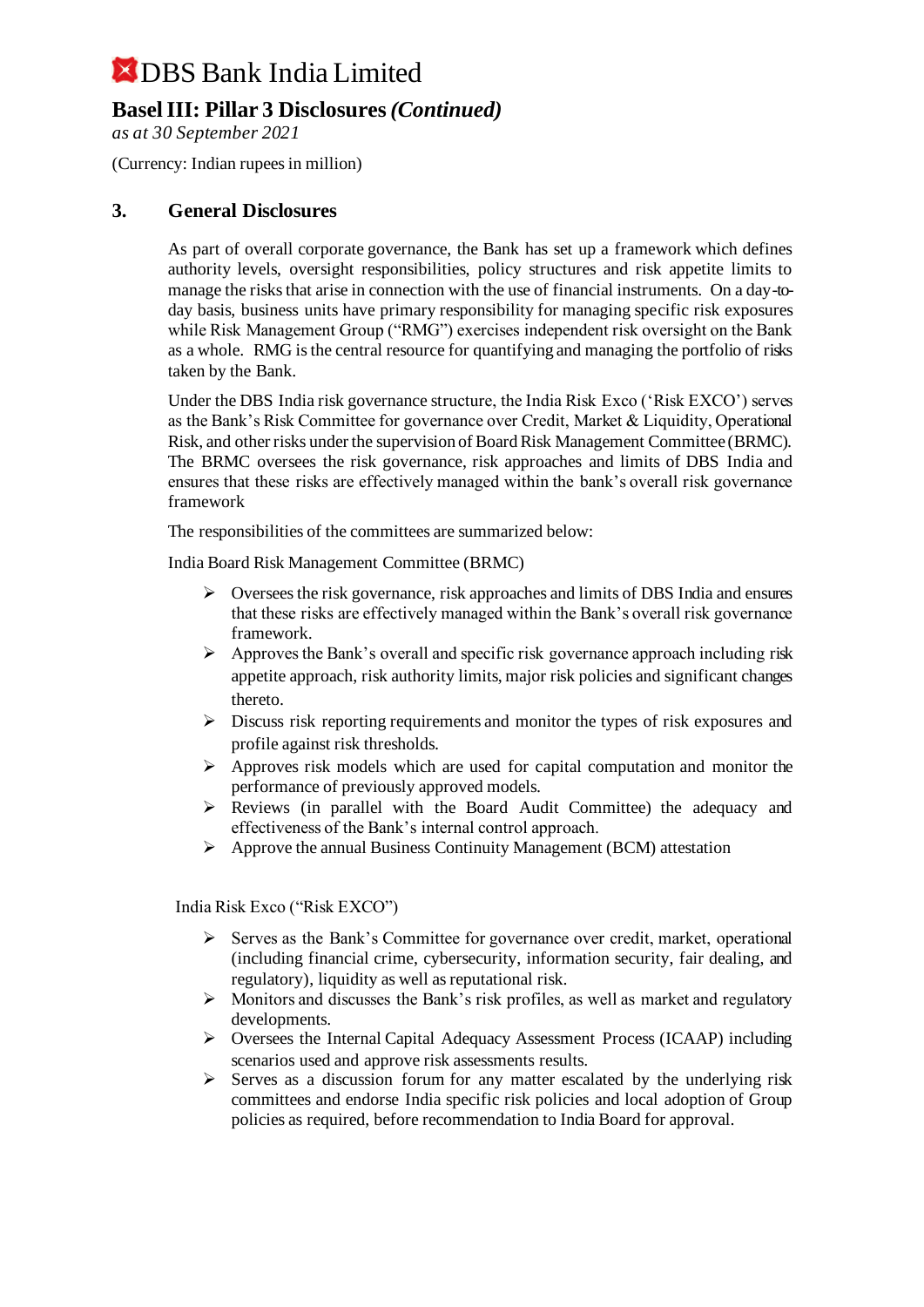## 3. General Disclosures

As part of overall corporate governance, the Bank has set up a framework which defines authority levels, oversight responsibilities, policy structures and risk appetite limits to manage the risks that arise in connection with the use of financial instruments. On a day-to-day basis, business units have primary responsibility for managing specific risk exposures while Risk Management Group ("RMG") exercises independent risk oversight on the Bank as a whole. RMG is the central resource for quantifying and managing the portfolio of risks taken by the Bank.

Under the DBS India risk governance structure, the India Risk Exco ('Risk EXCO') serves as the Bank's Risk Committee for governance over Credit, Market & Liquidity, Operational Risk, and other risks under the supervision of Board Risk Management Committee (BRMC). The BRMC oversees the risk governance, risk approaches and limits of DBS India and ensures that these risks are effectively managed within the bank's overall risk governance framework

The responsibilities of the committees are summarized below:

India Board Risk Management Committee (BRMC)

- Oversees the risk governance, risk approaches and limits of DBS India and ensures that these risks are effectively managed within the Bank's overall risk governance framework.
- Approves the Bank's overall and specific risk governance approach including risk appetite approach, risk authority limits, major risk policies and significant changes thereto.
- Discuss risk reporting requirements and monitor the types of risk exposures and profile against risk thresholds.
- Approves risk models which are used for capital computation and monitor the performance of previously approved models.
- Reviews (in parallel with the Board Audit Committee) the adequacy and effectiveness of the Bank's internal control approach.
- Approve the annual Business Continuity Management (BCM) attestation

India Risk Exco ("Risk EXCO")

- Serves as the Bank's Committee for governance over credit, market, operational (including financial crime, cybersecurity, information security, fair dealing, and regulatory), liquidity as well as reputational risk.
- Monitors and discusses the Bank's risk profiles, as well as market and regulatory developments.
- Oversees the Internal Capital Adequacy Assessment Process (ICAAP) including scenarios used and approve risk assessments results.
- Serves as a discussion forum for any matter escalated by the underlying risk committees and endorse India specific risk policies and local adoption of Group policies as required, before recommendation to India Board for approval.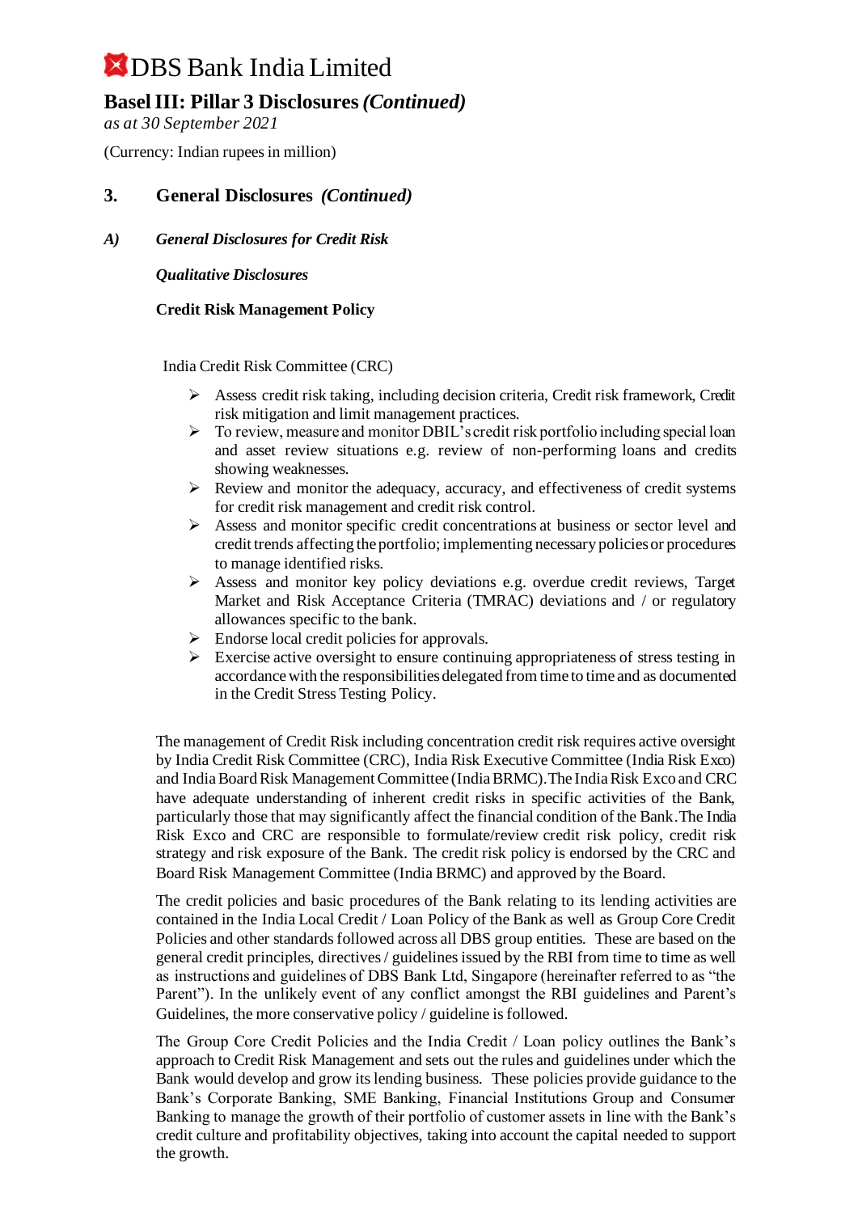# DBS Bank India Limited

## Basel III: Pillar 3 Disclosures *(Continued)*

*as at 30 September 2021*

(Currency: Indian rupees in million)

## 3. General Disclosures *(Continued)*

### *A) General Disclosures for Credit Risk*

***Qualitative Disclosures***

**Credit Risk Management Policy**

India Credit Risk Committee (CRC)

- Assess credit risk taking, including decision criteria, Credit risk framework, Credit risk mitigation and limit management practices.
- To review, measure and monitor DBIL's credit risk portfolio including special loan and asset review situations e.g. review of non-performing loans and credits showing weaknesses.
- Review and monitor the adequacy, accuracy, and effectiveness of credit systems for credit risk management and credit risk control.
- Assess and monitor specific credit concentrations at business or sector level and credit trends affecting the portfolio; implementing necessary policies or procedures to manage identified risks.
- Assess and monitor key policy deviations e.g. overdue credit reviews, Target Market and Risk Acceptance Criteria (TMRAC) deviations and / or regulatory allowances specific to the bank.
- Endorse local credit policies for approvals.
- Exercise active oversight to ensure continuing appropriateness of stress testing in accordance with the responsibilities delegated from time to time and as documented in the Credit Stress Testing Policy.

The management of Credit Risk including concentration credit risk requires active oversight by India Credit Risk Committee (CRC), India Risk Executive Committee (India Risk Exco) and India Board Risk Management Committee (India BRMC). The India Risk Exco and CRC have adequate understanding of inherent credit risks in specific activities of the Bank, particularly those that may significantly affect the financial condition of the Bank. The India Risk Exco and CRC are responsible to formulate/review credit risk policy, credit risk strategy and risk exposure of the Bank. The credit risk policy is endorsed by the CRC and Board Risk Management Committee (India BRMC) and approved by the Board.

The credit policies and basic procedures of the Bank relating to its lending activities are contained in the India Local Credit / Loan Policy of the Bank as well as Group Core Credit Policies and other standards followed across all DBS group entities. These are based on the general credit principles, directives / guidelines issued by the RBI from time to time as well as instructions and guidelines of DBS Bank Ltd, Singapore (hereinafter referred to as "the Parent"). In the unlikely event of any conflict amongst the RBI guidelines and Parent's Guidelines, the more conservative policy / guideline is followed.

The Group Core Credit Policies and the India Credit / Loan policy outlines the Bank's approach to Credit Risk Management and sets out the rules and guidelines under which the Bank would develop and grow its lending business. These policies provide guidance to the Bank's Corporate Banking, SME Banking, Financial Institutions Group and Consumer Banking to manage the growth of their portfolio of customer assets in line with the Bank's credit culture and profitability objectives, taking into account the capital needed to support the growth.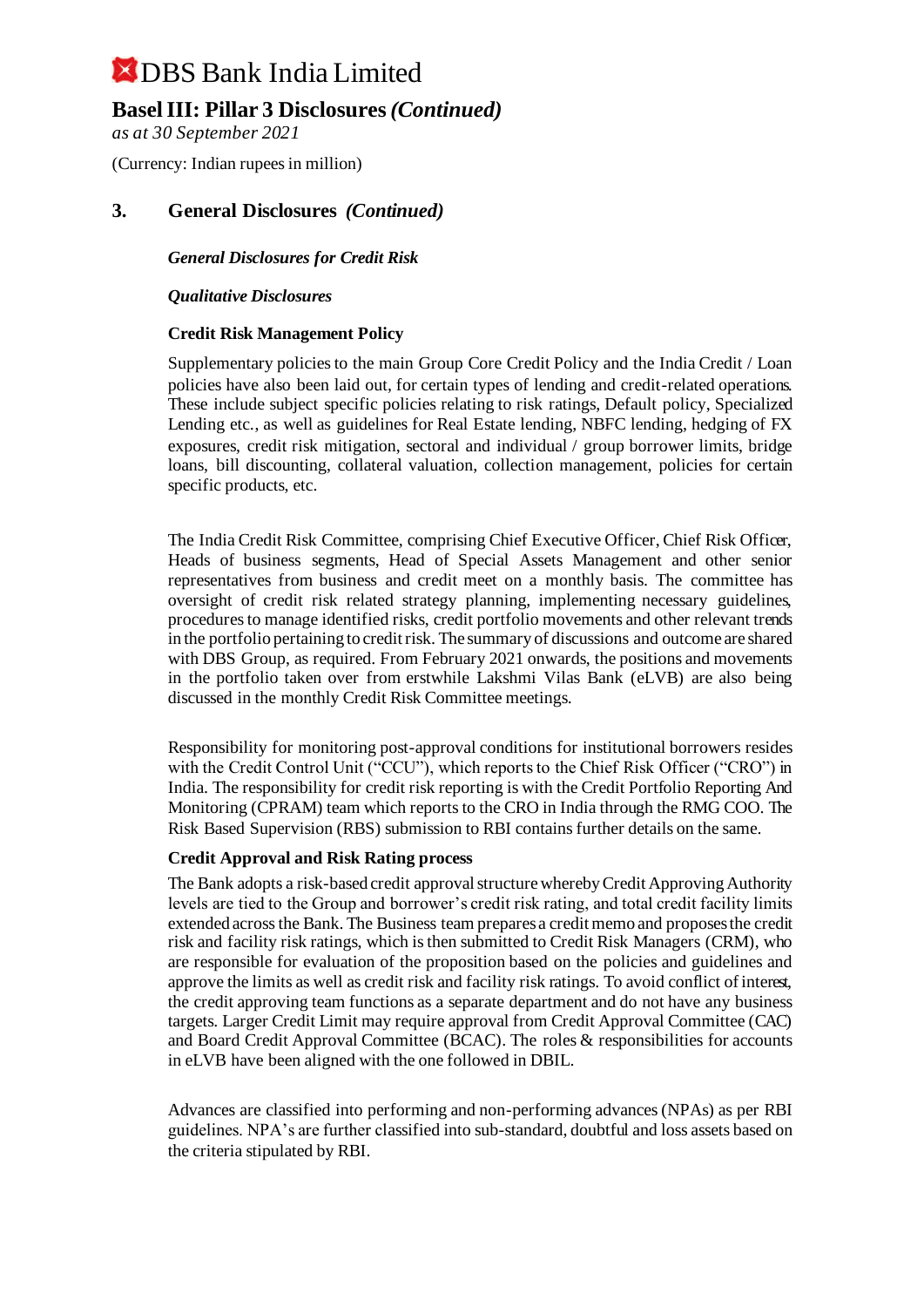# DBS Bank India Limited

## Basel III: Pillar 3 Disclosures *(Continued)*

*as at 30 September 2021*

(Currency: Indian rupees in million)

## 3. General Disclosures *(Continued)*

***General Disclosures for Credit Risk***

***Qualitative Disclosures***

**Credit Risk Management Policy**

Supplementary policies to the main Group Core Credit Policy and the India Credit / Loan policies have also been laid out, for certain types of lending and credit-related operations. These include subject specific policies relating to risk ratings, Default policy, Specialized Lending etc., as well as guidelines for Real Estate lending, NBFC lending, hedging of FX exposures, credit risk mitigation, sectoral and individual / group borrower limits, bridge loans, bill discounting, collateral valuation, collection management, policies for certain specific products, etc.

The India Credit Risk Committee, comprising Chief Executive Officer, Chief Risk Officer, Heads of business segments, Head of Special Assets Management and other senior representatives from business and credit meet on a monthly basis. The committee has oversight of credit risk related strategy planning, implementing necessary guidelines, procedures to manage identified risks, credit portfolio movements and other relevant trends in the portfolio pertaining to credit risk. The summary of discussions and outcome are shared with DBS Group, as required. From February 2021 onwards, the positions and movements in the portfolio taken over from erstwhile Lakshmi Vilas Bank (eLVB) are also being discussed in the monthly Credit Risk Committee meetings.

Responsibility for monitoring post-approval conditions for institutional borrowers resides with the Credit Control Unit ("CCU"), which reports to the Chief Risk Officer ("CRO") in India. The responsibility for credit risk reporting is with the Credit Portfolio Reporting And Monitoring (CPRAM) team which reports to the CRO in India through the RMG COO. The Risk Based Supervision (RBS) submission to RBI contains further details on the same.

**Credit Approval and Risk Rating process**

The Bank adopts a risk-based credit approval structure whereby Credit Approving Authority levels are tied to the Group and borrower's credit risk rating, and total credit facility limits extended across the Bank. The Business team prepares a credit memo and proposes the credit risk and facility risk ratings, which is then submitted to Credit Risk Managers (CRM), who are responsible for evaluation of the proposition based on the policies and guidelines and approve the limits as well as credit risk and facility risk ratings. To avoid conflict of interest, the credit approving team functions as a separate department and do not have any business targets. Larger Credit Limit may require approval from Credit Approval Committee (CAC) and Board Credit Approval Committee (BCAC). The roles & responsibilities for accounts in eLVB have been aligned with the one followed in DBIL.

Advances are classified into performing and non-performing advances (NPAs) as per RBI guidelines. NPA's are further classified into sub-standard, doubtful and loss assets based on the criteria stipulated by RBI.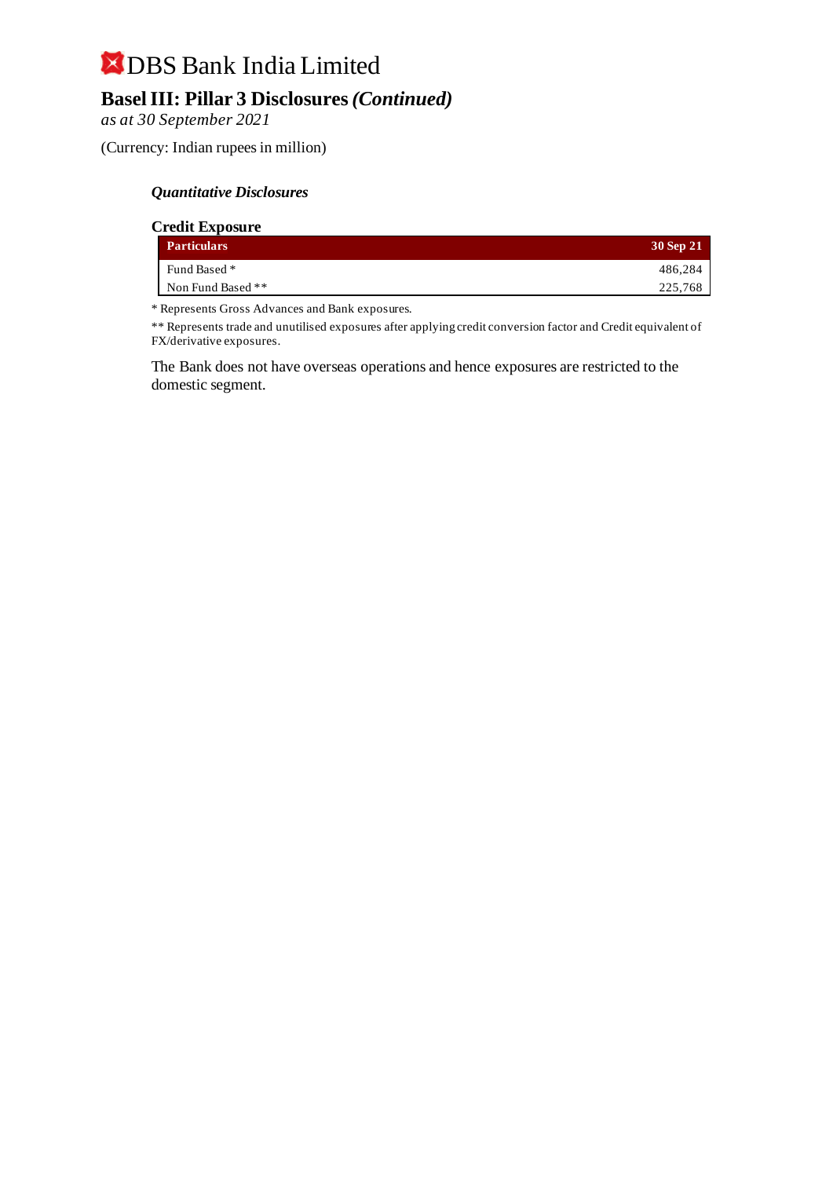# DBS Bank India Limited

## Basel III: Pillar 3 Disclosures *(Continued)*

*as at 30 September 2021*

(Currency: Indian rupees in million)

### *Quantitative Disclosures*

**Credit Exposure**

| Particulars | 30 Sep 21 |
|---|---|
| Fund Based * | 486,284 |
| Non Fund Based ** | 225,768 |

* Represents Gross Advances and Bank exposures.

** Represents trade and unutilised exposures after applying credit conversion factor and Credit equivalent of FX/derivative exposures.

The Bank does not have overseas operations and hence exposures are restricted to the domestic segment.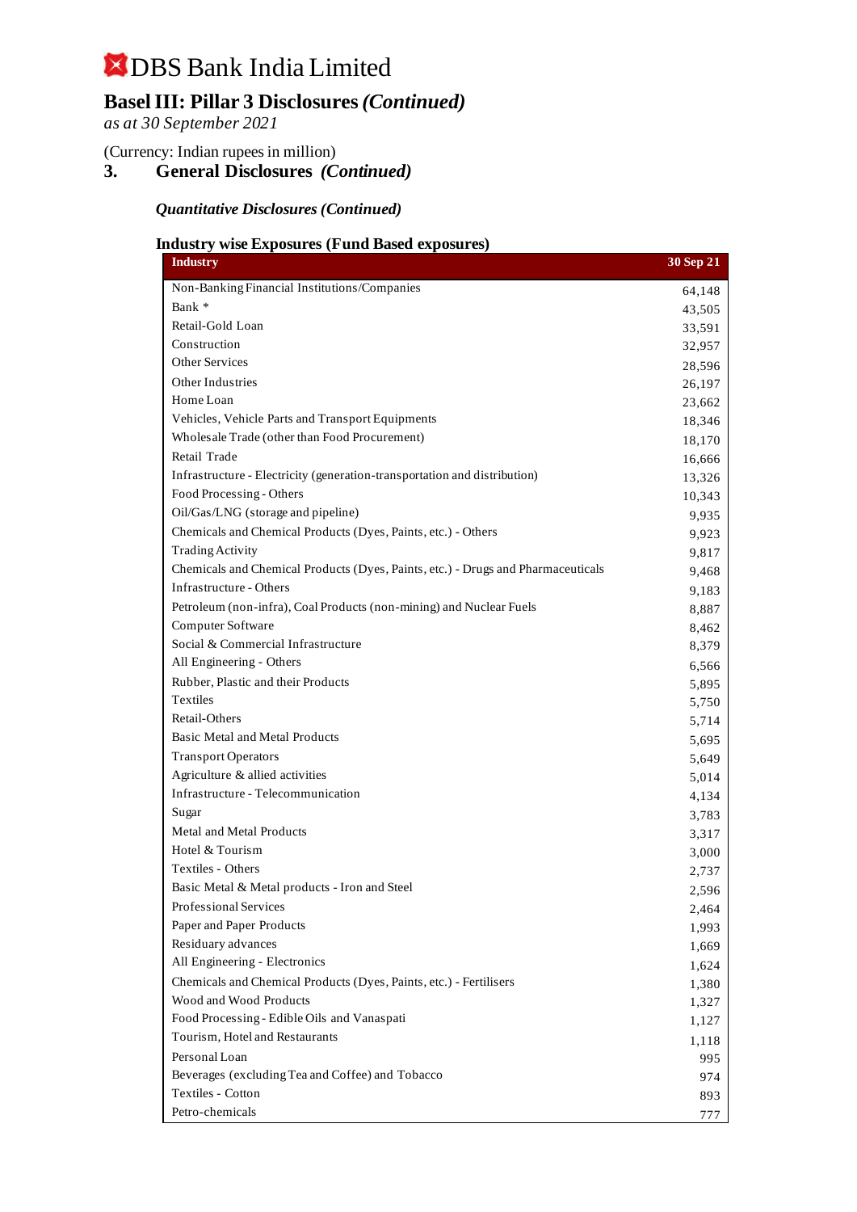# DBS Bank India Limited

## Basel III: Pillar 3 Disclosures *(Continued)*

*as at 30 September 2021*

(Currency: Indian rupees in million)

## 3. General Disclosures *(Continued)*

### *Quantitative Disclosures (Continued)*

#### Industry wise Exposures (Fund Based exposures)

| Industry | 30 Sep 21 |
|---|---|
| Non-Banking Financial Institutions/Companies | 64,148 |
| Bank * | 43,505 |
| Retail-Gold Loan | 33,591 |
| Construction | 32,957 |
| Other Services | 28,596 |
| Other Industries | 26,197 |
| Home Loan | 23,662 |
| Vehicles, Vehicle Parts and Transport Equipments | 18,346 |
| Wholesale Trade (other than Food Procurement) | 18,170 |
| Retail Trade | 16,666 |
| Infrastructure - Electricity (generation-transportation and distribution) | 13,326 |
| Food Processing - Others | 10,343 |
| Oil/Gas/LNG (storage and pipeline) | 9,935 |
| Chemicals and Chemical Products (Dyes, Paints, etc.) - Others | 9,923 |
| Trading Activity | 9,817 |
| Chemicals and Chemical Products (Dyes, Paints, etc.) - Drugs and Pharmaceuticals | 9,468 |
| Infrastructure - Others | 9,183 |
| Petroleum (non-infra), Coal Products (non-mining) and Nuclear Fuels | 8,887 |
| Computer Software | 8,462 |
| Social & Commercial Infrastructure | 8,379 |
| All Engineering - Others | 6,566 |
| Rubber, Plastic and their Products | 5,895 |
| Textiles | 5,750 |
| Retail-Others | 5,714 |
| Basic Metal and Metal Products | 5,695 |
| Transport Operators | 5,649 |
| Agriculture & allied activities | 5,014 |
| Infrastructure - Telecommunication | 4,134 |
| Sugar | 3,783 |
| Metal and Metal Products | 3,317 |
| Hotel & Tourism | 3,000 |
| Textiles - Others | 2,737 |
| Basic Metal & Metal products - Iron and Steel | 2,596 |
| Professional Services | 2,464 |
| Paper and Paper Products | 1,993 |
| Residuary advances | 1,669 |
| All Engineering - Electronics | 1,624 |
| Chemicals and Chemical Products (Dyes, Paints, etc.) - Fertilisers | 1,380 |
| Wood and Wood Products | 1,327 |
| Food Processing - Edible Oils and Vanaspati | 1,127 |
| Tourism, Hotel and Restaurants | 1,118 |
| Personal Loan | 995 |
| Beverages (excluding Tea and Coffee) and Tobacco | 974 |
| Textiles - Cotton | 893 |
| Petro-chemicals | 777 |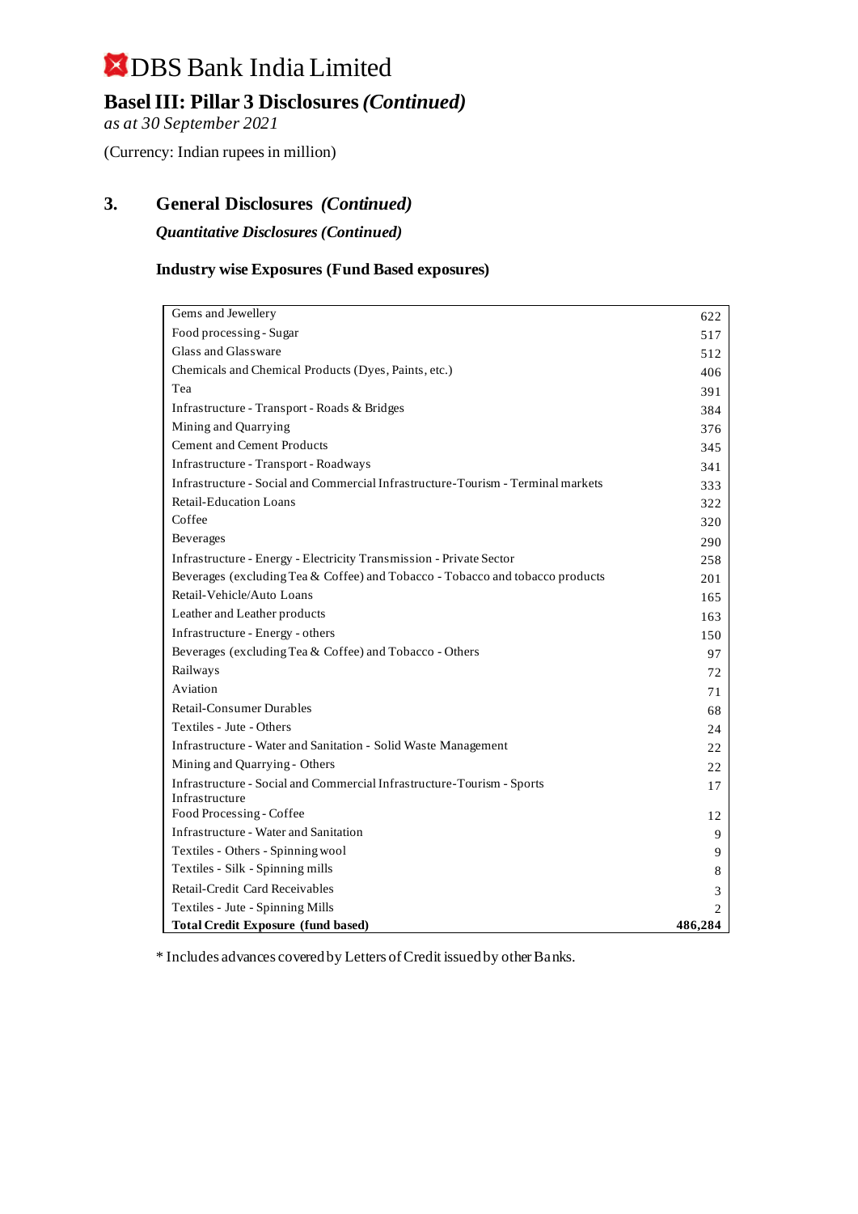# DBS Bank India Limited

## Basel III: Pillar 3 Disclosures *(Continued)*

*as at 30 September 2021*

(Currency: Indian rupees in million)

## 3. General Disclosures *(Continued)*

### *Quantitative Disclosures (Continued)*

#### Industry wise Exposures (Fund Based exposures)

| | |
|---|---|
| Gems and Jewellery | 622 |
| Food processing - Sugar | 517 |
| Glass and Glassware | 512 |
| Chemicals and Chemical Products (Dyes, Paints, etc.) | 406 |
| Tea | 391 |
| Infrastructure - Transport - Roads & Bridges | 384 |
| Mining and Quarrying | 376 |
| Cement and Cement Products | 345 |
| Infrastructure - Transport - Roadways | 341 |
| Infrastructure - Social and Commercial Infrastructure-Tourism - Terminal markets | 333 |
| Retail-Education Loans | 322 |
| Coffee | 320 |
| Beverages | 290 |
| Infrastructure - Energy - Electricity Transmission - Private Sector | 258 |
| Beverages (excluding Tea & Coffee) and Tobacco - Tobacco and tobacco products | 201 |
| Retail-Vehicle/Auto Loans | 165 |
| Leather and Leather products | 163 |
| Infrastructure - Energy - others | 150 |
| Beverages (excluding Tea & Coffee) and Tobacco - Others | 97 |
| Railways | 72 |
| Aviation | 71 |
| Retail-Consumer Durables | 68 |
| Textiles - Jute - Others | 24 |
| Infrastructure - Water and Sanitation - Solid Waste Management | 22 |
| Mining and Quarrying - Others | 22 |
| Infrastructure - Social and Commercial Infrastructure-Tourism - Sports Infrastructure | 17 |
| Food Processing - Coffee | 12 |
| Infrastructure - Water and Sanitation | 9 |
| Textiles - Others - Spinning wool | 9 |
| Textiles - Silk - Spinning mills | 8 |
| Retail-Credit Card Receivables | 3 |
| Textiles - Jute - Spinning Mills | 2 |
| **Total Credit Exposure (fund based)** | **486,284** |

\* Includes advances covered by Letters of Credit issued by other Banks.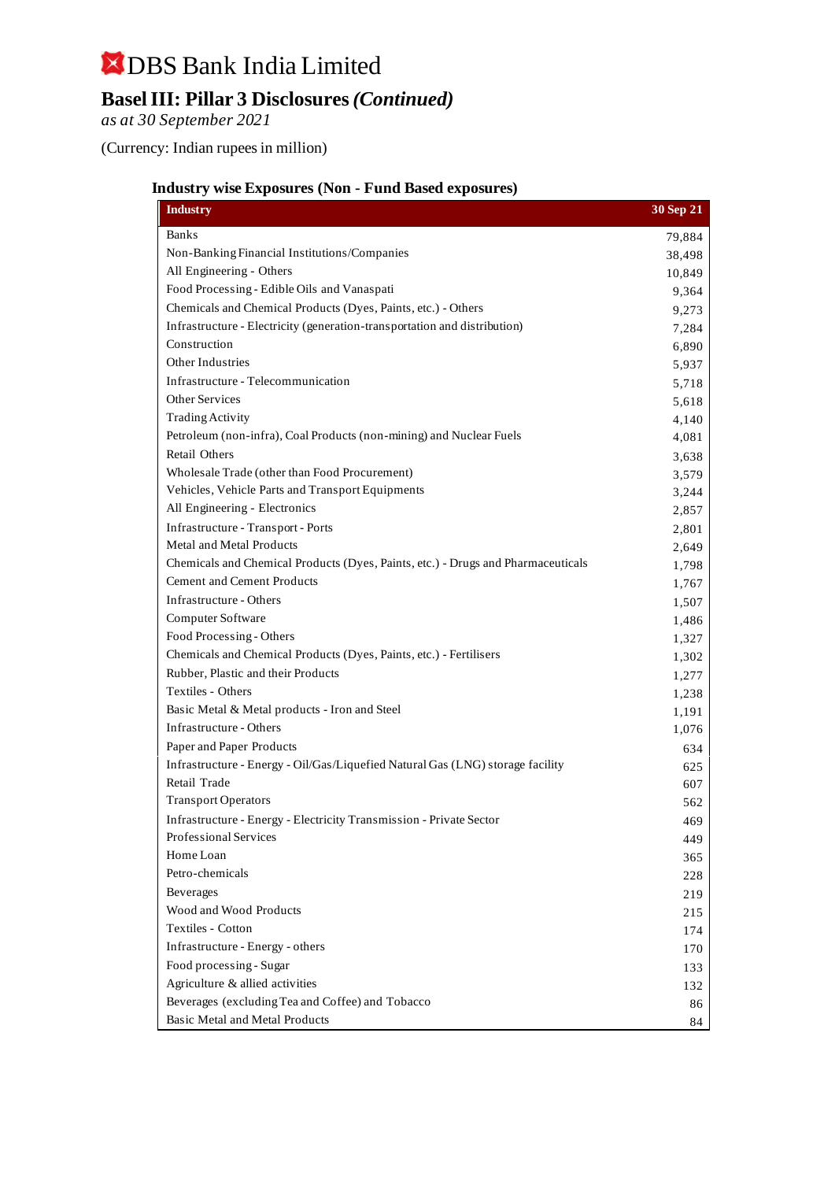# DBS Bank India Limited

## Basel III: Pillar 3 Disclosures *(Continued)*

*as at 30 September 2021*

(Currency: Indian rupees in million)

### Industry wise Exposures (Non - Fund Based exposures)

| Industry | 30 Sep 21 |
|---|---|
| Banks | 79,884 |
| Non-Banking Financial Institutions/Companies | 38,498 |
| All Engineering - Others | 10,849 |
| Food Processing - Edible Oils and Vanaspati | 9,364 |
| Chemicals and Chemical Products (Dyes, Paints, etc.) - Others | 9,273 |
| Infrastructure - Electricity (generation-transportation and distribution) | 7,284 |
| Construction | 6,890 |
| Other Industries | 5,937 |
| Infrastructure - Telecommunication | 5,718 |
| Other Services | 5,618 |
| Trading Activity | 4,140 |
| Petroleum (non-infra), Coal Products (non-mining) and Nuclear Fuels | 4,081 |
| Retail Others | 3,638 |
| Wholesale Trade (other than Food Procurement) | 3,579 |
| Vehicles, Vehicle Parts and Transport Equipments | 3,244 |
| All Engineering - Electronics | 2,857 |
| Infrastructure - Transport - Ports | 2,801 |
| Metal and Metal Products | 2,649 |
| Chemicals and Chemical Products (Dyes, Paints, etc.) - Drugs and Pharmaceuticals | 1,798 |
| Cement and Cement Products | 1,767 |
| Infrastructure - Others | 1,507 |
| Computer Software | 1,486 |
| Food Processing - Others | 1,327 |
| Chemicals and Chemical Products (Dyes, Paints, etc.) - Fertilisers | 1,302 |
| Rubber, Plastic and their Products | 1,277 |
| Textiles - Others | 1,238 |
| Basic Metal & Metal products - Iron and Steel | 1,191 |
| Infrastructure - Others | 1,076 |
| Paper and Paper Products | 634 |
| Infrastructure - Energy - Oil/Gas/Liquefied Natural Gas (LNG) storage facility | 625 |
| Retail Trade | 607 |
| Transport Operators | 562 |
| Infrastructure - Energy - Electricity Transmission - Private Sector | 469 |
| Professional Services | 449 |
| Home Loan | 365 |
| Petro-chemicals | 228 |
| Beverages | 219 |
| Wood and Wood Products | 215 |
| Textiles - Cotton | 174 |
| Infrastructure - Energy - others | 170 |
| Food processing - Sugar | 133 |
| Agriculture & allied activities | 132 |
| Beverages (excluding Tea and Coffee) and Tobacco | 86 |
| Basic Metal and Metal Products | 84 |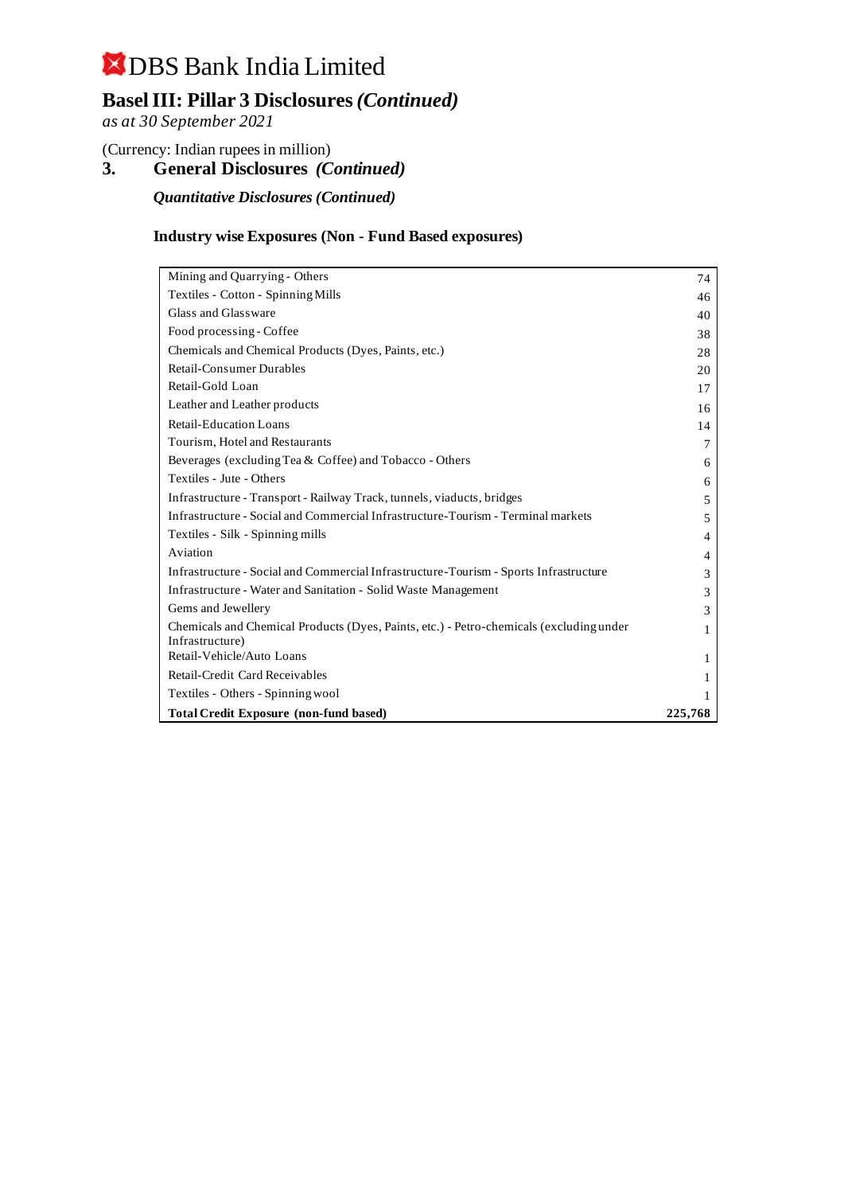# DBS Bank India Limited

## Basel III: Pillar 3 Disclosures *(Continued)*

*as at 30 September 2021*

(Currency: Indian rupees in million)

### 3. General Disclosures *(Continued)*

***Quantitative Disclosures (Continued)***

**Industry wise Exposures (Non - Fund Based exposures)**

| | |
|---|---|
| Mining and Quarrying - Others | 74 |
| Textiles - Cotton - Spinning Mills | 46 |
| Glass and Glassware | 40 |
| Food processing - Coffee | 38 |
| Chemicals and Chemical Products (Dyes, Paints, etc.) | 28 |
| Retail-Consumer Durables | 20 |
| Retail-Gold Loan | 17 |
| Leather and Leather products | 16 |
| Retail-Education Loans | 14 |
| Tourism, Hotel and Restaurants | 7 |
| Beverages (excluding Tea & Coffee) and Tobacco - Others | 6 |
| Textiles - Jute - Others | 6 |
| Infrastructure - Transport - Railway Track, tunnels, viaducts, bridges | 5 |
| Infrastructure - Social and Commercial Infrastructure-Tourism - Terminal markets | 5 |
| Textiles - Silk - Spinning mills | 4 |
| Aviation | 4 |
| Infrastructure - Social and Commercial Infrastructure-Tourism - Sports Infrastructure | 3 |
| Infrastructure - Water and Sanitation - Solid Waste Management | 3 |
| Gems and Jewellery | 3 |
| Chemicals and Chemical Products (Dyes, Paints, etc.) - Petro-chemicals (excluding under Infrastructure) | 1 |
| Retail-Vehicle/Auto Loans | 1 |
| Retail-Credit Card Receivables | 1 |
| Textiles - Others - Spinning wool | 1 |
| **Total Credit Exposure (non-fund based)** | **225,768** |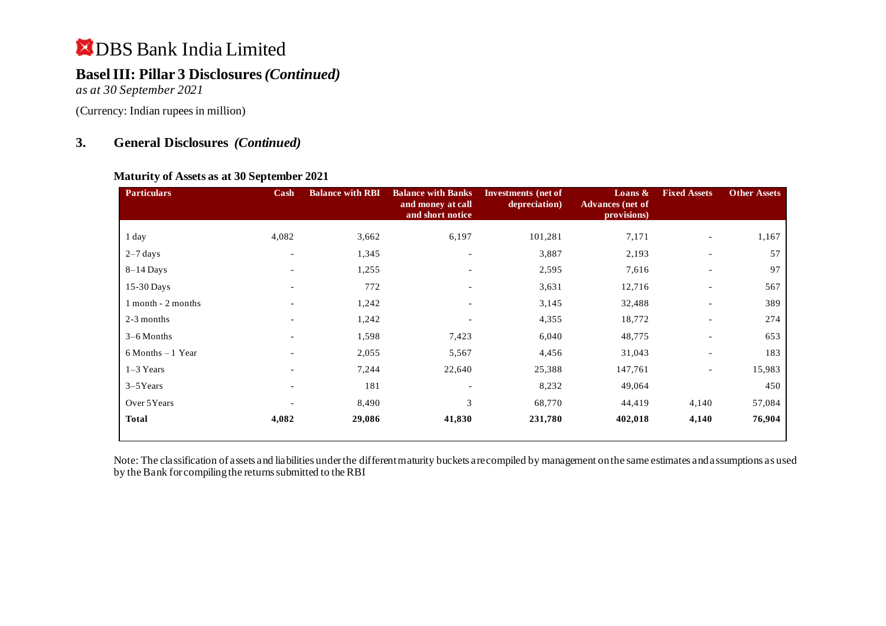# DBS Bank India Limited

## Basel III: Pillar 3 Disclosures *(Continued)*

*as at 30 September 2021*

(Currency: Indian rupees in million)

### 3. General Disclosures *(Continued)*

**Maturity of Assets as at 30 September 2021**

| Particulars | Cash | Balance with RBI | Balance with Banks and money at call and short notice | Investments (net of depreciation) | Loans & Advances (net of provisions) | Fixed Assets | Other Assets |
|---|---|---|---|---|---|---|---|
| 1 day | 4,082 | 3,662 | 6,197 | 101,281 | 7,171 | - | 1,167 |
| 2–7 days | - | 1,345 | - | 3,887 | 2,193 | - | 57 |
| 8–14 Days | - | 1,255 | - | 2,595 | 7,616 | - | 97 |
| 15-30 Days | - | 772 | - | 3,631 | 12,716 | - | 567 |
| 1 month - 2 months | - | 1,242 | - | 3,145 | 32,488 | - | 389 |
| 2-3 months | - | 1,242 | - | 4,355 | 18,772 | - | 274 |
| 3–6 Months | - | 1,598 | 7,423 | 6,040 | 48,775 | - | 653 |
| 6 Months – 1 Year | - | 2,055 | 5,567 | 4,456 | 31,043 | - | 183 |
| 1–3 Years | - | 7,244 | 22,640 | 25,388 | 147,761 | - | 15,983 |
| 3–5Years | - | 181 | - | 8,232 | 49,064 | | 450 |
| Over 5Years | - | 8,490 | 3 | 68,770 | 44,419 | 4,140 | 57,084 |
| **Total** | **4,082** | **29,086** | **41,830** | **231,780** | **402,018** | **4,140** | **76,904** |

Note: The classification of assets and liabilities under the different maturity buckets are compiled by management on the same estimates and assumptions as used by the Bank for compiling the returns submitted to the RBI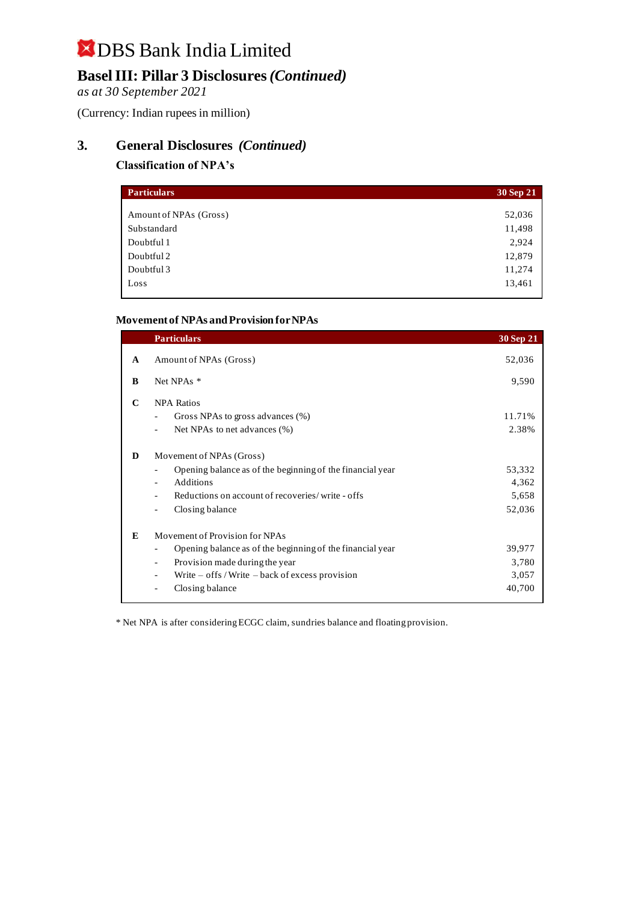# DBS Bank India Limited

## Basel III: Pillar 3 Disclosures *(Continued)*

*as at 30 September 2021*

(Currency: Indian rupees in million)

## 3. General Disclosures *(Continued)*

### Classification of NPA's

| Particulars | 30 Sep 21 |
|---|---|
| Amount of NPAs (Gross) | 52,036 |
| Substandard | 11,498 |
| Doubtful 1 | 2,924 |
| Doubtful 2 | 12,879 |
| Doubtful 3 | 11,274 |
| Loss | 13,461 |

### Movement of NPAs and Provision for NPAs

| | Particulars | 30 Sep 21 |
|---|---|---|
| **A** | Amount of NPAs (Gross) | 52,036 |
| **B** | Net NPAs * | 9,590 |
| **C** | NPA Ratios | |
| | - Gross NPAs to gross advances (%) | 11.71% |
| | - Net NPAs to net advances (%) | 2.38% |
| **D** | Movement of NPAs (Gross) | |
| | - Opening balance as of the beginning of the financial year | 53,332 |
| | - Additions | 4,362 |
| | - Reductions on account of recoveries/ write - offs | 5,658 |
| | - Closing balance | 52,036 |
| **E** | Movement of Provision for NPAs | |
| | - Opening balance as of the beginning of the financial year | 39,977 |
| | - Provision made during the year | 3,780 |
| | - Write – offs / Write – back of excess provision | 3,057 |
| | - Closing balance | 40,700 |

* Net NPA is after considering ECGC claim, sundries balance and floating provision.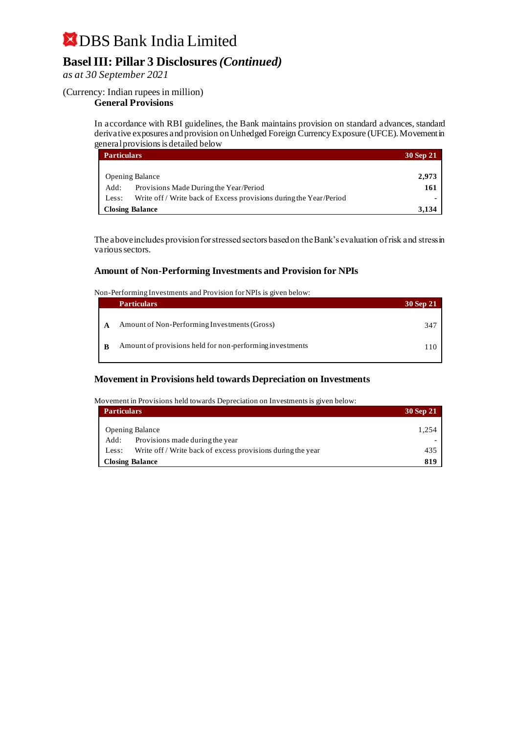# DBS Bank India Limited

## Basel III: Pillar 3 Disclosures *(Continued)*

*as at 30 September 2021*

(Currency: Indian rupees in million)

### General Provisions

In accordance with RBI guidelines, the Bank maintains provision on standard advances, standard derivative exposures and provision on Unhedged Foreign Currency Exposure (UFCE). Movement in general provisions is detailed below

| Particulars | | 30 Sep 21 |
|---|---|---|
| Opening Balance | | **2,973** |
| Add: | Provisions Made During the Year/Period | **161** |
| Less: | Write off / Write back of Excess provisions during the Year/Period | - |
| **Closing Balance** | | **3,134** |

The above includes provision for stressed sectors based on the Bank's evaluation of risk and stress in various sectors.

### Amount of Non-Performing Investments and Provision for NPIs

Non-Performing Investments and Provision for NPIs is given below:

| | Particulars | 30 Sep 21 |
|---|---|---|
| **A** | Amount of Non-Performing Investments (Gross) | 347 |
| **B** | Amount of provisions held for non-performing investments | 110 |

### Movement in Provisions held towards Depreciation on Investments

Movement in Provisions held towards Depreciation on Investments is given below:

| Particulars | | 30 Sep 21 |
|---|---|---|
| Opening Balance | | 1,254 |
| Add: | Provisions made during the year | - |
| Less: | Write off / Write back of excess provisions during the year | 435 |
| **Closing Balance** | | **819** |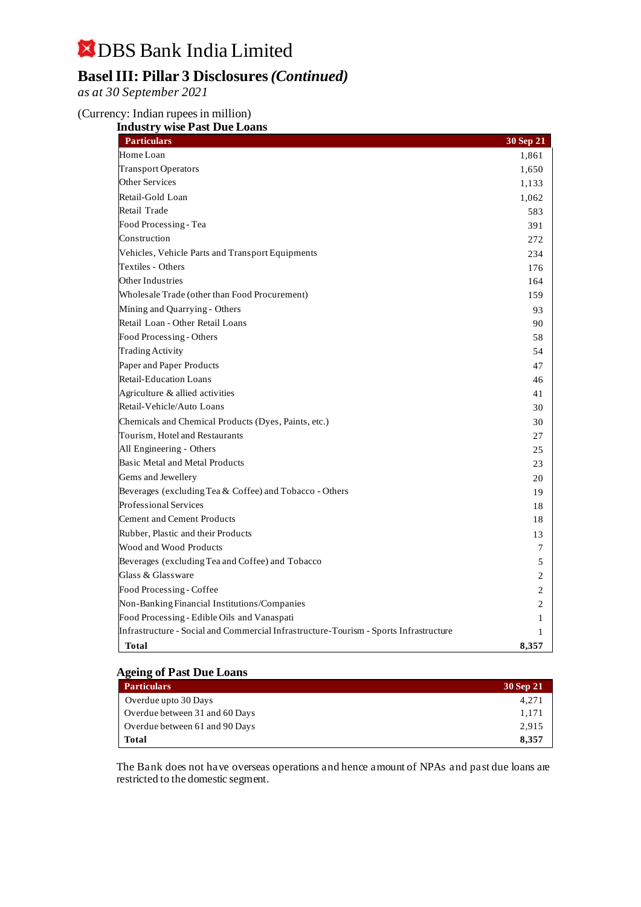# DBS Bank India Limited

## Basel III: Pillar 3 Disclosures *(Continued)*

*as at 30 September 2021*

(Currency: Indian rupees in million)

### Industry wise Past Due Loans

| Particulars | 30 Sep 21 |
|---|---|
| Home Loan | 1,861 |
| Transport Operators | 1,650 |
| Other Services | 1,133 |
| Retail-Gold Loan | 1,062 |
| Retail Trade | 583 |
| Food Processing - Tea | 391 |
| Construction | 272 |
| Vehicles, Vehicle Parts and Transport Equipments | 234 |
| Textiles - Others | 176 |
| Other Industries | 164 |
| Wholesale Trade (other than Food Procurement) | 159 |
| Mining and Quarrying - Others | 93 |
| Retail Loan - Other Retail Loans | 90 |
| Food Processing - Others | 58 |
| Trading Activity | 54 |
| Paper and Paper Products | 47 |
| Retail-Education Loans | 46 |
| Agriculture & allied activities | 41 |
| Retail-Vehicle/Auto Loans | 30 |
| Chemicals and Chemical Products (Dyes, Paints, etc.) | 30 |
| Tourism, Hotel and Restaurants | 27 |
| All Engineering - Others | 25 |
| Basic Metal and Metal Products | 23 |
| Gems and Jewellery | 20 |
| Beverages (excluding Tea & Coffee) and Tobacco - Others | 19 |
| Professional Services | 18 |
| Cement and Cement Products | 18 |
| Rubber, Plastic and their Products | 13 |
| Wood and Wood Products | 7 |
| Beverages (excluding Tea and Coffee) and Tobacco | 5 |
| Glass & Glassware | 2 |
| Food Processing - Coffee | 2 |
| Non-Banking Financial Institutions/Companies | 2 |
| Food Processing - Edible Oils and Vanaspati | 1 |
| Infrastructure - Social and Commercial Infrastructure-Tourism - Sports Infrastructure | 1 |
| **Total** | **8,357** |

### Ageing of Past Due Loans

| Particulars | 30 Sep 21 |
|---|---|
| Overdue upto 30 Days | 4,271 |
| Overdue between 31 and 60 Days | 1,171 |
| Overdue between 61 and 90 Days | 2,915 |
| **Total** | **8,357** |

The Bank does not have overseas operations and hence amount of NPAs and past due loans are restricted to the domestic segment.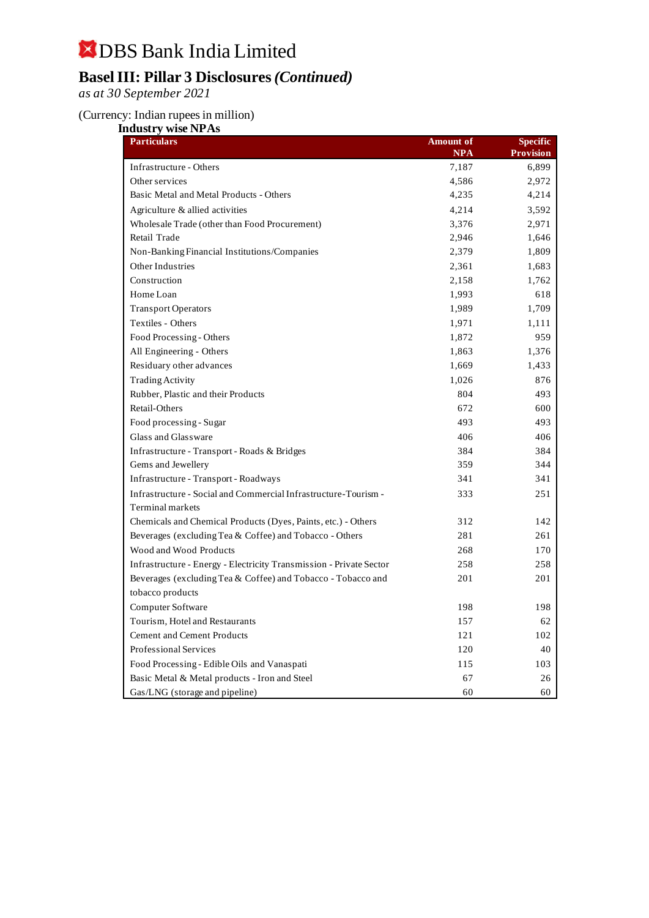# DBS Bank India Limited

## Basel III: Pillar 3 Disclosures *(Continued)*

*as at 30 September 2021*

(Currency: Indian rupees in million)

### Industry wise NPAs

| Particulars | Amount of NPA | Specific Provision |
|---|---|---|
| Infrastructure - Others | 7,187 | 6,899 |
| Other services | 4,586 | 2,972 |
| Basic Metal and Metal Products - Others | 4,235 | 4,214 |
| Agriculture & allied activities | 4,214 | 3,592 |
| Wholesale Trade (other than Food Procurement) | 3,376 | 2,971 |
| Retail Trade | 2,946 | 1,646 |
| Non-Banking Financial Institutions/Companies | 2,379 | 1,809 |
| Other Industries | 2,361 | 1,683 |
| Construction | 2,158 | 1,762 |
| Home Loan | 1,993 | 618 |
| Transport Operators | 1,989 | 1,709 |
| Textiles - Others | 1,971 | 1,111 |
| Food Processing - Others | 1,872 | 959 |
| All Engineering - Others | 1,863 | 1,376 |
| Residuary other advances | 1,669 | 1,433 |
| Trading Activity | 1,026 | 876 |
| Rubber, Plastic and their Products | 804 | 493 |
| Retail-Others | 672 | 600 |
| Food processing - Sugar | 493 | 493 |
| Glass and Glassware | 406 | 406 |
| Infrastructure - Transport - Roads & Bridges | 384 | 384 |
| Gems and Jewellery | 359 | 344 |
| Infrastructure - Transport - Roadways | 341 | 341 |
| Infrastructure - Social and Commercial Infrastructure-Tourism - Terminal markets | 333 | 251 |
| Chemicals and Chemical Products (Dyes, Paints, etc.) - Others | 312 | 142 |
| Beverages (excluding Tea & Coffee) and Tobacco - Others | 281 | 261 |
| Wood and Wood Products | 268 | 170 |
| Infrastructure - Energy - Electricity Transmission - Private Sector | 258 | 258 |
| Beverages (excluding Tea & Coffee) and Tobacco - Tobacco and tobacco products | 201 | 201 |
| Computer Software | 198 | 198 |
| Tourism, Hotel and Restaurants | 157 | 62 |
| Cement and Cement Products | 121 | 102 |
| Professional Services | 120 | 40 |
| Food Processing - Edible Oils and Vanaspati | 115 | 103 |
| Basic Metal & Metal products - Iron and Steel | 67 | 26 |
| Gas/LNG (storage and pipeline) | 60 | 60 |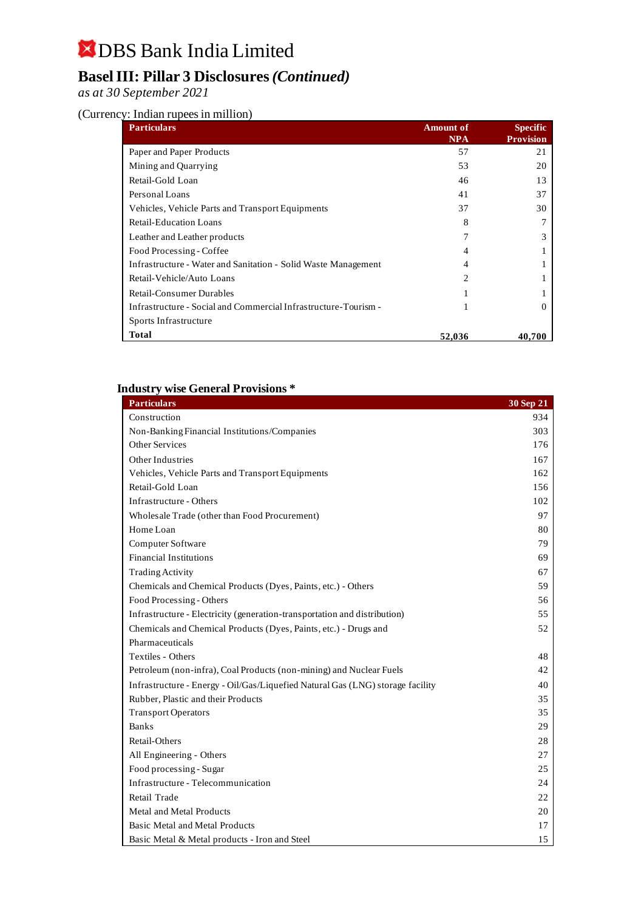# DBS Bank India Limited

## Basel III: Pillar 3 Disclosures *(Continued)*

*as at 30 September 2021*

(Currency: Indian rupees in million)

| Particulars | Amount of NPA | Specific Provision |
|---|---|---|
| Paper and Paper Products | 57 | 21 |
| Mining and Quarrying | 53 | 20 |
| Retail-Gold Loan | 46 | 13 |
| Personal Loans | 41 | 37 |
| Vehicles, Vehicle Parts and Transport Equipments | 37 | 30 |
| Retail-Education Loans | 8 | 7 |
| Leather and Leather products | 7 | 3 |
| Food Processing - Coffee | 4 | 1 |
| Infrastructure - Water and Sanitation - Solid Waste Management | 4 | 1 |
| Retail-Vehicle/Auto Loans | 2 | 1 |
| Retail-Consumer Durables | 1 | 1 |
| Infrastructure - Social and Commercial Infrastructure-Tourism - Sports Infrastructure | 1 | 0 |
| **Total** | **52,036** | **40,700** |

### Industry wise General Provisions *

| Particulars | 30 Sep 21 |
|---|---|
| Construction | 934 |
| Non-Banking Financial Institutions/Companies | 303 |
| Other Services | 176 |
| Other Industries | 167 |
| Vehicles, Vehicle Parts and Transport Equipments | 162 |
| Retail-Gold Loan | 156 |
| Infrastructure - Others | 102 |
| Wholesale Trade (other than Food Procurement) | 97 |
| Home Loan | 80 |
| Computer Software | 79 |
| Financial Institutions | 69 |
| Trading Activity | 67 |
| Chemicals and Chemical Products (Dyes, Paints, etc.) - Others | 59 |
| Food Processing - Others | 56 |
| Infrastructure - Electricity (generation-transportation and distribution) | 55 |
| Chemicals and Chemical Products (Dyes, Paints, etc.) - Drugs and Pharmaceuticals | 52 |
| Textiles - Others | 48 |
| Petroleum (non-infra), Coal Products (non-mining) and Nuclear Fuels | 42 |
| Infrastructure - Energy - Oil/Gas/Liquefied Natural Gas (LNG) storage facility | 40 |
| Rubber, Plastic and their Products | 35 |
| Transport Operators | 35 |
| Banks | 29 |
| Retail-Others | 28 |
| All Engineering - Others | 27 |
| Food processing - Sugar | 25 |
| Infrastructure - Telecommunication | 24 |
| Retail Trade | 22 |
| Metal and Metal Products | 20 |
| Basic Metal and Metal Products | 17 |
| Basic Metal & Metal products - Iron and Steel | 15 |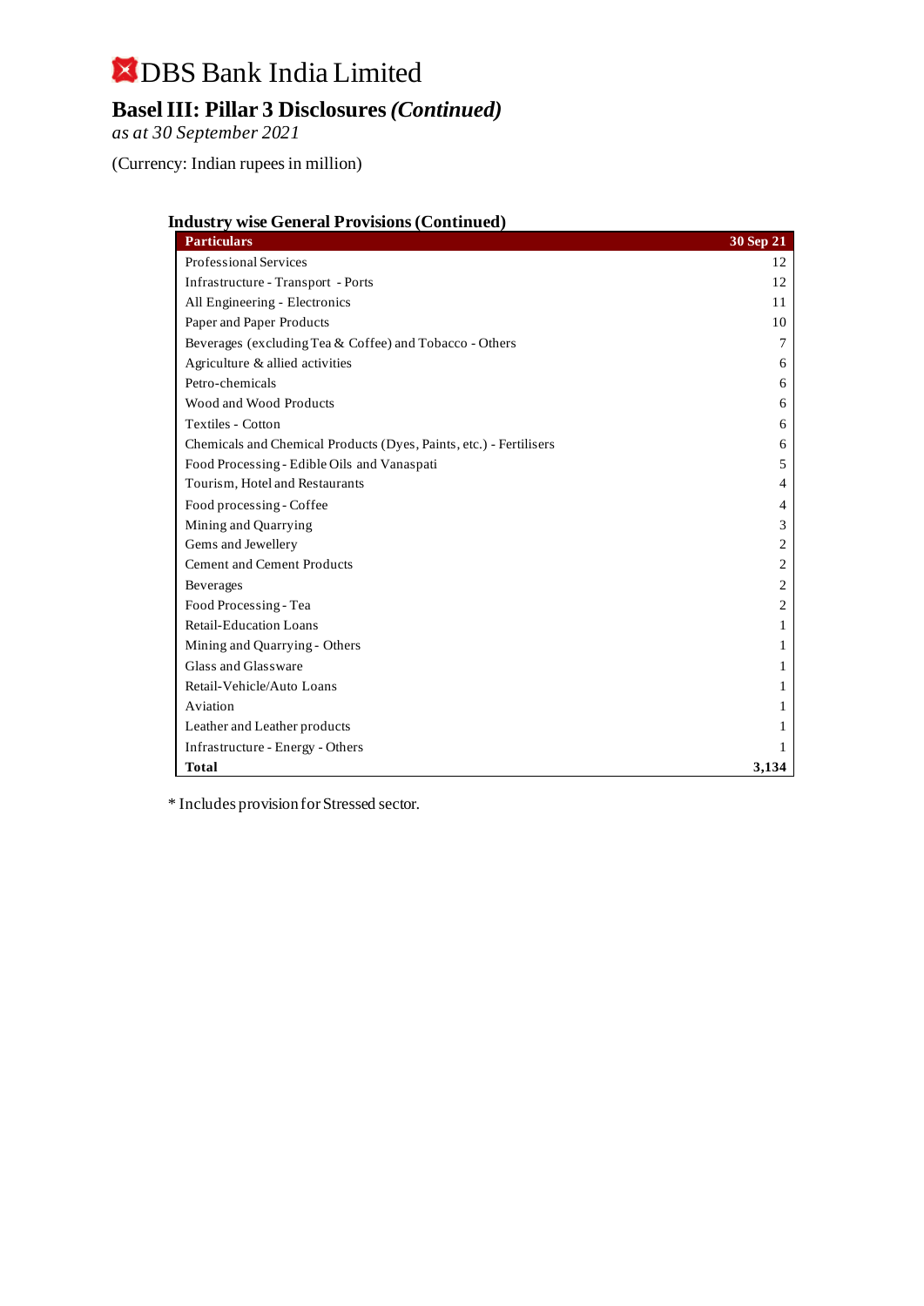# DBS Bank India Limited

## Basel III: Pillar 3 Disclosures *(Continued)*

*as at 30 September 2021*

(Currency: Indian rupees in million)

### Industry wise General Provisions (Continued)

| Particulars | 30 Sep 21 |
|---|---|
| Professional Services | 12 |
| Infrastructure - Transport - Ports | 12 |
| All Engineering - Electronics | 11 |
| Paper and Paper Products | 10 |
| Beverages (excluding Tea & Coffee) and Tobacco - Others | 7 |
| Agriculture & allied activities | 6 |
| Petro-chemicals | 6 |
| Wood and Wood Products | 6 |
| Textiles - Cotton | 6 |
| Chemicals and Chemical Products (Dyes, Paints, etc.) - Fertilisers | 6 |
| Food Processing - Edible Oils and Vanaspati | 5 |
| Tourism, Hotel and Restaurants | 4 |
| Food processing - Coffee | 4 |
| Mining and Quarrying | 3 |
| Gems and Jewellery | 2 |
| Cement and Cement Products | 2 |
| Beverages | 2 |
| Food Processing - Tea | 2 |
| Retail-Education Loans | 1 |
| Mining and Quarrying - Others | 1 |
| Glass and Glassware | 1 |
| Retail-Vehicle/Auto Loans | 1 |
| Aviation | 1 |
| Leather and Leather products | 1 |
| Infrastructure - Energy - Others | 1 |
| **Total** | **3,134** |

* Includes provision for Stressed sector.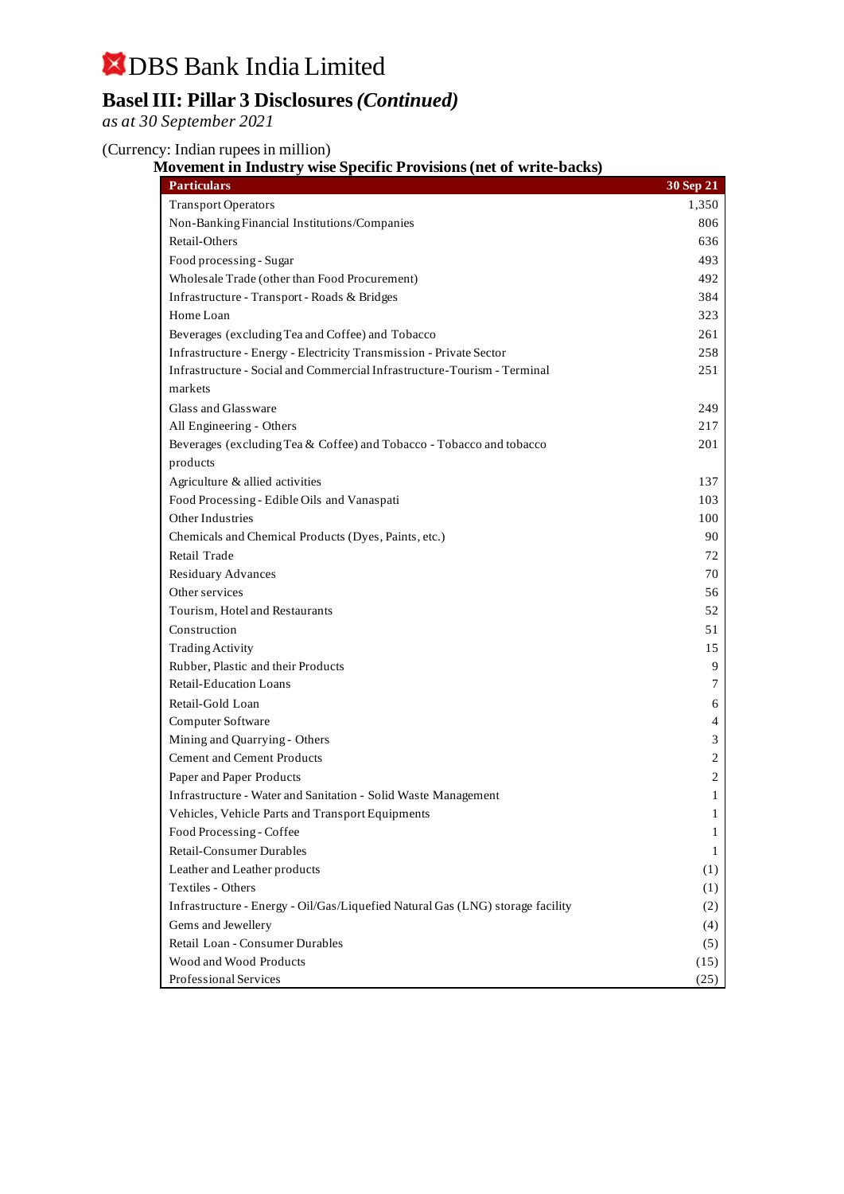# DBS Bank India Limited

## Basel III: Pillar 3 Disclosures *(Continued)*

*as at 30 September 2021*

(Currency: Indian rupees in million)

### Movement in Industry wise Specific Provisions (net of write-backs)

| Particulars | 30 Sep 21 |
|---|---|
| Transport Operators | 1,350 |
| Non-Banking Financial Institutions/Companies | 806 |
| Retail-Others | 636 |
| Food processing - Sugar | 493 |
| Wholesale Trade (other than Food Procurement) | 492 |
| Infrastructure - Transport - Roads & Bridges | 384 |
| Home Loan | 323 |
| Beverages (excluding Tea and Coffee) and Tobacco | 261 |
| Infrastructure - Energy - Electricity Transmission - Private Sector | 258 |
| Infrastructure - Social and Commercial Infrastructure-Tourism - Terminal markets | 251 |
| Glass and Glassware | 249 |
| All Engineering - Others | 217 |
| Beverages (excluding Tea & Coffee) and Tobacco - Tobacco and tobacco products | 201 |
| Agriculture & allied activities | 137 |
| Food Processing - Edible Oils and Vanaspati | 103 |
| Other Industries | 100 |
| Chemicals and Chemical Products (Dyes, Paints, etc.) | 90 |
| Retail Trade | 72 |
| Residuary Advances | 70 |
| Other services | 56 |
| Tourism, Hotel and Restaurants | 52 |
| Construction | 51 |
| Trading Activity | 15 |
| Rubber, Plastic and their Products | 9 |
| Retail-Education Loans | 7 |
| Retail-Gold Loan | 6 |
| Computer Software | 4 |
| Mining and Quarrying - Others | 3 |
| Cement and Cement Products | 2 |
| Paper and Paper Products | 2 |
| Infrastructure - Water and Sanitation - Solid Waste Management | 1 |
| Vehicles, Vehicle Parts and Transport Equipments | 1 |
| Food Processing - Coffee | 1 |
| Retail-Consumer Durables | 1 |
| Leather and Leather products | (1) |
| Textiles - Others | (1) |
| Infrastructure - Energy - Oil/Gas/Liquefied Natural Gas (LNG) storage facility | (2) |
| Gems and Jewellery | (4) |
| Retail Loan - Consumer Durables | (5) |
| Wood and Wood Products | (15) |
| Professional Services | (25) |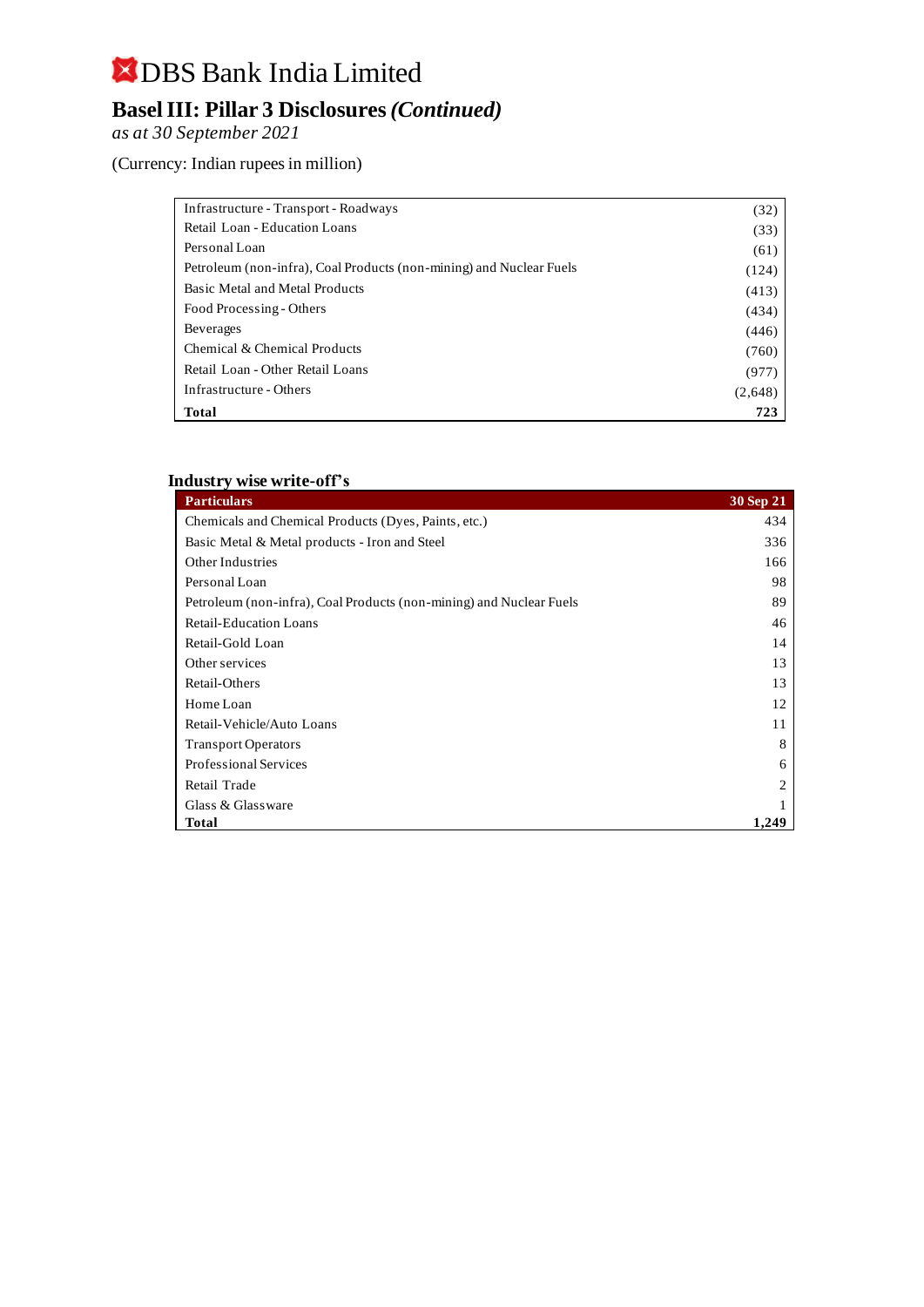# DBS Bank India Limited

## Basel III: Pillar 3 Disclosures *(Continued)*

*as at 30 September 2021*

(Currency: Indian rupees in million)

| | |
|---|---|
| Infrastructure - Transport - Roadways | (32) |
| Retail Loan - Education Loans | (33) |
| Personal Loan | (61) |
| Petroleum (non-infra), Coal Products (non-mining) and Nuclear Fuels | (124) |
| Basic Metal and Metal Products | (413) |
| Food Processing - Others | (434) |
| Beverages | (446) |
| Chemical & Chemical Products | (760) |
| Retail Loan - Other Retail Loans | (977) |
| Infrastructure - Others | (2,648) |
| **Total** | **723** |

### Industry wise write-off's

| Particulars | 30 Sep 21 |
|---|---|
| Chemicals and Chemical Products (Dyes, Paints, etc.) | 434 |
| Basic Metal & Metal products - Iron and Steel | 336 |
| Other Industries | 166 |
| Personal Loan | 98 |
| Petroleum (non-infra), Coal Products (non-mining) and Nuclear Fuels | 89 |
| Retail-Education Loans | 46 |
| Retail-Gold Loan | 14 |
| Other services | 13 |
| Retail-Others | 13 |
| Home Loan | 12 |
| Retail-Vehicle/Auto Loans | 11 |
| Transport Operators | 8 |
| Professional Services | 6 |
| Retail Trade | 2 |
| Glass & Glassware | 1 |
| **Total** | **1,249** |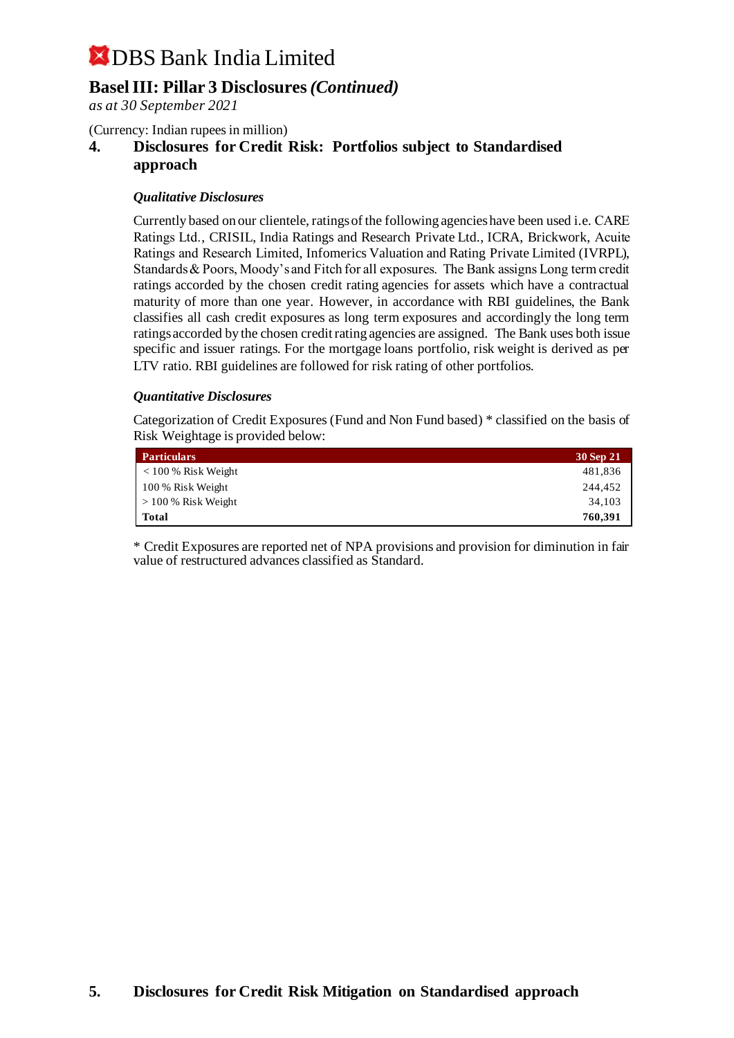(Currency: Indian rupees in million)

## 4. Disclosures for Credit Risk: Portfolios subject to Standardised approach

### *Qualitative Disclosures*

Currently based on our clientele, ratings of the following agencies have been used i.e. CARE Ratings Ltd., CRISIL, India Ratings and Research Private Ltd., ICRA, Brickwork, Acuite Ratings and Research Limited, Infomerics Valuation and Rating Private Limited (IVRPL), Standards & Poors, Moody's and Fitch for all exposures. The Bank assigns Long term credit ratings accorded by the chosen credit rating agencies for assets which have a contractual maturity of more than one year. However, in accordance with RBI guidelines, the Bank classifies all cash credit exposures as long term exposures and accordingly the long term ratings accorded by the chosen credit rating agencies are assigned. The Bank uses both issue specific and issuer ratings. For the mortgage loans portfolio, risk weight is derived as per LTV ratio. RBI guidelines are followed for risk rating of other portfolios.

### *Quantitative Disclosures*

Categorization of Credit Exposures (Fund and Non Fund based) * classified on the basis of Risk Weightage is provided below:

| Particulars | 30 Sep 21 |
|---|---|
| < 100 % Risk Weight | 481,836 |
| 100 % Risk Weight | 244,452 |
| > 100 % Risk Weight | 34,103 |
| **Total** | **760,391** |

* Credit Exposures are reported net of NPA provisions and provision for diminution in fair value of restructured advances classified as Standard.

## 5. Disclosures for Credit Risk Mitigation on Standardised approach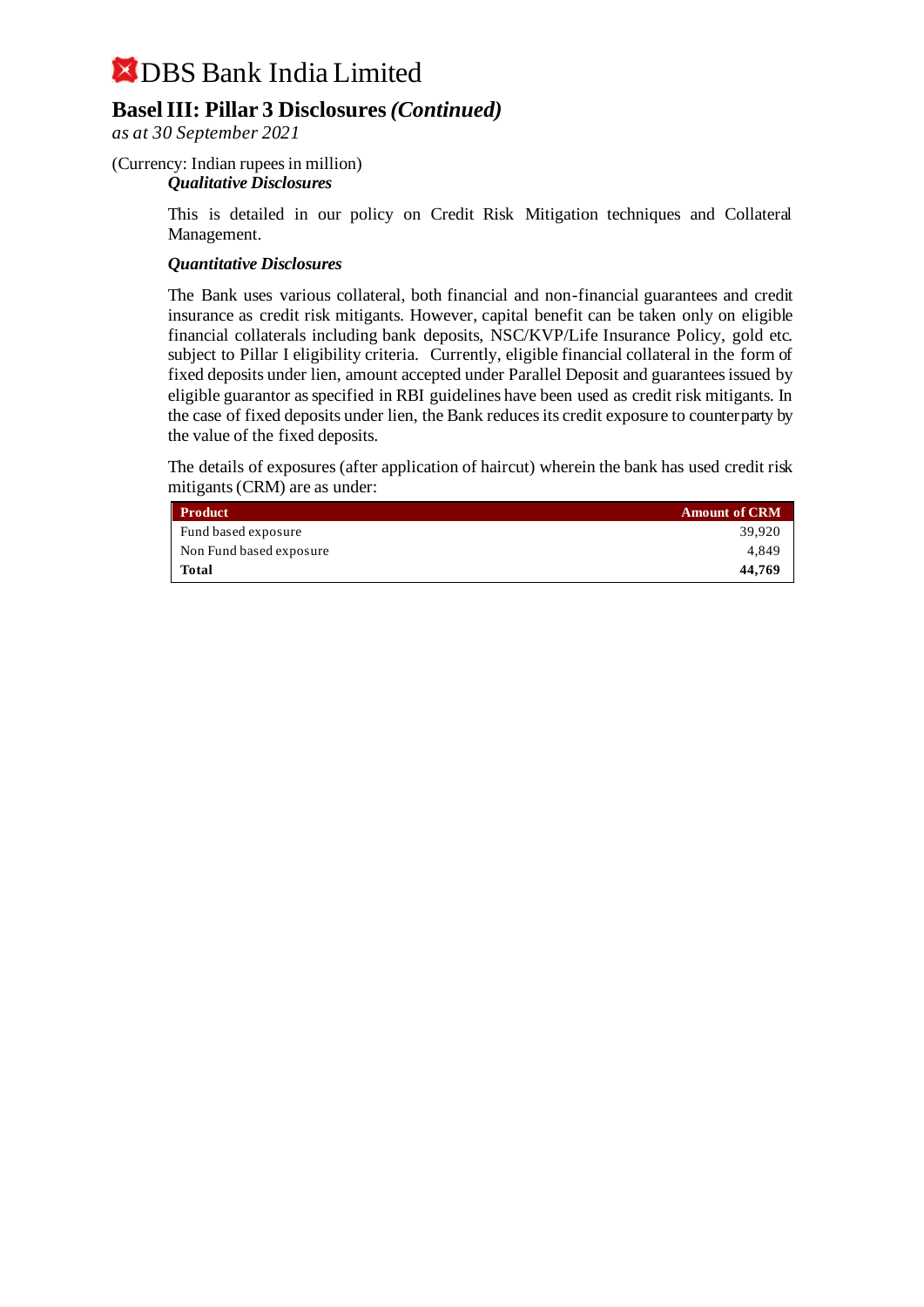# DBS Bank India Limited

## Basel III: Pillar 3 Disclosures *(Continued)*

*as at 30 September 2021*

(Currency: Indian rupees in million)

***Qualitative Disclosures***

This is detailed in our policy on Credit Risk Mitigation techniques and Collateral Management.

***Quantitative Disclosures***

The Bank uses various collateral, both financial and non-financial guarantees and credit insurance as credit risk mitigants. However, capital benefit can be taken only on eligible financial collaterals including bank deposits, NSC/KVP/Life Insurance Policy, gold etc. subject to Pillar I eligibility criteria. Currently, eligible financial collateral in the form of fixed deposits under lien, amount accepted under Parallel Deposit and guarantees issued by eligible guarantor as specified in RBI guidelines have been used as credit risk mitigants. In the case of fixed deposits under lien, the Bank reduces its credit exposure to counterparty by the value of the fixed deposits.

The details of exposures (after application of haircut) wherein the bank has used credit risk mitigants (CRM) are as under:

| Product | Amount of CRM |
|---|---|
| Fund based exposure | 39,920 |
| Non Fund based exposure | 4,849 |
| **Total** | **44,769** |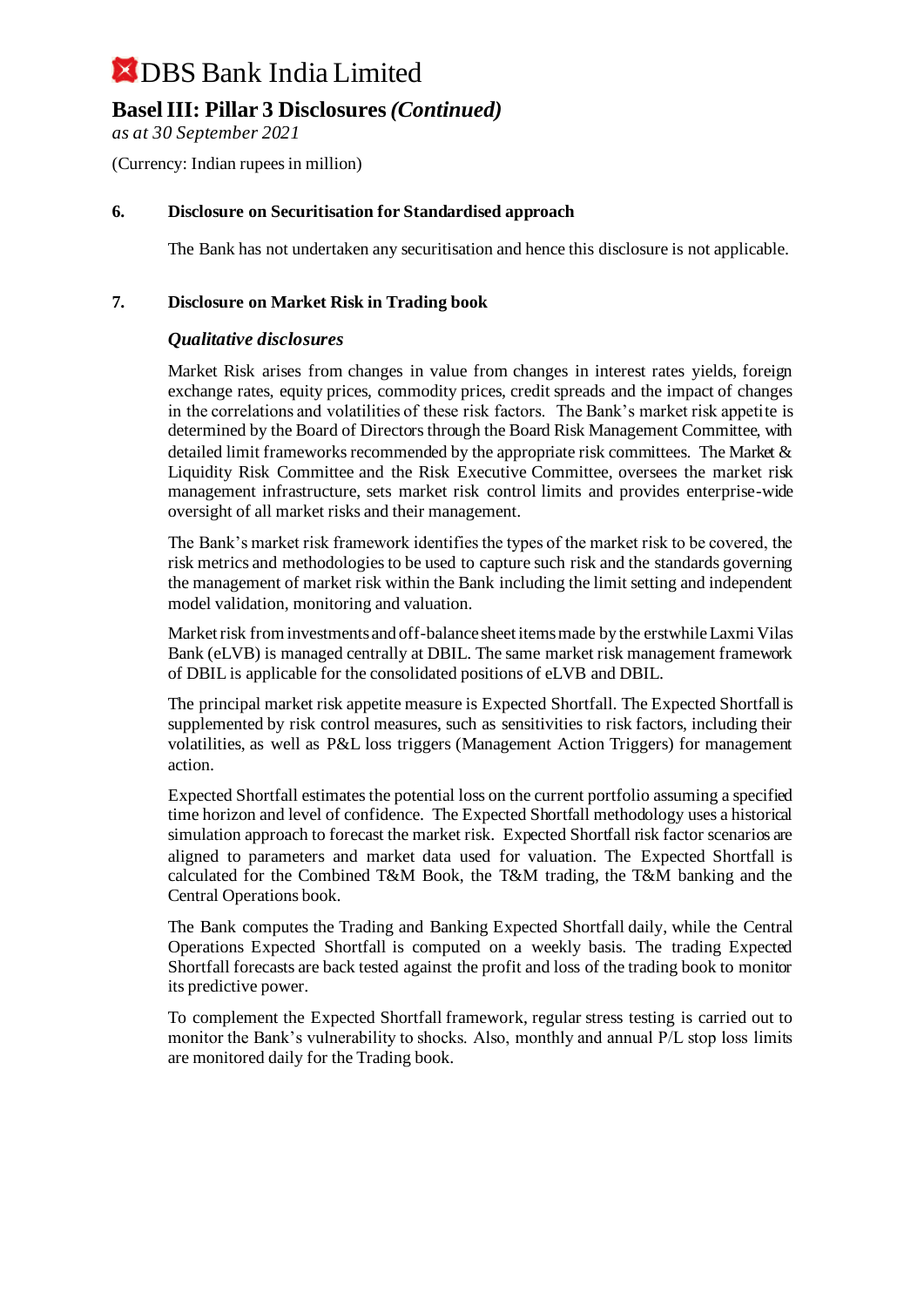# DBS Bank India Limited

## Basel III: Pillar 3 Disclosures *(Continued)*

*as at 30 September 2021*

(Currency: Indian rupees in million)

### 6. Disclosure on Securitisation for Standardised approach

The Bank has not undertaken any securitisation and hence this disclosure is not applicable.

### 7. Disclosure on Market Risk in Trading book

#### *Qualitative disclosures*

Market Risk arises from changes in value from changes in interest rates yields, foreign exchange rates, equity prices, commodity prices, credit spreads and the impact of changes in the correlations and volatilities of these risk factors. The Bank's market risk appetite is determined by the Board of Directors through the Board Risk Management Committee, with detailed limit frameworks recommended by the appropriate risk committees. The Market & Liquidity Risk Committee and the Risk Executive Committee, oversees the market risk management infrastructure, sets market risk control limits and provides enterprise-wide oversight of all market risks and their management.

The Bank's market risk framework identifies the types of the market risk to be covered, the risk metrics and methodologies to be used to capture such risk and the standards governing the management of market risk within the Bank including the limit setting and independent model validation, monitoring and valuation.

Market risk from investments and off-balance sheet items made by the erstwhile Laxmi Vilas Bank (eLVB) is managed centrally at DBIL. The same market risk management framework of DBIL is applicable for the consolidated positions of eLVB and DBIL.

The principal market risk appetite measure is Expected Shortfall. The Expected Shortfall is supplemented by risk control measures, such as sensitivities to risk factors, including their volatilities, as well as P&L loss triggers (Management Action Triggers) for management action.

Expected Shortfall estimates the potential loss on the current portfolio assuming a specified time horizon and level of confidence. The Expected Shortfall methodology uses a historical simulation approach to forecast the market risk. Expected Shortfall risk factor scenarios are aligned to parameters and market data used for valuation. The Expected Shortfall is calculated for the Combined T&M Book, the T&M trading, the T&M banking and the Central Operations book.

The Bank computes the Trading and Banking Expected Shortfall daily, while the Central Operations Expected Shortfall is computed on a weekly basis. The trading Expected Shortfall forecasts are back tested against the profit and loss of the trading book to monitor its predictive power.

To complement the Expected Shortfall framework, regular stress testing is carried out to monitor the Bank's vulnerability to shocks. Also, monthly and annual P/L stop loss limits are monitored daily for the Trading book.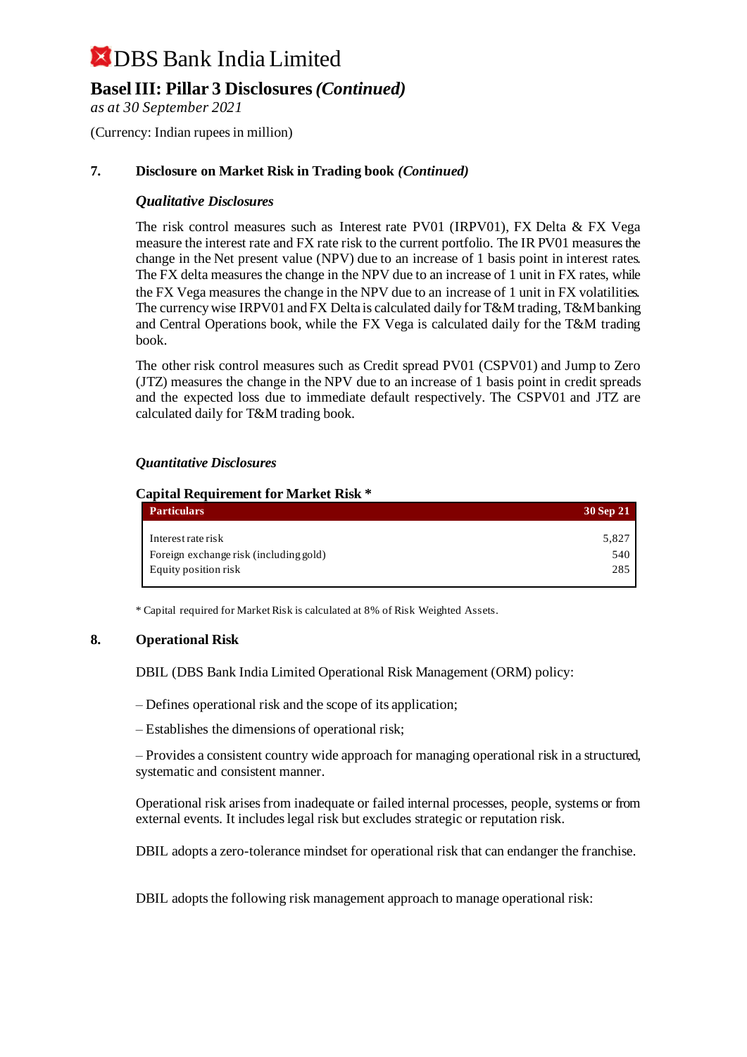# DBS Bank India Limited

## Basel III: Pillar 3 Disclosures *(Continued)*

*as at 30 September 2021*

(Currency: Indian rupees in million)

### 7. Disclosure on Market Risk in Trading book *(Continued)*

***Qualitative Disclosures***

The risk control measures such as Interest rate PV01 (IRPV01), FX Delta & FX Vega measure the interest rate and FX rate risk to the current portfolio. The IR PV01 measures the change in the Net present value (NPV) due to an increase of 1 basis point in interest rates. The FX delta measures the change in the NPV due to an increase of 1 unit in FX rates, while the FX Vega measures the change in the NPV due to an increase of 1 unit in FX volatilities. The currency wise IRPV01 and FX Delta is calculated daily for T&M trading, T&M banking and Central Operations book, while the FX Vega is calculated daily for the T&M trading book.

The other risk control measures such as Credit spread PV01 (CSPV01) and Jump to Zero (JTZ) measures the change in the NPV due to an increase of 1 basis point in credit spreads and the expected loss due to immediate default respectively. The CSPV01 and JTZ are calculated daily for T&M trading book.

***Quantitative Disclosures***

**Capital Requirement for Market Risk \***

| Particulars | 30 Sep 21 |
|---|---|
| Interest rate risk | 5,827 |
| Foreign exchange risk (including gold) | 540 |
| Equity position risk | 285 |

\* Capital required for Market Risk is calculated at 8% of Risk Weighted Assets.

### 8. Operational Risk

DBIL (DBS Bank India Limited Operational Risk Management (ORM) policy:

– Defines operational risk and the scope of its application;

– Establishes the dimensions of operational risk;

– Provides a consistent country wide approach for managing operational risk in a structured, systematic and consistent manner.

Operational risk arises from inadequate or failed internal processes, people, systems or from external events. It includes legal risk but excludes strategic or reputation risk.

DBIL adopts a zero-tolerance mindset for operational risk that can endanger the franchise.

DBIL adopts the following risk management approach to manage operational risk: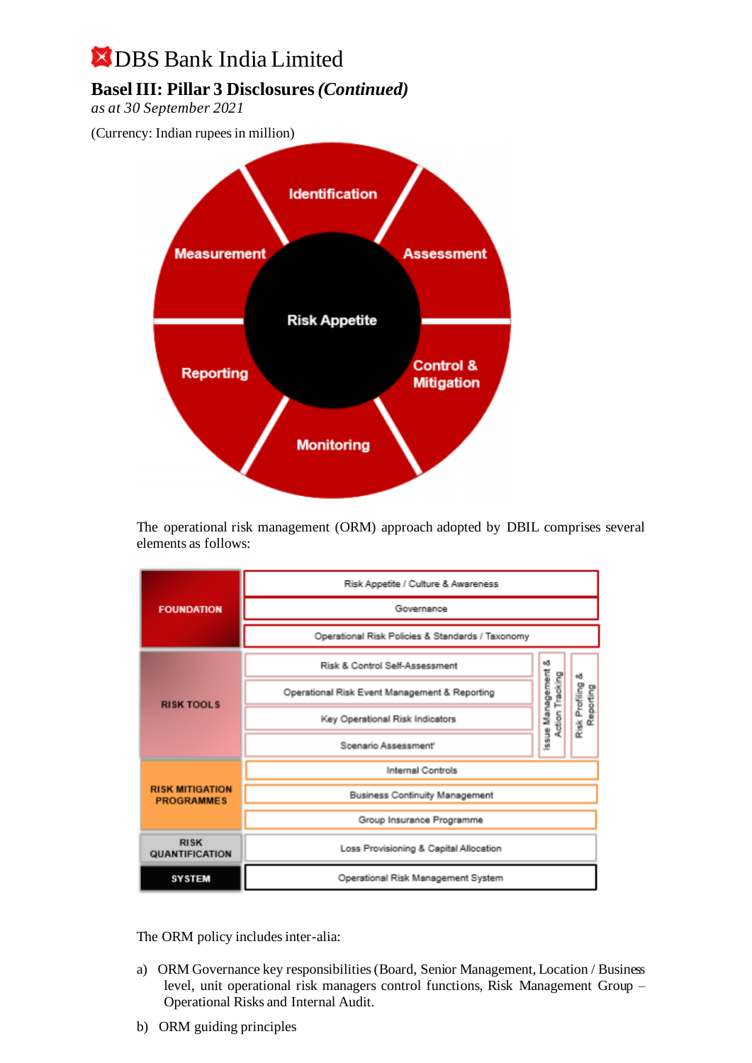# DBS Bank India Limited

## Basel III: Pillar 3 Disclosures *(Continued)*

*as at 30 September 2021*

(Currency: Indian rupees in million)

Identification

Assessment

Control & Mitigation

Monitoring

Reporting

Measurement

Risk Appetite

The operational risk management (ORM) approach adopted by DBIL comprises several elements as follows:

| | | | |
|---|---|---|---|
| FOUNDATION | Risk Appetite / Culture & Awareness | | |
| | Governance | | |
| | Operational Risk Policies & Standards / Taxonomy | | |
| RISK TOOLS | Risk & Control Self-Assessment | Issue Management & Action Tracking | Risk Profiling & Reporting |
| | Operational Risk Event Management & Reporting | | |
| | Key Operational Risk Indicators | | |
| | Scenario Assessment | | |
| RISK MITIGATION PROGRAMMES | Internal Controls | | |
| | Business Continuity Management | | |
| | Group Insurance Programme | | |
| RISK QUANTIFICATION | Loss Provisioning & Capital Allocation | | |
| SYSTEM | Operational Risk Management System | | |

The ORM policy includes inter-alia:

a) ORM Governance key responsibilities (Board, Senior Management, Location / Business level, unit operational risk managers control functions, Risk Management Group – Operational Risks and Internal Audit.

b) ORM guiding principles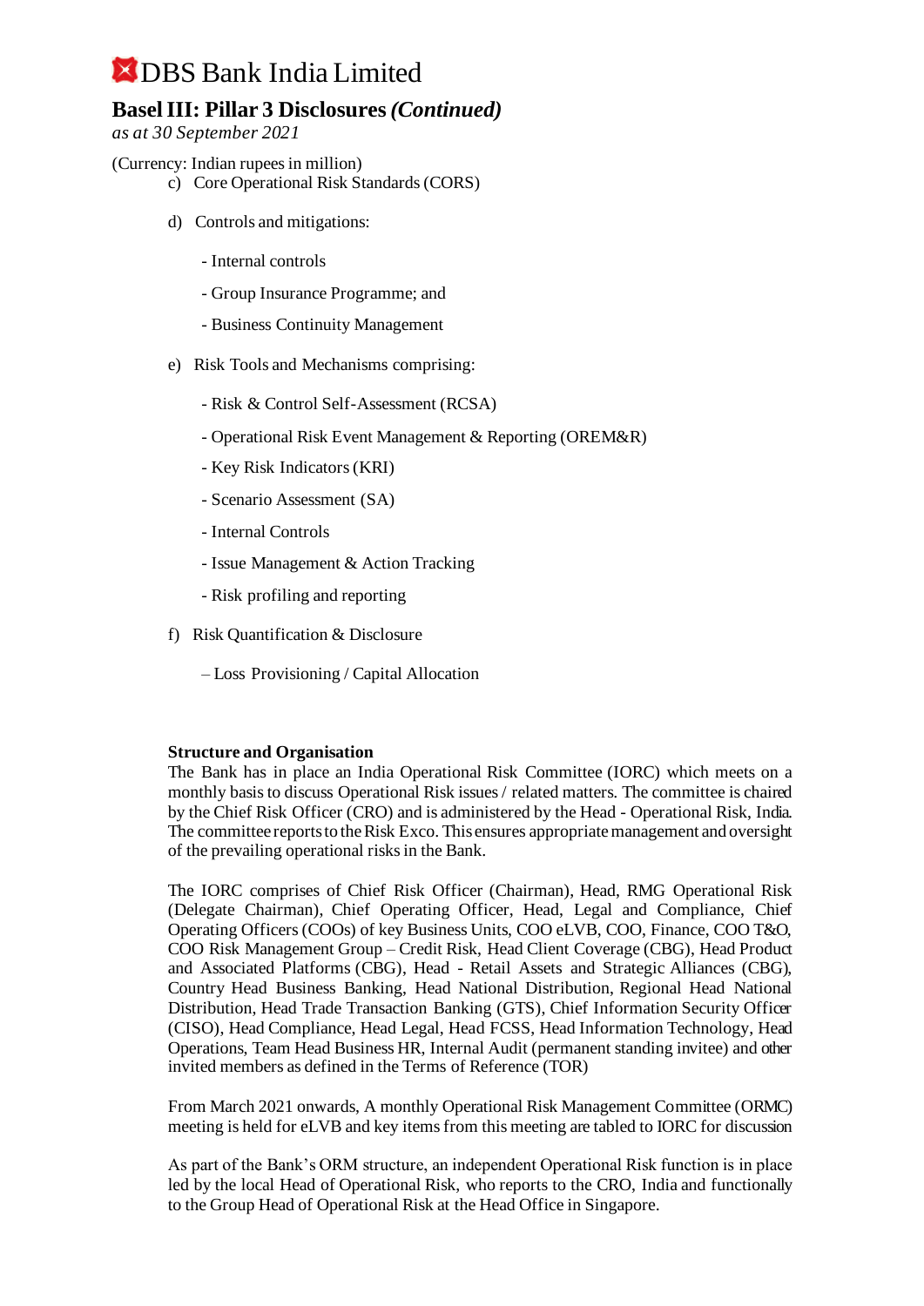(Currency: Indian rupees in million)

c) Core Operational Risk Standards (CORS)

d) Controls and mitigations:

- Internal controls
- Group Insurance Programme; and
- Business Continuity Management

e) Risk Tools and Mechanisms comprising:

- Risk & Control Self-Assessment (RCSA)
- Operational Risk Event Management & Reporting (OREM&R)
- Key Risk Indicators (KRI)
- Scenario Assessment (SA)
- Internal Controls
- Issue Management & Action Tracking
- Risk profiling and reporting

f) Risk Quantification & Disclosure

– Loss Provisioning / Capital Allocation

**Structure and Organisation**

The Bank has in place an India Operational Risk Committee (IORC) which meets on a monthly basis to discuss Operational Risk issues / related matters. The committee is chaired by the Chief Risk Officer (CRO) and is administered by the Head - Operational Risk, India. The committee reports to the Risk Exco. This ensures appropriate management and oversight of the prevailing operational risks in the Bank.

The IORC comprises of Chief Risk Officer (Chairman), Head, RMG Operational Risk (Delegate Chairman), Chief Operating Officer, Head, Legal and Compliance, Chief Operating Officers (COOs) of key Business Units, COO eLVB, COO, Finance, COO T&O, COO Risk Management Group – Credit Risk, Head Client Coverage (CBG), Head Product and Associated Platforms (CBG), Head - Retail Assets and Strategic Alliances (CBG), Country Head Business Banking, Head National Distribution, Regional Head National Distribution, Head Trade Transaction Banking (GTS), Chief Information Security Officer (CISO), Head Compliance, Head Legal, Head FCSS, Head Information Technology, Head Operations, Team Head Business HR, Internal Audit (permanent standing invitee) and other invited members as defined in the Terms of Reference (TOR)

From March 2021 onwards, A monthly Operational Risk Management Committee (ORMC) meeting is held for eLVB and key items from this meeting are tabled to IORC for discussion

As part of the Bank's ORM structure, an independent Operational Risk function is in place led by the local Head of Operational Risk, who reports to the CRO, India and functionally to the Group Head of Operational Risk at the Head Office in Singapore.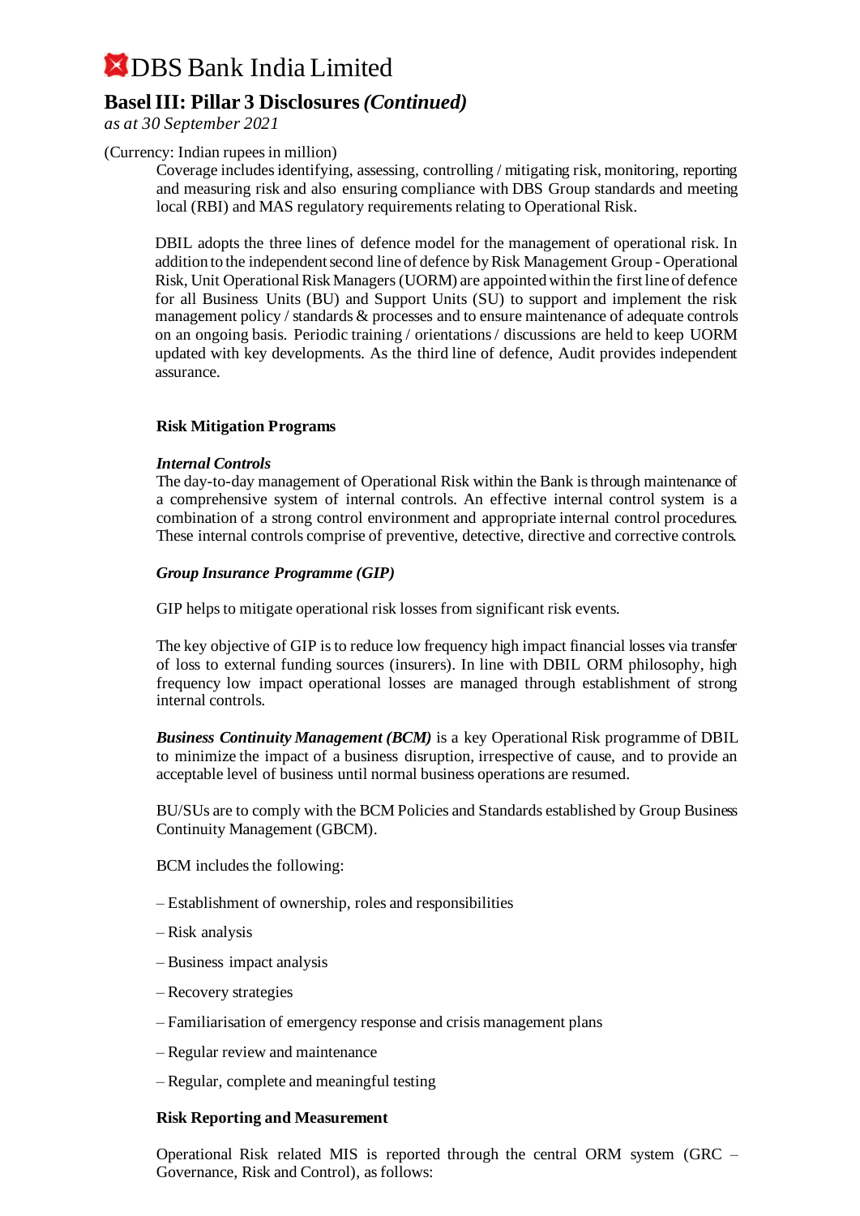(Currency: Indian rupees in million)

Coverage includes identifying, assessing, controlling / mitigating risk, monitoring, reporting and measuring risk and also ensuring compliance with DBS Group standards and meeting local (RBI) and MAS regulatory requirements relating to Operational Risk.

DBIL adopts the three lines of defence model for the management of operational risk. In addition to the independent second line of defence by Risk Management Group - Operational Risk, Unit Operational Risk Managers (UORM) are appointed within the first line of defence for all Business Units (BU) and Support Units (SU) to support and implement the risk management policy / standards & processes and to ensure maintenance of adequate controls on an ongoing basis. Periodic training / orientations / discussions are held to keep UORM updated with key developments. As the third line of defence, Audit provides independent assurance.

**Risk Mitigation Programs**

***Internal Controls***

The day-to-day management of Operational Risk within the Bank is through maintenance of a comprehensive system of internal controls. An effective internal control system is a combination of a strong control environment and appropriate internal control procedures. These internal controls comprise of preventive, detective, directive and corrective controls.

***Group Insurance Programme (GIP)***

GIP helps to mitigate operational risk losses from significant risk events.

The key objective of GIP is to reduce low frequency high impact financial losses via transfer of loss to external funding sources (insurers). In line with DBIL ORM philosophy, high frequency low impact operational losses are managed through establishment of strong internal controls.

***Business Continuity Management (BCM)*** is a key Operational Risk programme of DBIL to minimize the impact of a business disruption, irrespective of cause, and to provide an acceptable level of business until normal business operations are resumed.

BU/SUs are to comply with the BCM Policies and Standards established by Group Business Continuity Management (GBCM).

BCM includes the following:

– Establishment of ownership, roles and responsibilities

– Risk analysis

– Business impact analysis

– Recovery strategies

– Familiarisation of emergency response and crisis management plans

– Regular review and maintenance

– Regular, complete and meaningful testing

**Risk Reporting and Measurement**

Operational Risk related MIS is reported through the central ORM system (GRC – Governance, Risk and Control), as follows: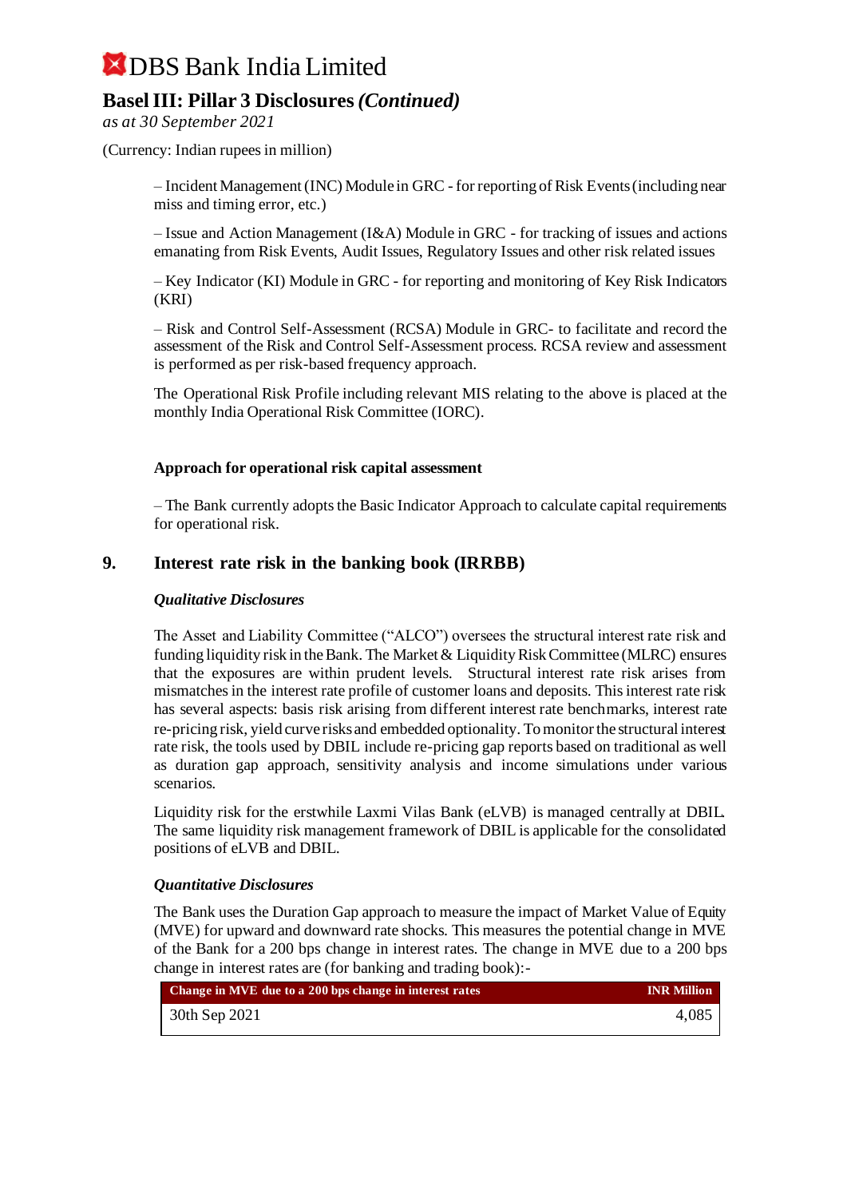– Incident Management (INC) Module in GRC - for reporting of Risk Events (including near miss and timing error, etc.)

– Issue and Action Management (I&A) Module in GRC - for tracking of issues and actions emanating from Risk Events, Audit Issues, Regulatory Issues and other risk related issues

– Key Indicator (KI) Module in GRC - for reporting and monitoring of Key Risk Indicators (KRI)

– Risk and Control Self-Assessment (RCSA) Module in GRC- to facilitate and record the assessment of the Risk and Control Self-Assessment process. RCSA review and assessment is performed as per risk-based frequency approach.

The Operational Risk Profile including relevant MIS relating to the above is placed at the monthly India Operational Risk Committee (IORC).

**Approach for operational risk capital assessment**

– The Bank currently adopts the Basic Indicator Approach to calculate capital requirements for operational risk.

## 9. Interest rate risk in the banking book (IRRBB)

***Qualitative Disclosures***

The Asset and Liability Committee ("ALCO") oversees the structural interest rate risk and funding liquidity risk in the Bank. The Market & Liquidity Risk Committee (MLRC) ensures that the exposures are within prudent levels. Structural interest rate risk arises from mismatches in the interest rate profile of customer loans and deposits. This interest rate risk has several aspects: basis risk arising from different interest rate benchmarks, interest rate re-pricing risk, yield curve risks and embedded optionality. To monitor the structural interest rate risk, the tools used by DBIL include re-pricing gap reports based on traditional as well as duration gap approach, sensitivity analysis and income simulations under various scenarios.

Liquidity risk for the erstwhile Laxmi Vilas Bank (eLVB) is managed centrally at DBIL. The same liquidity risk management framework of DBIL is applicable for the consolidated positions of eLVB and DBIL.

***Quantitative Disclosures***

The Bank uses the Duration Gap approach to measure the impact of Market Value of Equity (MVE) for upward and downward rate shocks. This measures the potential change in MVE of the Bank for a 200 bps change in interest rates. The change in MVE due to a 200 bps change in interest rates are (for banking and trading book):-

| Change in MVE due to a 200 bps change in interest rates | INR Million |
|---|---|
| 30th Sep 2021 | 4,085 |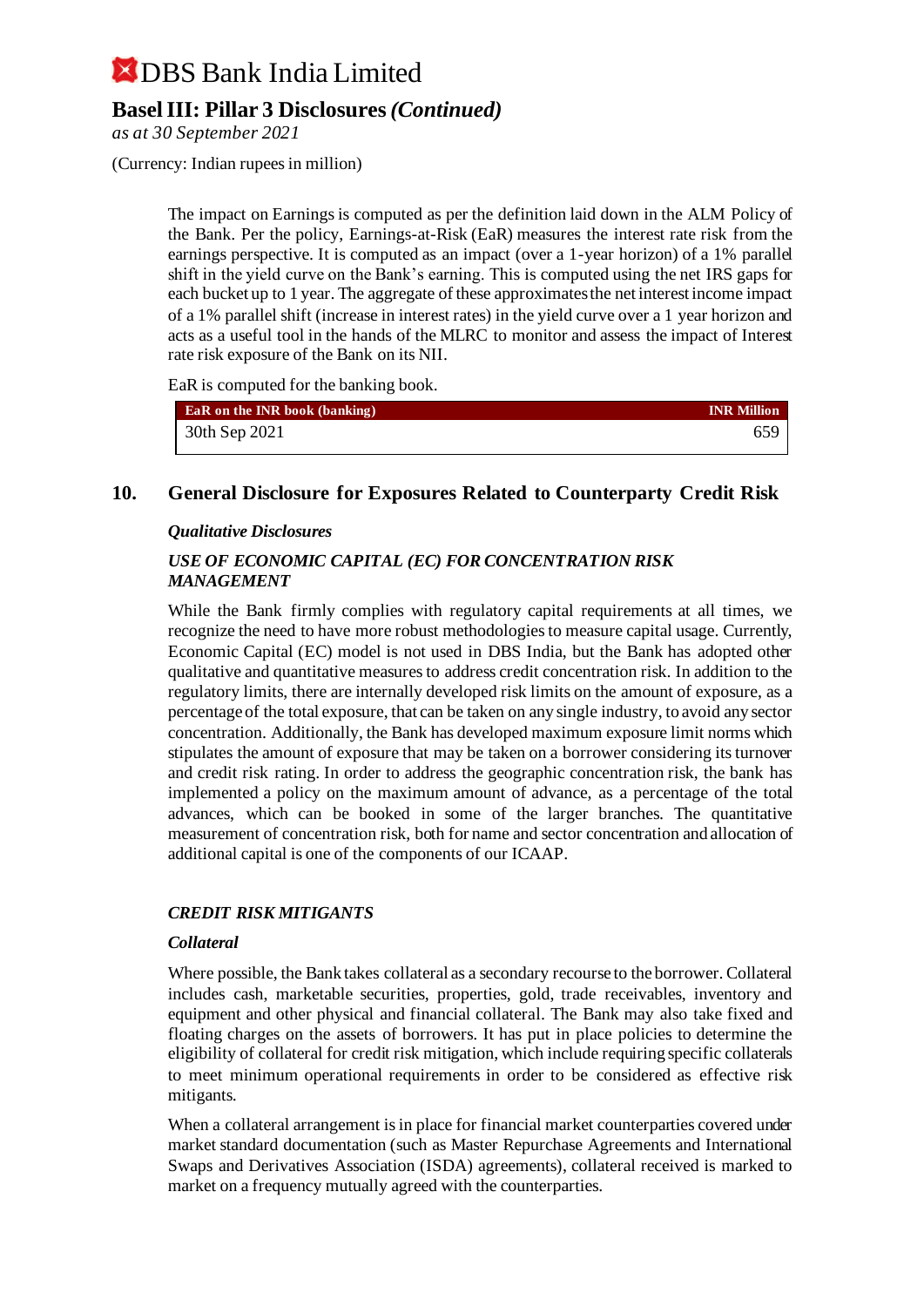The impact on Earnings is computed as per the definition laid down in the ALM Policy of the Bank. Per the policy, Earnings-at-Risk (EaR) measures the interest rate risk from the earnings perspective. It is computed as an impact (over a 1-year horizon) of a 1% parallel shift in the yield curve on the Bank's earning. This is computed using the net IRS gaps for each bucket up to 1 year. The aggregate of these approximates the net interest income impact of a 1% parallel shift (increase in interest rates) in the yield curve over a 1 year horizon and acts as a useful tool in the hands of the MLRC to monitor and assess the impact of Interest rate risk exposure of the Bank on its NII.

EaR is computed for the banking book.

| EaR on the INR book (banking) | INR Million |
|---|---|
| 30th Sep 2021 | 659 |

## 10. General Disclosure for Exposures Related to Counterparty Credit Risk

***Qualitative Disclosures***

***USE OF ECONOMIC CAPITAL (EC) FOR CONCENTRATION RISK MANAGEMENT***

While the Bank firmly complies with regulatory capital requirements at all times, we recognize the need to have more robust methodologies to measure capital usage. Currently, Economic Capital (EC) model is not used in DBS India, but the Bank has adopted other qualitative and quantitative measures to address credit concentration risk. In addition to the regulatory limits, there are internally developed risk limits on the amount of exposure, as a percentage of the total exposure, that can be taken on any single industry, to avoid any sector concentration. Additionally, the Bank has developed maximum exposure limit norms which stipulates the amount of exposure that may be taken on a borrower considering its turnover and credit risk rating. In order to address the geographic concentration risk, the bank has implemented a policy on the maximum amount of advance, as a percentage of the total advances, which can be booked in some of the larger branches. The quantitative measurement of concentration risk, both for name and sector concentration and allocation of additional capital is one of the components of our ICAAP.

***CREDIT RISK MITIGANTS***

***Collateral***

Where possible, the Bank takes collateral as a secondary recourse to the borrower. Collateral includes cash, marketable securities, properties, gold, trade receivables, inventory and equipment and other physical and financial collateral. The Bank may also take fixed and floating charges on the assets of borrowers. It has put in place policies to determine the eligibility of collateral for credit risk mitigation, which include requiring specific collaterals to meet minimum operational requirements in order to be considered as effective risk mitigants.

When a collateral arrangement is in place for financial market counterparties covered under market standard documentation (such as Master Repurchase Agreements and International Swaps and Derivatives Association (ISDA) agreements), collateral received is marked to market on a frequency mutually agreed with the counterparties.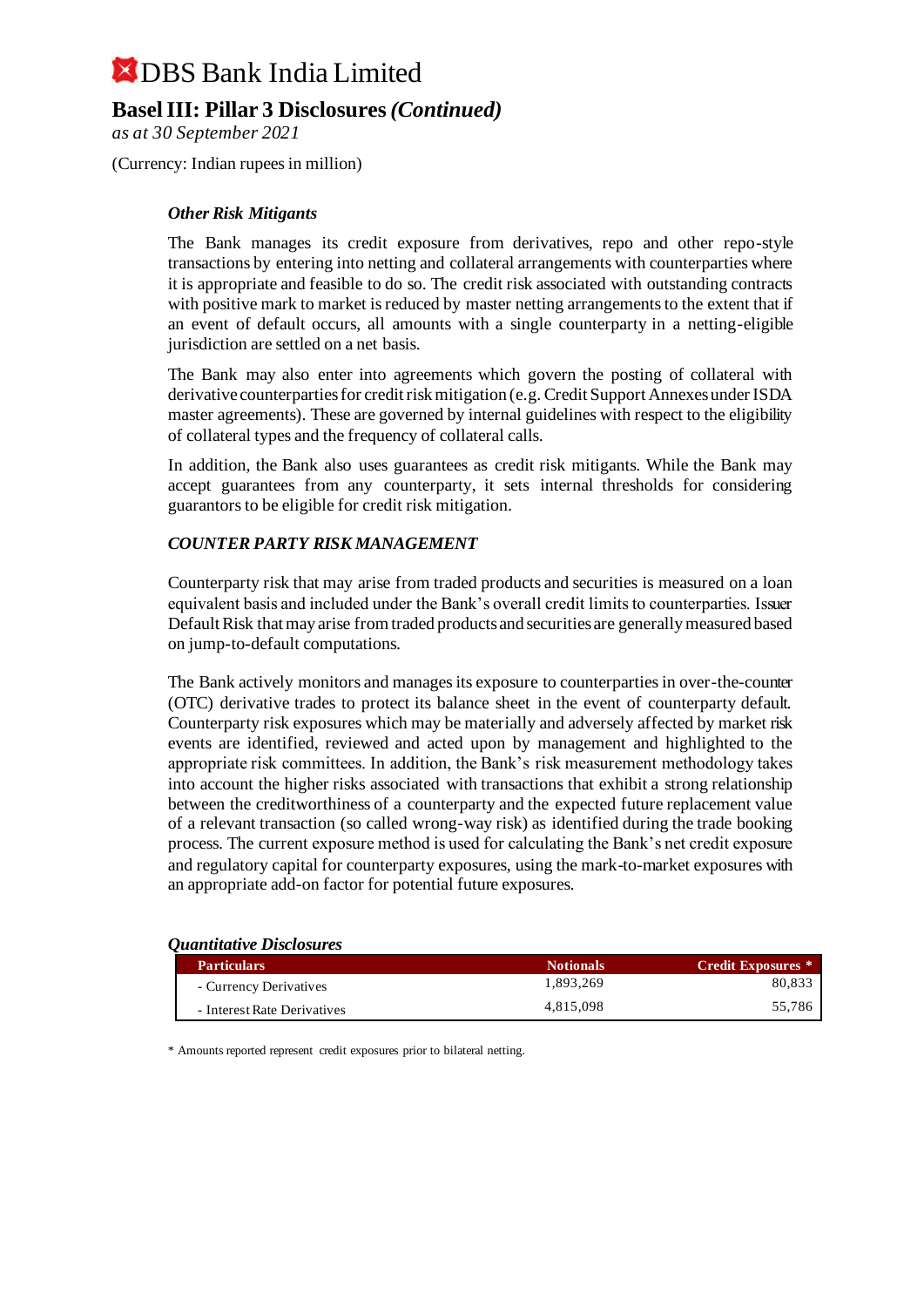# DBS Bank India Limited

## Basel III: Pillar 3 Disclosures *(Continued)*

*as at 30 September 2021*

(Currency: Indian rupees in million)

### *Other Risk Mitigants*

The Bank manages its credit exposure from derivatives, repo and other repo-style transactions by entering into netting and collateral arrangements with counterparties where it is appropriate and feasible to do so. The credit risk associated with outstanding contracts with positive mark to market is reduced by master netting arrangements to the extent that if an event of default occurs, all amounts with a single counterparty in a netting-eligible jurisdiction are settled on a net basis.

The Bank may also enter into agreements which govern the posting of collateral with derivative counterparties for credit risk mitigation (e.g. Credit Support Annexes under ISDA master agreements). These are governed by internal guidelines with respect to the eligibility of collateral types and the frequency of collateral calls.

In addition, the Bank also uses guarantees as credit risk mitigants. While the Bank may accept guarantees from any counterparty, it sets internal thresholds for considering guarantors to be eligible for credit risk mitigation.

### *COUNTER PARTY RISK MANAGEMENT*

Counterparty risk that may arise from traded products and securities is measured on a loan equivalent basis and included under the Bank's overall credit limits to counterparties. Issuer Default Risk that may arise from traded products and securities are generally measured based on jump-to-default computations.

The Bank actively monitors and manages its exposure to counterparties in over-the-counter (OTC) derivative trades to protect its balance sheet in the event of counterparty default. Counterparty risk exposures which may be materially and adversely affected by market risk events are identified, reviewed and acted upon by management and highlighted to the appropriate risk committees. In addition, the Bank's risk measurement methodology takes into account the higher risks associated with transactions that exhibit a strong relationship between the creditworthiness of a counterparty and the expected future replacement value of a relevant transaction (so called wrong-way risk) as identified during the trade booking process. The current exposure method is used for calculating the Bank's net credit exposure and regulatory capital for counterparty exposures, using the mark-to-market exposures with an appropriate add-on factor for potential future exposures.

### *Quantitative Disclosures*

| Particulars | Notionals | Credit Exposures * |
|---|---|---|
| - Currency Derivatives | 1,893,269 | 80,833 |
| - Interest Rate Derivatives | 4,815,098 | 55,786 |

\* Amounts reported represent credit exposures prior to bilateral netting.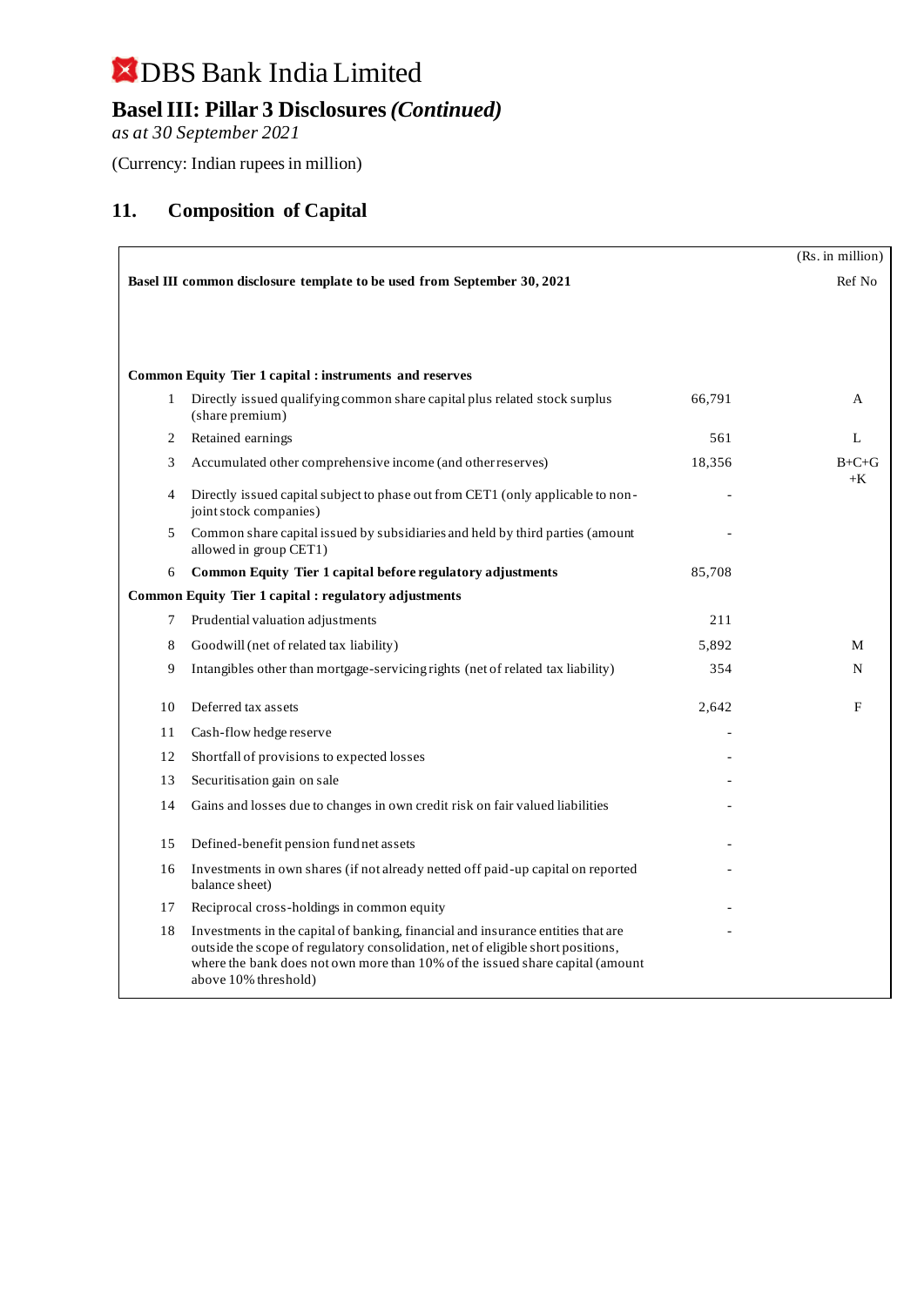# DBS Bank India Limited

## Basel III: Pillar 3 Disclosures *(Continued)*

*as at 30 September 2021*

(Currency: Indian rupees in million)

## 11. Composition of Capital

| | | | (Rs. in million) |
|---|---|---|---|
| **Basel III common disclosure template to be used from September 30, 2021** | | | Ref No |
| **Common Equity Tier 1 capital : instruments and reserves** | | | |
| 1 | Directly issued qualifying common share capital plus related stock surplus (share premium) | 66,791 | A |
| 2 | Retained earnings | 561 | L |
| 3 | Accumulated other comprehensive income (and other reserves) | 18,356 | B+C+G +K |
| 4 | Directly issued capital subject to phase out from CET1 (only applicable to non-joint stock companies) | - | |
| 5 | Common share capital issued by subsidiaries and held by third parties (amount allowed in group CET1) | - | |
| 6 | **Common Equity Tier 1 capital before regulatory adjustments** | 85,708 | |
| **Common Equity Tier 1 capital : regulatory adjustments** | | | |
| 7 | Prudential valuation adjustments | 211 | |
| 8 | Goodwill (net of related tax liability) | 5,892 | M |
| 9 | Intangibles other than mortgage-servicing rights (net of related tax liability) | 354 | N |
| 10 | Deferred tax assets | 2,642 | F |
| 11 | Cash-flow hedge reserve | - | |
| 12 | Shortfall of provisions to expected losses | - | |
| 13 | Securitisation gain on sale | - | |
| 14 | Gains and losses due to changes in own credit risk on fair valued liabilities | - | |
| 15 | Defined-benefit pension fund net assets | - | |
| 16 | Investments in own shares (if not already netted off paid-up capital on reported balance sheet) | - | |
| 17 | Reciprocal cross-holdings in common equity | - | |
| 18 | Investments in the capital of banking, financial and insurance entities that are outside the scope of regulatory consolidation, net of eligible short positions, where the bank does not own more than 10% of the issued share capital (amount above 10% threshold) | - | |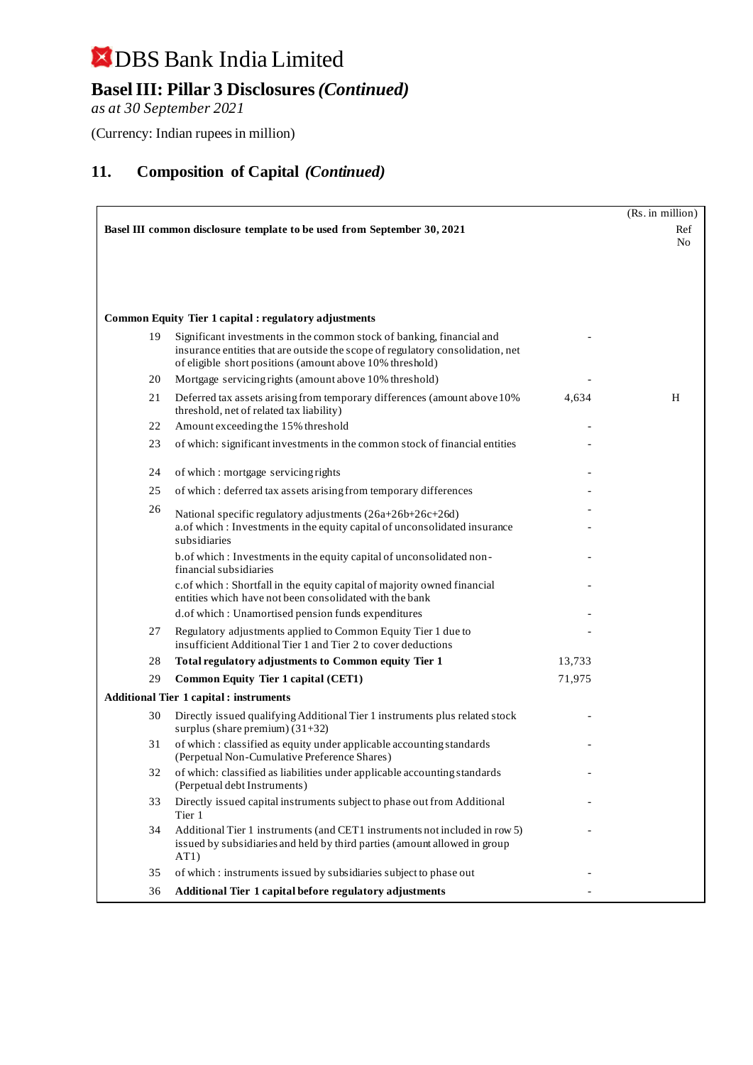# DBS Bank India Limited

## Basel III: Pillar 3 Disclosures *(Continued)*

*as at 30 September 2021*

(Currency: Indian rupees in million)

## 11. Composition of Capital *(Continued)*

| | Basel III common disclosure template to be used from September 30, 2021 | (Rs. in million) | Ref No |
|---|---|---|---|
| | **Common Equity Tier 1 capital : regulatory adjustments** | | |
| 19 | Significant investments in the common stock of banking, financial and insurance entities that are outside the scope of regulatory consolidation, net of eligible short positions (amount above 10% threshold) | - | |
| 20 | Mortgage servicing rights (amount above 10% threshold) | - | |
| 21 | Deferred tax assets arising from temporary differences (amount above 10% threshold, net of related tax liability) | 4,634 | H |
| 22 | Amount exceeding the 15% threshold | - | |
| 23 | of which: significant investments in the common stock of financial entities | - | |
| 24 | of which : mortgage servicing rights | - | |
| 25 | of which : deferred tax assets arising from temporary differences | - | |
| 26 | National specific regulatory adjustments (26a+26b+26c+26d) | - | |
| | a.of which : Investments in the equity capital of unconsolidated insurance subsidiaries | - | |
| | b.of which : Investments in the equity capital of unconsolidated non-financial subsidiaries | - | |
| | c.of which : Shortfall in the equity capital of majority owned financial entities which have not been consolidated with the bank | - | |
| | d.of which : Unamortised pension funds expenditures | - | |
| 27 | Regulatory adjustments applied to Common Equity Tier 1 due to insufficient Additional Tier 1 and Tier 2 to cover deductions | - | |
| 28 | **Total regulatory adjustments to Common equity Tier 1** | 13,733 | |
| 29 | **Common Equity Tier 1 capital (CET1)** | 71,975 | |
| | **Additional Tier 1 capital : instruments** | | |
| 30 | Directly issued qualifying Additional Tier 1 instruments plus related stock surplus (share premium) (31+32) | - | |
| 31 | of which : classified as equity under applicable accounting standards (Perpetual Non-Cumulative Preference Shares) | - | |
| 32 | of which: classified as liabilities under applicable accounting standards (Perpetual debt Instruments) | - | |
| 33 | Directly issued capital instruments subject to phase out from Additional Tier 1 | - | |
| 34 | Additional Tier 1 instruments (and CET1 instruments not included in row 5) issued by subsidiaries and held by third parties (amount allowed in group AT1) | - | |
| 35 | of which : instruments issued by subsidiaries subject to phase out | - | |
| 36 | **Additional Tier 1 capital before regulatory adjustments** | - | |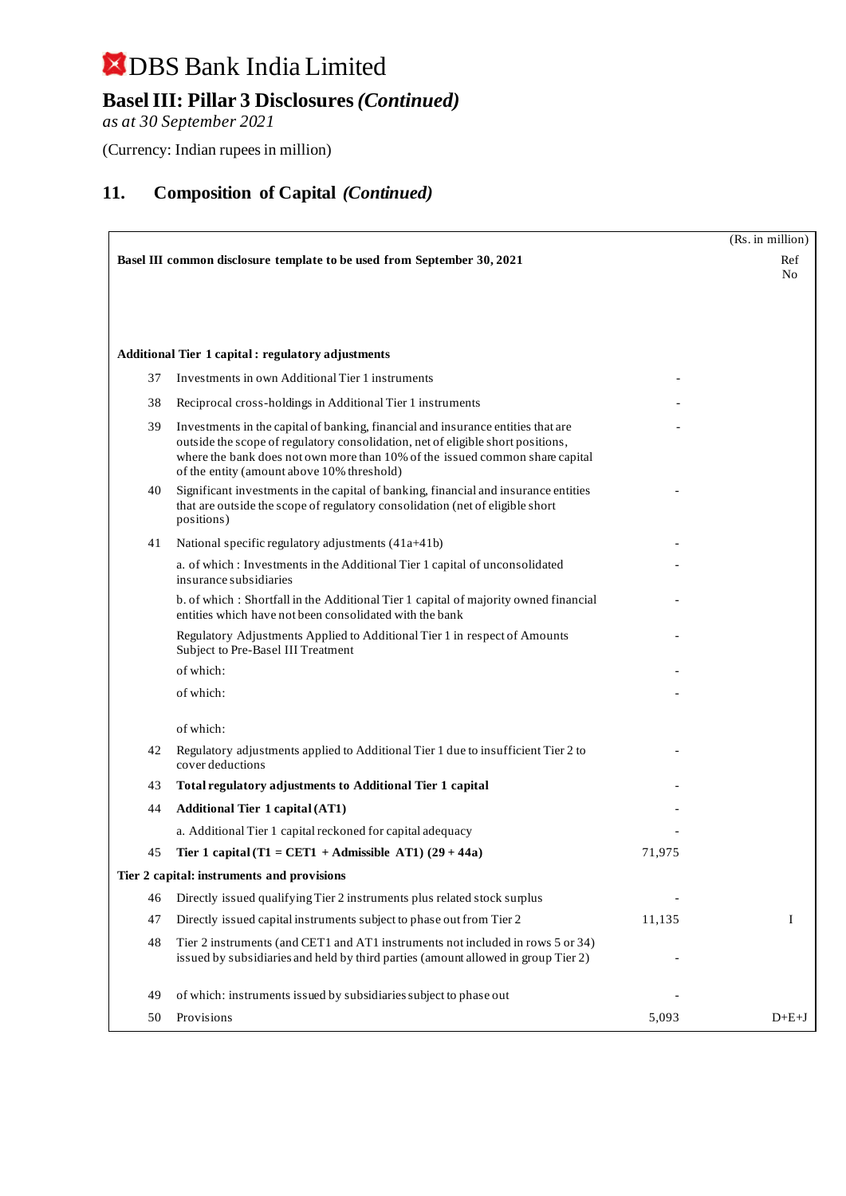# DBS Bank India Limited

## Basel III: Pillar 3 Disclosures *(Continued)*

*as at 30 September 2021*

(Currency: Indian rupees in million)

## 11. Composition of Capital *(Continued)*

(Rs. in million)

| | Basel III common disclosure template to be used from September 30, 2021 | | Ref No |
|---|---|---|---|
| | **Additional Tier 1 capital : regulatory adjustments** | | |
| 37 | Investments in own Additional Tier 1 instruments | - | |
| 38 | Reciprocal cross-holdings in Additional Tier 1 instruments | - | |
| 39 | Investments in the capital of banking, financial and insurance entities that are outside the scope of regulatory consolidation, net of eligible short positions, where the bank does not own more than 10% of the issued common share capital of the entity (amount above 10% threshold) | - | |
| 40 | Significant investments in the capital of banking, financial and insurance entities that are outside the scope of regulatory consolidation (net of eligible short positions) | - | |
| 41 | National specific regulatory adjustments (41a+41b) | - | |
| | a. of which : Investments in the Additional Tier 1 capital of unconsolidated insurance subsidiaries | - | |
| | b. of which : Shortfall in the Additional Tier 1 capital of majority owned financial entities which have not been consolidated with the bank | - | |
| | Regulatory Adjustments Applied to Additional Tier 1 in respect of Amounts Subject to Pre-Basel III Treatment | - | |
| | of which: | - | |
| | of which: | - | |
| | of which: | | |
| 42 | Regulatory adjustments applied to Additional Tier 1 due to insufficient Tier 2 to cover deductions | - | |
| 43 | **Total regulatory adjustments to Additional Tier 1 capital** | - | |
| 44 | **Additional Tier 1 capital (AT1)** | - | |
| | a. Additional Tier 1 capital reckoned for capital adequacy | - | |
| 45 | **Tier 1 capital (T1 = CET1 + Admissible AT1) (29 + 44a)** | 71,975 | |
| | **Tier 2 capital: instruments and provisions** | | |
| 46 | Directly issued qualifying Tier 2 instruments plus related stock surplus | - | |
| 47 | Directly issued capital instruments subject to phase out from Tier 2 | 11,135 | I |
| 48 | Tier 2 instruments (and CET1 and AT1 instruments not included in rows 5 or 34) issued by subsidiaries and held by third parties (amount allowed in group Tier 2) | - | |
| 49 | of which: instruments issued by subsidiaries subject to phase out | - | |
| 50 | Provisions | 5,093 | D+E+J |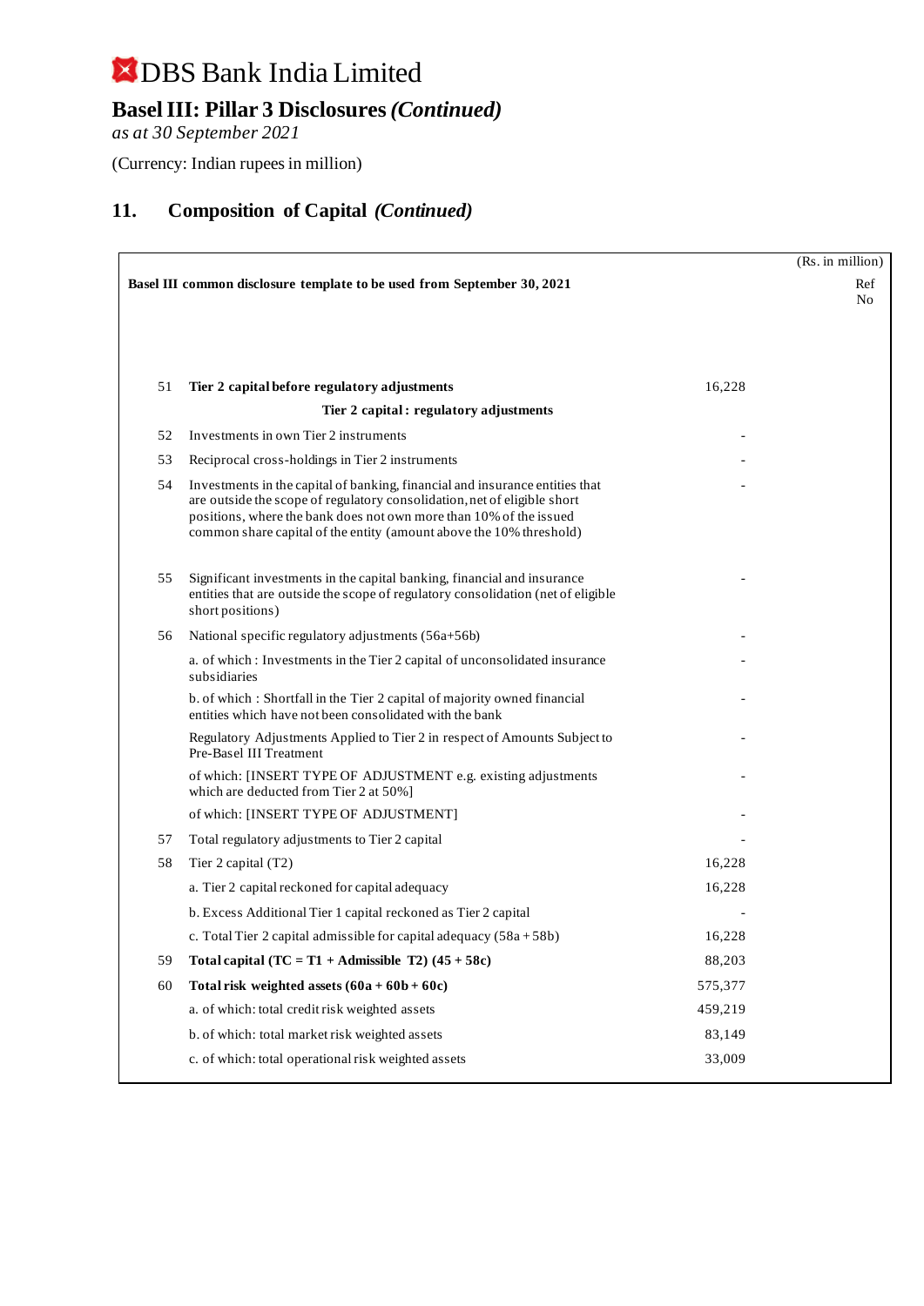# DBS Bank India Limited

## Basel III: Pillar 3 Disclosures *(Continued)*

*as at 30 September 2021*

(Currency: Indian rupees in million)

## 11. Composition of Capital *(Continued)*

| | Basel III common disclosure template to be used from September 30, 2021 | (Rs. in million) | Ref No |
|---|---|---|---|
| 51 | **Tier 2 capital before regulatory adjustments** | 16,228 | |
| | **Tier 2 capital : regulatory adjustments** | | |
| 52 | Investments in own Tier 2 instruments | - | |
| 53 | Reciprocal cross-holdings in Tier 2 instruments | - | |
| 54 | Investments in the capital of banking, financial and insurance entities that are outside the scope of regulatory consolidation, net of eligible short positions, where the bank does not own more than 10% of the issued common share capital of the entity (amount above the 10% threshold) | - | |
| 55 | Significant investments in the capital banking, financial and insurance entities that are outside the scope of regulatory consolidation (net of eligible short positions) | - | |
| 56 | National specific regulatory adjustments (56a+56b) | - | |
| | a. of which : Investments in the Tier 2 capital of unconsolidated insurance subsidiaries | - | |
| | b. of which : Shortfall in the Tier 2 capital of majority owned financial entities which have not been consolidated with the bank | - | |
| | Regulatory Adjustments Applied to Tier 2 in respect of Amounts Subject to Pre-Basel III Treatment | - | |
| | of which: [INSERT TYPE OF ADJUSTMENT e.g. existing adjustments which are deducted from Tier 2 at 50%] | - | |
| | of which: [INSERT TYPE OF ADJUSTMENT] | - | |
| 57 | Total regulatory adjustments to Tier 2 capital | - | |
| 58 | Tier 2 capital (T2) | 16,228 | |
| | a. Tier 2 capital reckoned for capital adequacy | 16,228 | |
| | b. Excess Additional Tier 1 capital reckoned as Tier 2 capital | - | |
| | c. Total Tier 2 capital admissible for capital adequacy (58a + 58b) | 16,228 | |
| 59 | **Total capital (TC = T1 + Admissible T2) (45 + 58c)** | 88,203 | |
| 60 | **Total risk weighted assets (60a + 60b + 60c)** | 575,377 | |
| | a. of which: total credit risk weighted assets | 459,219 | |
| | b. of which: total market risk weighted assets | 83,149 | |
| | c. of which: total operational risk weighted assets | 33,009 | |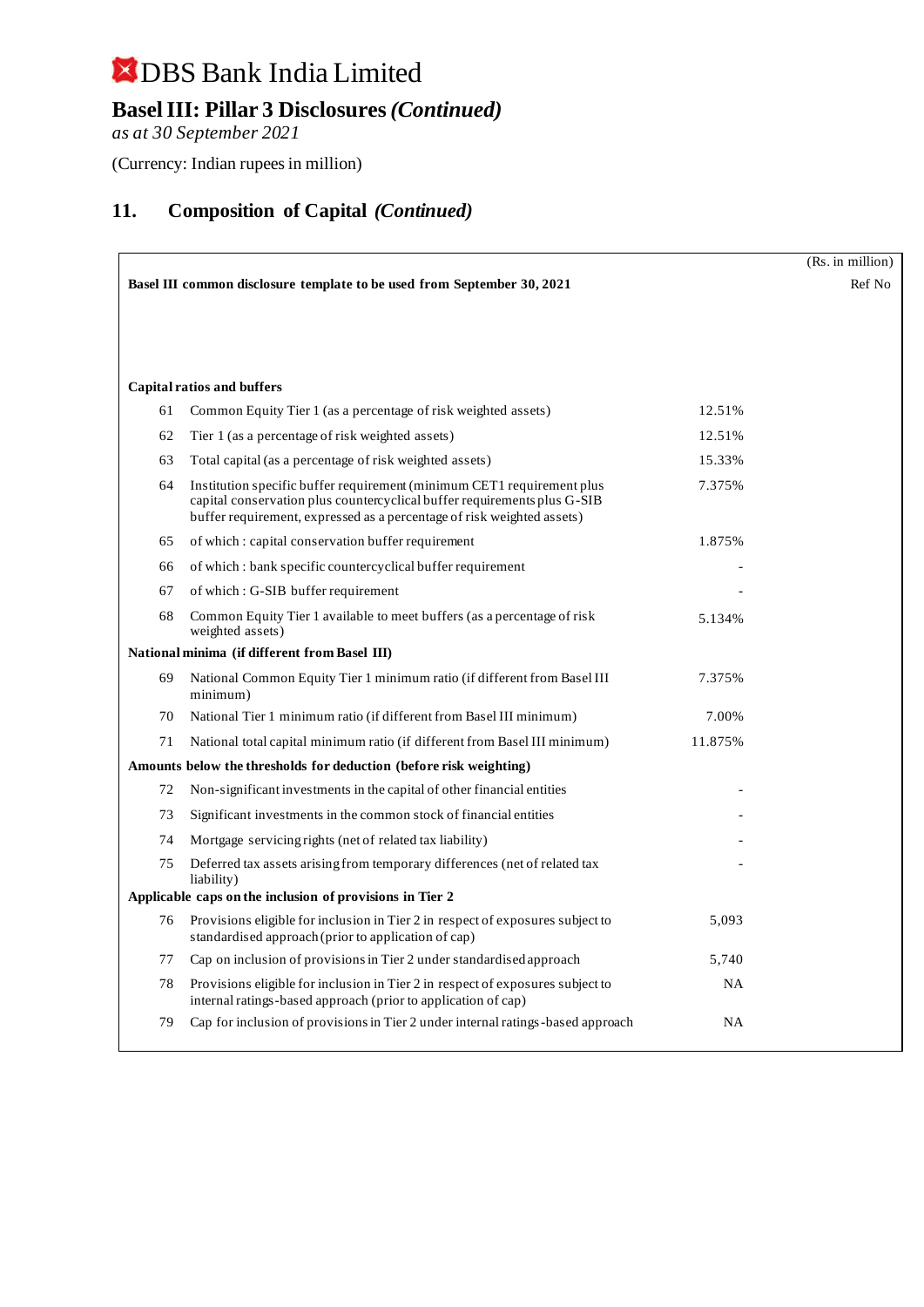# DBS Bank India Limited

## Basel III: Pillar 3 Disclosures *(Continued)*

*as at 30 September 2021*

(Currency: Indian rupees in million)

## 11. Composition of Capital *(Continued)*

(Rs. in million)

| Basel III common disclosure template to be used from September 30, 2021 | | | Ref No |
|---|---|---|---|
| **Capital ratios and buffers** | | | |
| 61 | Common Equity Tier 1 (as a percentage of risk weighted assets) | 12.51% | |
| 62 | Tier 1 (as a percentage of risk weighted assets) | 12.51% | |
| 63 | Total capital (as a percentage of risk weighted assets) | 15.33% | |
| 64 | Institution specific buffer requirement (minimum CET1 requirement plus capital conservation plus countercyclical buffer requirements plus G-SIB buffer requirement, expressed as a percentage of risk weighted assets) | 7.375% | |
| 65 | of which : capital conservation buffer requirement | 1.875% | |
| 66 | of which : bank specific countercyclical buffer requirement | - | |
| 67 | of which : G-SIB buffer requirement | - | |
| 68 | Common Equity Tier 1 available to meet buffers (as a percentage of risk weighted assets) | 5.134% | |
| **National minima (if different from Basel III)** | | | |
| 69 | National Common Equity Tier 1 minimum ratio (if different from Basel III minimum) | 7.375% | |
| 70 | National Tier 1 minimum ratio (if different from Basel III minimum) | 7.00% | |
| 71 | National total capital minimum ratio (if different from Basel III minimum) | 11.875% | |
| **Amounts below the thresholds for deduction (before risk weighting)** | | | |
| 72 | Non-significant investments in the capital of other financial entities | - | |
| 73 | Significant investments in the common stock of financial entities | - | |
| 74 | Mortgage servicing rights (net of related tax liability) | - | |
| 75 | Deferred tax assets arising from temporary differences (net of related tax liability) | - | |
| **Applicable caps on the inclusion of provisions in Tier 2** | | | |
| 76 | Provisions eligible for inclusion in Tier 2 in respect of exposures subject to standardised approach (prior to application of cap) | 5,093 | |
| 77 | Cap on inclusion of provisions in Tier 2 under standardised approach | 5,740 | |
| 78 | Provisions eligible for inclusion in Tier 2 in respect of exposures subject to internal ratings-based approach (prior to application of cap) | NA | |
| 79 | Cap for inclusion of provisions in Tier 2 under internal ratings-based approach | NA | |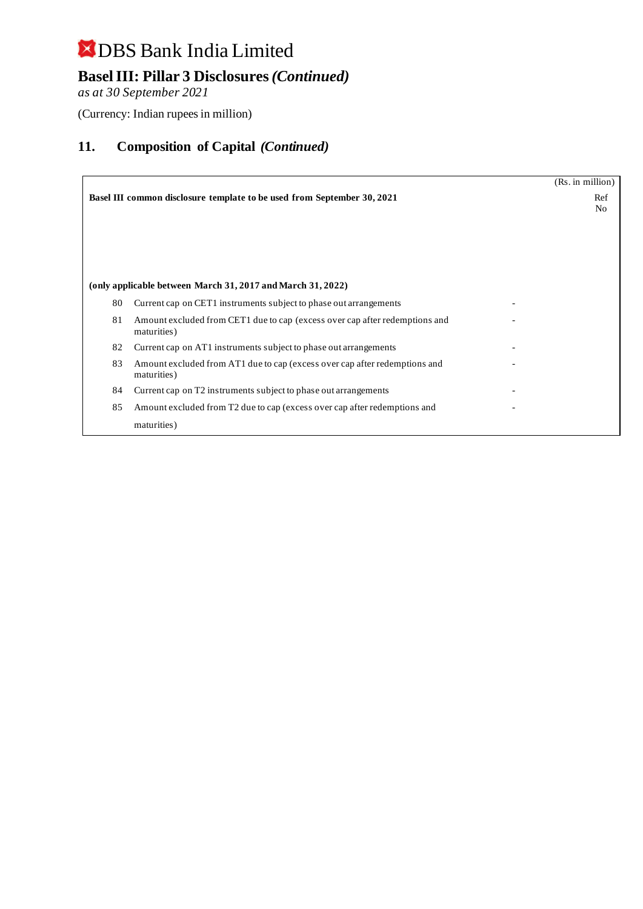# DBS Bank India Limited

## Basel III: Pillar 3 Disclosures *(Continued)*

*as at 30 September 2021*

(Currency: Indian rupees in million)

## 11. Composition of Capital *(Continued)*

| | **Basel III common disclosure template to be used from September 30, 2021** | | (Rs. in million) Ref No |
|---|---|---|---|
| | **(only applicable between March 31, 2017 and March 31, 2022)** | | |
| 80 | Current cap on CET1 instruments subject to phase out arrangements | - | |
| 81 | Amount excluded from CET1 due to cap (excess over cap after redemptions and maturities) | - | |
| 82 | Current cap on AT1 instruments subject to phase out arrangements | - | |
| 83 | Amount excluded from AT1 due to cap (excess over cap after redemptions and maturities) | - | |
| 84 | Current cap on T2 instruments subject to phase out arrangements | - | |
| 85 | Amount excluded from T2 due to cap (excess over cap after redemptions and maturities) | - | |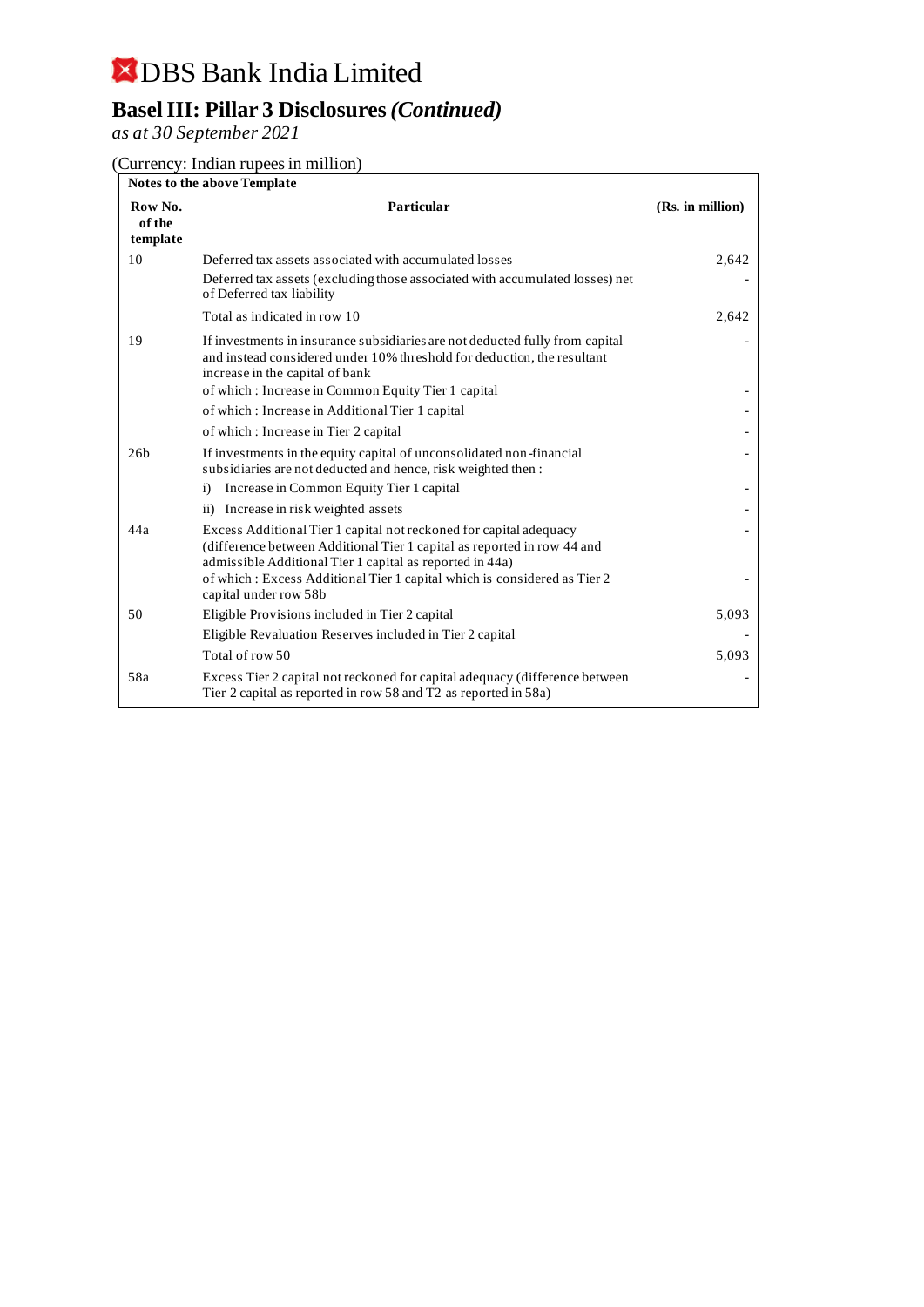# DBS Bank India Limited

## Basel III: Pillar 3 Disclosures *(Continued)*

*as at 30 September 2021*

(Currency: Indian rupees in million)

| Notes to the above Template | | |
|---|---|---|
| **Row No. of the template** | **Particular** | **(Rs. in million)** |
| 10 | Deferred tax assets associated with accumulated losses | 2,642 |
| | Deferred tax assets (excluding those associated with accumulated losses) net of Deferred tax liability | - |
| | Total as indicated in row 10 | 2,642 |
| 19 | If investments in insurance subsidiaries are not deducted fully from capital and instead considered under 10% threshold for deduction, the resultant increase in the capital of bank | - |
| | of which : Increase in Common Equity Tier 1 capital | - |
| | of which : Increase in Additional Tier 1 capital | - |
| | of which : Increase in Tier 2 capital | - |
| 26b | If investments in the equity capital of unconsolidated non-financial subsidiaries are not deducted and hence, risk weighted then : | - |
| | i) Increase in Common Equity Tier 1 capital | - |
| | ii) Increase in risk weighted assets | - |
| 44a | Excess Additional Tier 1 capital not reckoned for capital adequacy (difference between Additional Tier 1 capital as reported in row 44 and admissible Additional Tier 1 capital as reported in 44a) | - |
| | of which : Excess Additional Tier 1 capital which is considered as Tier 2 capital under row 58b | - |
| 50 | Eligible Provisions included in Tier 2 capital | 5,093 |
| | Eligible Revaluation Reserves included in Tier 2 capital | - |
| | Total of row 50 | 5,093 |
| 58a | Excess Tier 2 capital not reckoned for capital adequacy (difference between Tier 2 capital as reported in row 58 and T2 as reported in 58a) | - |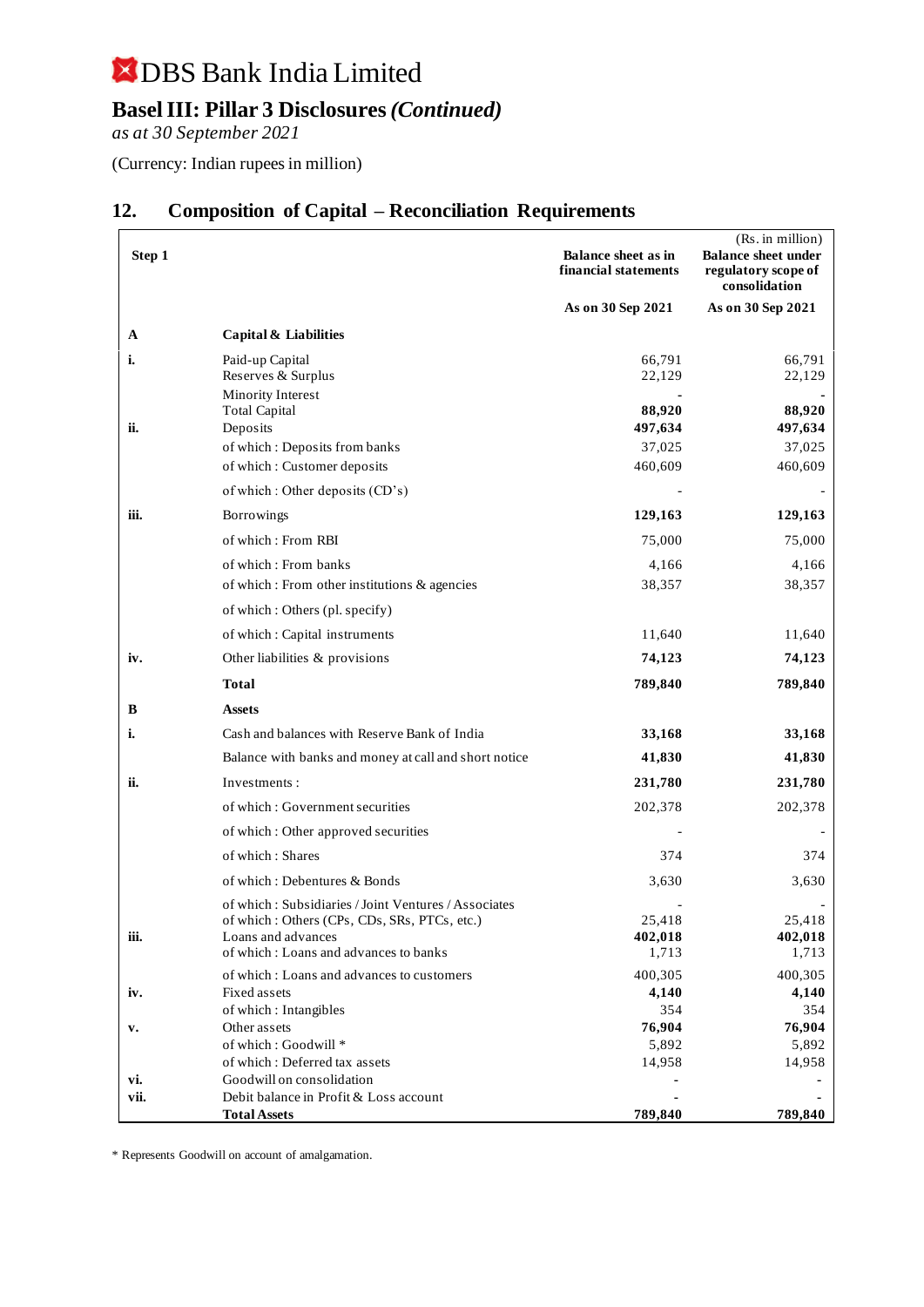# DBS Bank India Limited

## Basel III: Pillar 3 Disclosures *(Continued)*

*as at 30 September 2021*

(Currency: Indian rupees in million)

## 12. Composition of Capital – Reconciliation Requirements

(Rs. in million)

| Step 1 | | Balance sheet as in financial statements | Balance sheet under regulatory scope of consolidation |
|---|---|---|---|
| | | **As on 30 Sep 2021** | **As on 30 Sep 2021** |
| **A** | **Capital & Liabilities** | | |
| **i.** | Paid-up Capital | 66,791 | 66,791 |
| | Reserves & Surplus | 22,129 | 22,129 |
| | Minority Interest | - | - |
| | Total Capital | **88,920** | **88,920** |
| **ii.** | Deposits | **497,634** | **497,634** |
| | of which : Deposits from banks | 37,025 | 37,025 |
| | of which : Customer deposits | 460,609 | 460,609 |
| | of which : Other deposits (CD's) | - | - |
| **iii.** | Borrowings | **129,163** | **129,163** |
| | of which : From RBI | 75,000 | 75,000 |
| | of which : From banks | 4,166 | 4,166 |
| | of which : From other institutions & agencies | 38,357 | 38,357 |
| | of which : Others (pl. specify) | | |
| | of which : Capital instruments | 11,640 | 11,640 |
| **iv.** | Other liabilities & provisions | **74,123** | **74,123** |
| | **Total** | **789,840** | **789,840** |
| **B** | **Assets** | | |
| **i.** | Cash and balances with Reserve Bank of India | **33,168** | **33,168** |
| | Balance with banks and money at call and short notice | **41,830** | **41,830** |
| **ii.** | Investments : | **231,780** | **231,780** |
| | of which : Government securities | 202,378 | 202,378 |
| | of which : Other approved securities | - | - |
| | of which : Shares | 374 | 374 |
| | of which : Debentures & Bonds | 3,630 | 3,630 |
| | of which : Subsidiaries / Joint Ventures / Associates | - | - |
| | of which : Others (CPs, CDs, SRs, PTCs, etc.) | 25,418 | 25,418 |
| **iii.** | Loans and advances | **402,018** | **402,018** |
| | of which : Loans and advances to banks | 1,713 | 1,713 |
| | of which : Loans and advances to customers | 400,305 | 400,305 |
| **iv.** | Fixed assets | **4,140** | **4,140** |
| | of which : Intangibles | 354 | 354 |
| **v.** | Other assets | **76,904** | **76,904** |
| | of which : Goodwill * | 5,892 | 5,892 |
| | of which : Deferred tax assets | 14,958 | 14,958 |
| **vi.** | Goodwill on consolidation | - | - |
| **vii.** | Debit balance in Profit & Loss account | - | - |
| | **Total Assets** | **789,840** | **789,840** |

\* Represents Goodwill on account of amalgamation.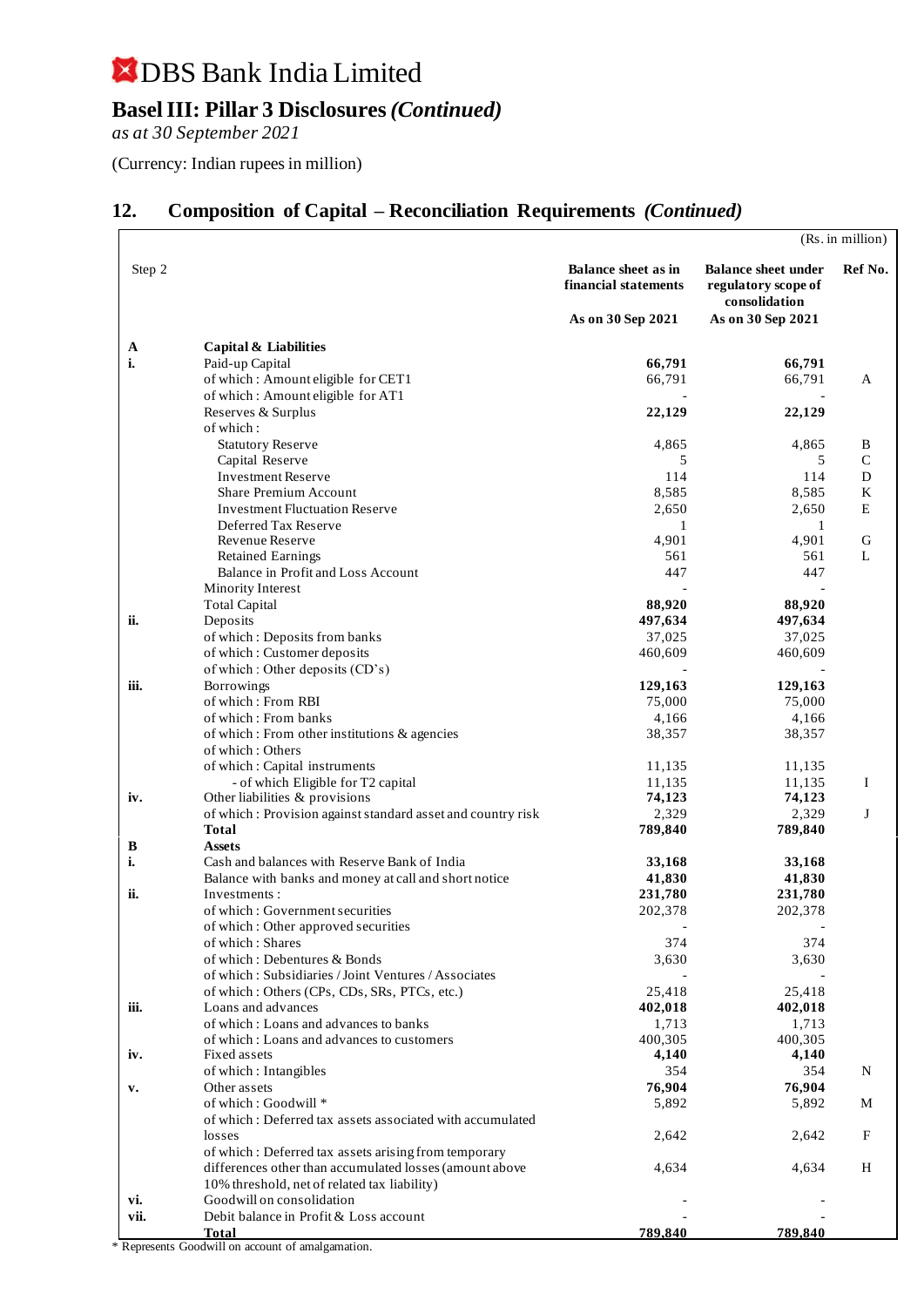# DBS Bank India Limited

## Basel III: Pillar 3 Disclosures *(Continued)*

*as at 30 September 2021*

(Currency: Indian rupees in million)

## 12. Composition of Capital – Reconciliation Requirements *(Continued)*

(Rs. in million)

| Step 2 | | Balance sheet as in financial statements | Balance sheet under regulatory scope of consolidation | Ref No. |
|---|---|---|---|---|
| | | As on 30 Sep 2021 | As on 30 Sep 2021 | |
| **A** | **Capital & Liabilities** | | | |
| **i.** | Paid-up Capital | **66,791** | **66,791** | |
| | of which : Amount eligible for CET1 | 66,791 | 66,791 | A |
| | of which : Amount eligible for AT1 | - | - | |
| | Reserves & Surplus | **22,129** | **22,129** | |
| | of which : | | | |
| | Statutory Reserve | 4,865 | 4,865 | B |
| | Capital Reserve | 5 | 5 | C |
| | Investment Reserve | 114 | 114 | D |
| | Share Premium Account | 8,585 | 8,585 | K |
| | Investment Fluctuation Reserve | 2,650 | 2,650 | E |
| | Deferred Tax Reserve | 1 | 1 | |
| | Revenue Reserve | 4,901 | 4,901 | G |
| | Retained Earnings | 561 | 561 | L |
| | Balance in Profit and Loss Account | 447 | 447 | |
| | Minority Interest | - | - | |
| | Total Capital | **88,920** | **88,920** | |
| **ii.** | Deposits | **497,634** | **497,634** | |
| | of which : Deposits from banks | 37,025 | 37,025 | |
| | of which : Customer deposits | 460,609 | 460,609 | |
| | of which : Other deposits (CD's) | - | - | |
| **iii.** | Borrowings | **129,163** | **129,163** | |
| | of which : From RBI | 75,000 | 75,000 | |
| | of which : From banks | 4,166 | 4,166 | |
| | of which : From other institutions & agencies | 38,357 | 38,357 | |
| | of which : Others | | | |
| | of which : Capital instruments | 11,135 | 11,135 | |
| | - of which Eligible for T2 capital | 11,135 | 11,135 | I |
| **iv.** | Other liabilities & provisions | **74,123** | **74,123** | |
| | of which : Provision against standard asset and country risk | 2,329 | 2,329 | J |
| | **Total** | **789,840** | **789,840** | |
| **B** | **Assets** | | | |
| **i.** | Cash and balances with Reserve Bank of India | **33,168** | **33,168** | |
| | Balance with banks and money at call and short notice | **41,830** | **41,830** | |
| **ii.** | Investments : | **231,780** | **231,780** | |
| | of which : Government securities | 202,378 | 202,378 | |
| | of which : Other approved securities | - | - | |
| | of which : Shares | 374 | 374 | |
| | of which : Debentures & Bonds | 3,630 | 3,630 | |
| | of which : Subsidiaries / Joint Ventures / Associates | - | - | |
| | of which : Others (CPs, CDs, SRs, PTCs, etc.) | 25,418 | 25,418 | |
| **iii.** | Loans and advances | **402,018** | **402,018** | |
| | of which : Loans and advances to banks | 1,713 | 1,713 | |
| | of which : Loans and advances to customers | 400,305 | 400,305 | |
| **iv.** | Fixed assets | **4,140** | **4,140** | |
| | of which : Intangibles | 354 | 354 | N |
| **v.** | Other assets | **76,904** | **76,904** | |
| | of which : Goodwill * | 5,892 | 5,892 | M |
| | of which : Deferred tax assets associated with accumulated losses | 2,642 | 2,642 | F |
| | of which : Deferred tax assets arising from temporary differences other than accumulated losses (amount above 10% threshold, net of related tax liability) | 4,634 | 4,634 | H |
| **vi.** | Goodwill on consolidation | - | - | |
| **vii.** | Debit balance in Profit & Loss account | - | - | |
| | **Total** | **789,840** | **789,840** | |

\* Represents Goodwill on account of amalgamation.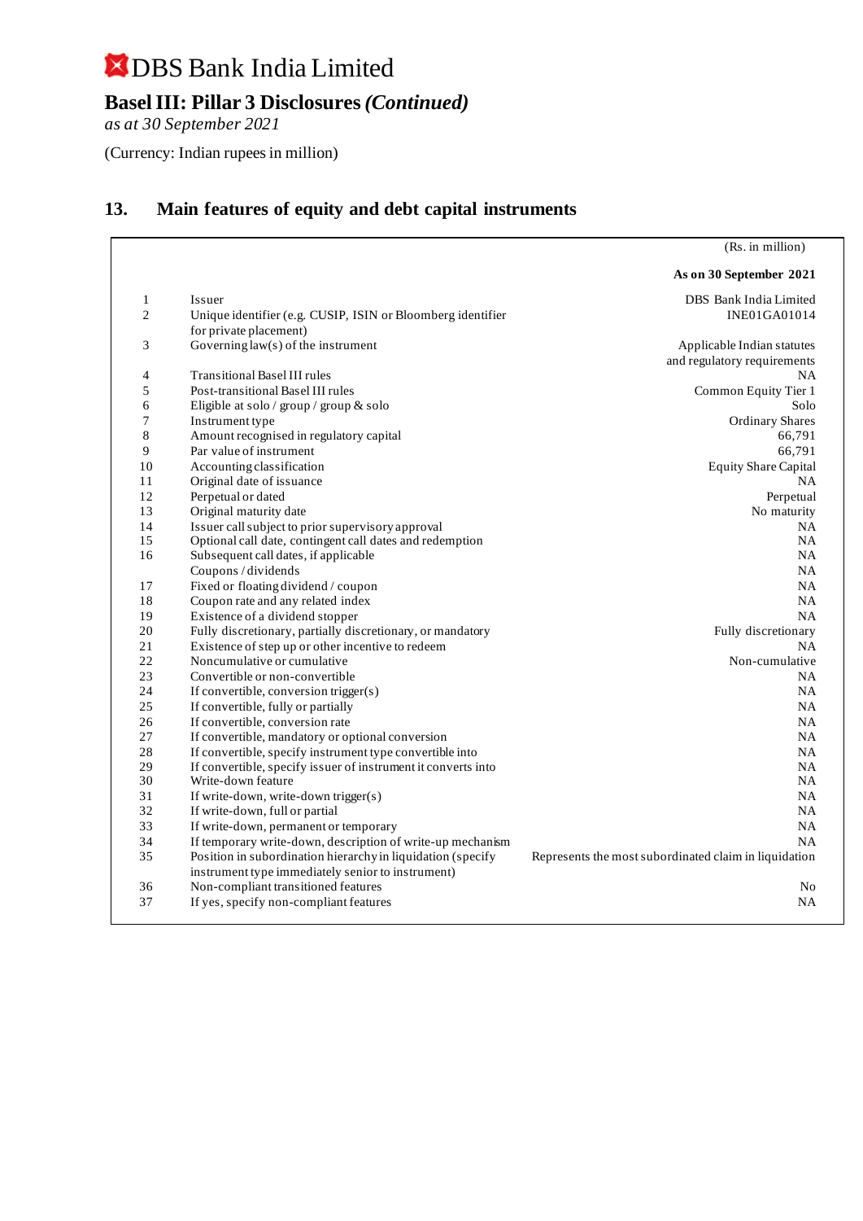# DBS Bank India Limited

## Basel III: Pillar 3 Disclosures *(Continued)*

*as at 30 September 2021*

(Currency: Indian rupees in million)

## 13. Main features of equity and debt capital instruments

| | | (Rs. in million) |
|---|---|---|
| | | **As on 30 September 2021** |
| 1 | Issuer | DBS Bank India Limited |
| 2 | Unique identifier (e.g. CUSIP, ISIN or Bloomberg identifier for private placement) | INE01GA01014 |
| 3 | Governing law(s) of the instrument | Applicable Indian statutes and regulatory requirements |
| 4 | Transitional Basel III rules | NA |
| 5 | Post-transitional Basel III rules | Common Equity Tier 1 |
| 6 | Eligible at solo / group / group & solo | Solo |
| 7 | Instrument type | Ordinary Shares |
| 8 | Amount recognised in regulatory capital | 66,791 |
| 9 | Par value of instrument | 66,791 |
| 10 | Accounting classification | Equity Share Capital |
| 11 | Original date of issuance | NA |
| 12 | Perpetual or dated | Perpetual |
| 13 | Original maturity date | No maturity |
| 14 | Issuer call subject to prior supervisory approval | NA |
| 15 | Optional call date, contingent call dates and redemption | NA |
| 16 | Subsequent call dates, if applicable | NA |
| | Coupons / dividends | NA |
| 17 | Fixed or floating dividend / coupon | NA |
| 18 | Coupon rate and any related index | NA |
| 19 | Existence of a dividend stopper | NA |
| 20 | Fully discretionary, partially discretionary, or mandatory | Fully discretionary |
| 21 | Existence of step up or other incentive to redeem | NA |
| 22 | Noncumulative or cumulative | Non-cumulative |
| 23 | Convertible or non-convertible | NA |
| 24 | If convertible, conversion trigger(s) | NA |
| 25 | If convertible, fully or partially | NA |
| 26 | If convertible, conversion rate | NA |
| 27 | If convertible, mandatory or optional conversion | NA |
| 28 | If convertible, specify instrument type convertible into | NA |
| 29 | If convertible, specify issuer of instrument it converts into | NA |
| 30 | Write-down feature | NA |
| 31 | If write-down, write-down trigger(s) | NA |
| 32 | If write-down, full or partial | NA |
| 33 | If write-down, permanent or temporary | NA |
| 34 | If temporary write-down, description of write-up mechanism | NA |
| 35 | Position in subordination hierarchy in liquidation (specify instrument type immediately senior to instrument) | Represents the most subordinated claim in liquidation |
| 36 | Non-compliant transitioned features | No |
| 37 | If yes, specify non-compliant features | NA |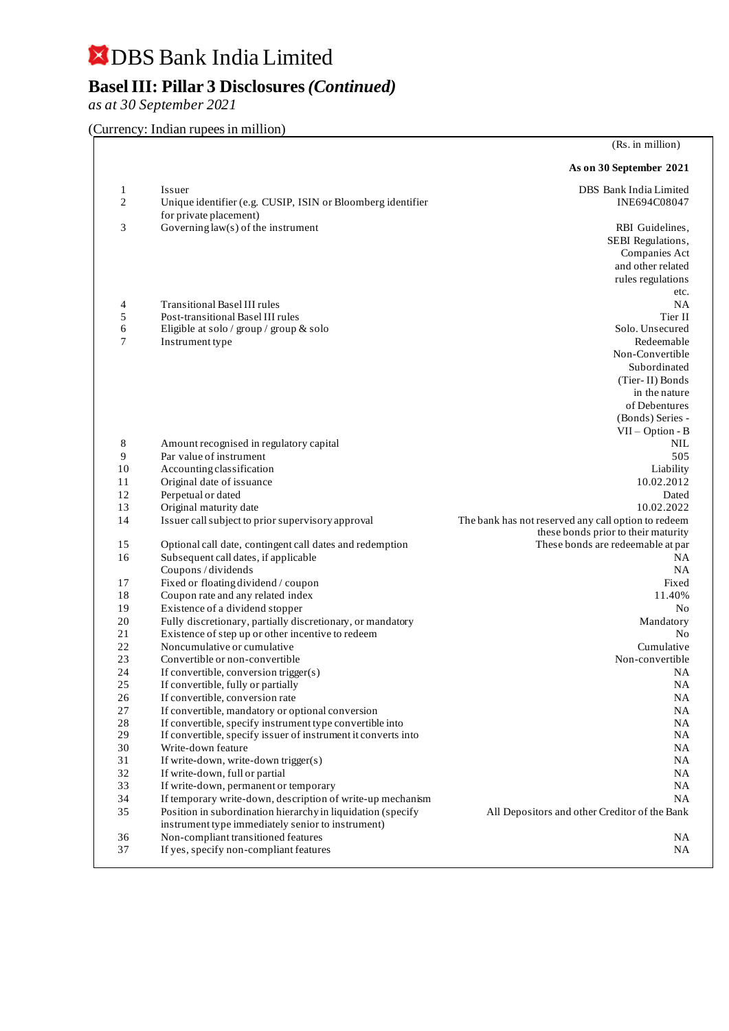# DBS Bank India Limited

## Basel III: Pillar 3 Disclosures *(Continued)*

*as at 30 September 2021*

(Currency: Indian rupees in million)

(Rs. in million)

| | | As on 30 September 2021 |
|---|---|---|
| 1 | Issuer | DBS Bank India Limited |
| 2 | Unique identifier (e.g. CUSIP, ISIN or Bloomberg identifier for private placement) | INE694C08047 |
| 3 | Governing law(s) of the instrument | RBI Guidelines, SEBI Regulations, Companies Act and other related rules regulations etc. |
| 4 | Transitional Basel III rules | NA |
| 5 | Post-transitional Basel III rules | Tier II |
| 6 | Eligible at solo / group / group & solo | Solo. Unsecured |
| 7 | Instrument type | Redeemable Non-Convertible Subordinated (Tier- II) Bonds in the nature of Debentures (Bonds) Series - VII – Option - B |
| 8 | Amount recognised in regulatory capital | NIL |
| 9 | Par value of instrument | 505 |
| 10 | Accounting classification | Liability |
| 11 | Original date of issuance | 10.02.2012 |
| 12 | Perpetual or dated | Dated |
| 13 | Original maturity date | 10.02.2022 |
| 14 | Issuer call subject to prior supervisory approval | The bank has not reserved any call option to redeem these bonds prior to their maturity |
| 15 | Optional call date, contingent call dates and redemption | These bonds are redeemable at par |
| 16 | Subsequent call dates, if applicable | NA |
| | Coupons / dividends | NA |
| 17 | Fixed or floating dividend / coupon | Fixed |
| 18 | Coupon rate and any related index | 11.40% |
| 19 | Existence of a dividend stopper | No |
| 20 | Fully discretionary, partially discretionary, or mandatory | Mandatory |
| 21 | Existence of step up or other incentive to redeem | No |
| 22 | Noncumulative or cumulative | Cumulative |
| 23 | Convertible or non-convertible | Non-convertible |
| 24 | If convertible, conversion trigger(s) | NA |
| 25 | If convertible, fully or partially | NA |
| 26 | If convertible, conversion rate | NA |
| 27 | If convertible, mandatory or optional conversion | NA |
| 28 | If convertible, specify instrument type convertible into | NA |
| 29 | If convertible, specify issuer of instrument it converts into | NA |
| 30 | Write-down feature | NA |
| 31 | If write-down, write-down trigger(s) | NA |
| 32 | If write-down, full or partial | NA |
| 33 | If write-down, permanent or temporary | NA |
| 34 | If temporary write-down, description of write-up mechanism | NA |
| 35 | Position in subordination hierarchy in liquidation (specify instrument type immediately senior to instrument) | All Depositors and other Creditor of the Bank |
| 36 | Non-compliant transitioned features | NA |
| 37 | If yes, specify non-compliant features | NA |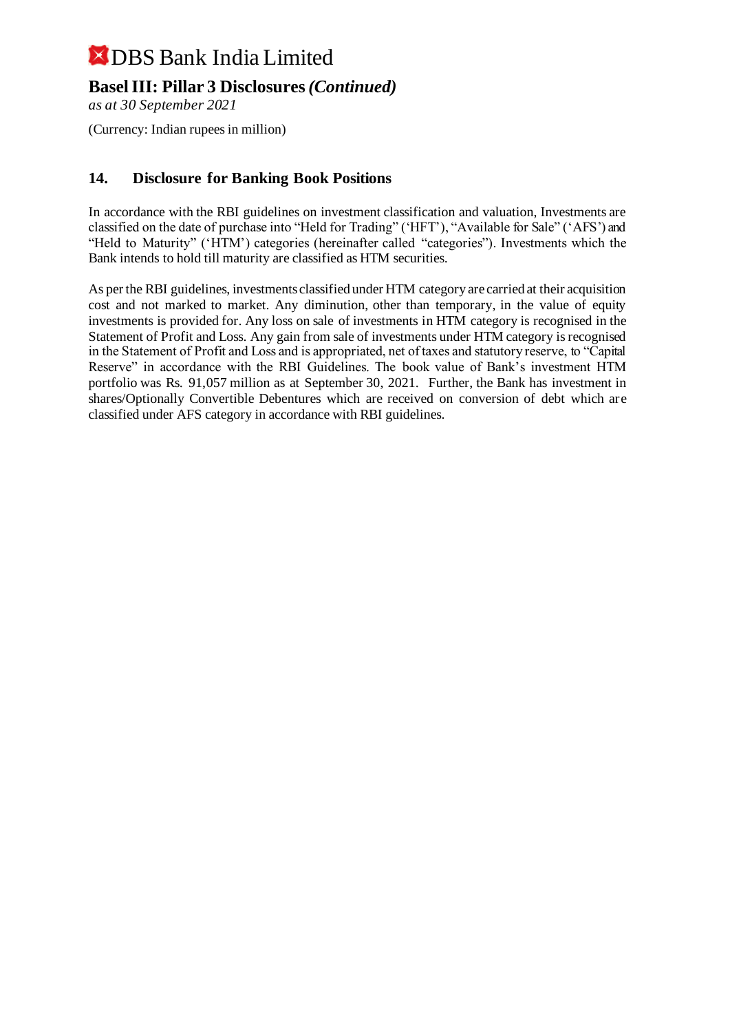# DBS Bank India Limited

## Basel III: Pillar 3 Disclosures *(Continued)*

*as at 30 September 2021*

(Currency: Indian rupees in million)

### 14. Disclosure for Banking Book Positions

In accordance with the RBI guidelines on investment classification and valuation, Investments are classified on the date of purchase into "Held for Trading" ('HFT'), "Available for Sale" ('AFS') and "Held to Maturity" ('HTM') categories (hereinafter called "categories"). Investments which the Bank intends to hold till maturity are classified as HTM securities.

As per the RBI guidelines, investments classified under HTM category are carried at their acquisition cost and not marked to market. Any diminution, other than temporary, in the value of equity investments is provided for. Any loss on sale of investments in HTM category is recognised in the Statement of Profit and Loss. Any gain from sale of investments under HTM category is recognised in the Statement of Profit and Loss and is appropriated, net of taxes and statutory reserve, to "Capital Reserve" in accordance with the RBI Guidelines. The book value of Bank's investment HTM portfolio was Rs. 91,057 million as at September 30, 2021. Further, the Bank has investment in shares/Optionally Convertible Debentures which are received on conversion of debt which are classified under AFS category in accordance with RBI guidelines.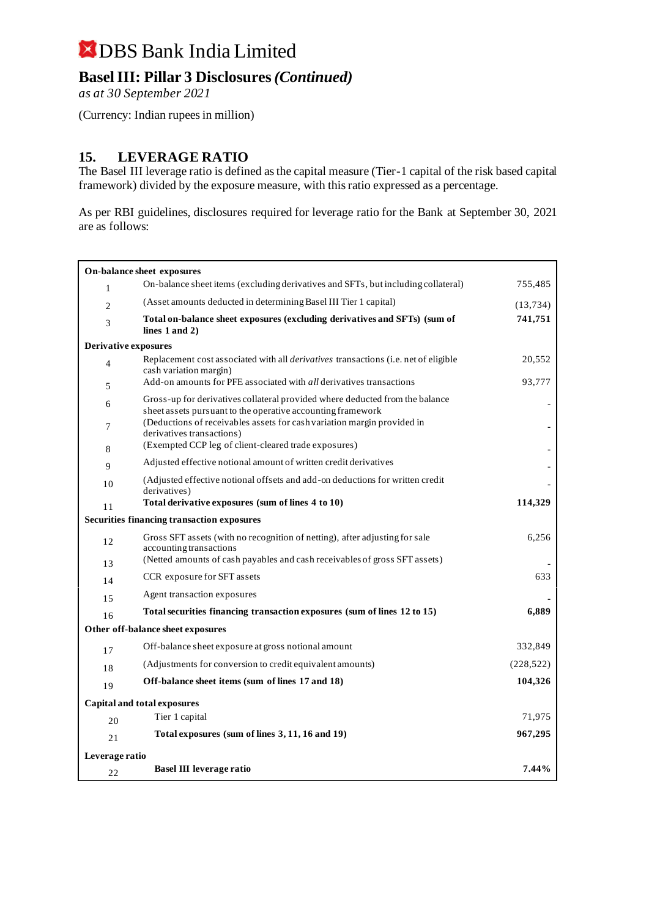# DBS Bank India Limited

## Basel III: Pillar 3 Disclosures *(Continued)*

*as at 30 September 2021*

(Currency: Indian rupees in million)

## 15. LEVERAGE RATIO

The Basel III leverage ratio is defined as the capital measure (Tier-1 capital of the risk based capital framework) divided by the exposure measure, with this ratio expressed as a percentage.

As per RBI guidelines, disclosures required for leverage ratio for the Bank at September 30, 2021 are as follows:

| | | |
|---|---|---|
| **On-balance sheet exposures** | | |
| 1 | On-balance sheet items (excluding derivatives and SFTs, but including collateral) | 755,485 |
| 2 | (Asset amounts deducted in determining Basel III Tier 1 capital) | (13,734) |
| 3 | **Total on-balance sheet exposures (excluding derivatives and SFTs) (sum of lines 1 and 2)** | **741,751** |
| **Derivative exposures** | | |
| 4 | Replacement cost associated with all *derivatives* transactions (i.e. net of eligible cash variation margin) | 20,552 |
| 5 | Add-on amounts for PFE associated with *all* derivatives transactions | 93,777 |
| 6 | Gross-up for derivatives collateral provided where deducted from the balance sheet assets pursuant to the operative accounting framework | - |
| 7 | (Deductions of receivables assets for cash variation margin provided in derivatives transactions) | - |
| 8 | (Exempted CCP leg of client-cleared trade exposures) | - |
| 9 | Adjusted effective notional amount of written credit derivatives | - |
| 10 | (Adjusted effective notional offsets and add-on deductions for written credit derivatives) | - |
| 11 | **Total derivative exposures (sum of lines 4 to 10)** | **114,329** |
| **Securities financing transaction exposures** | | |
| 12 | Gross SFT assets (with no recognition of netting), after adjusting for sale accounting transactions | 6,256 |
| 13 | (Netted amounts of cash payables and cash receivables of gross SFT assets) | - |
| 14 | CCR exposure for SFT assets | 633 |
| 15 | Agent transaction exposures | - |
| 16 | **Total securities financing transaction exposures (sum of lines 12 to 15)** | **6,889** |
| **Other off-balance sheet exposures** | | |
| 17 | Off-balance sheet exposure at gross notional amount | 332,849 |
| 18 | (Adjustments for conversion to credit equivalent amounts) | (228,522) |
| 19 | **Off-balance sheet items (sum of lines 17 and 18)** | **104,326** |
| **Capital and total exposures** | | |
| 20 | Tier 1 capital | 71,975 |
| 21 | **Total exposures (sum of lines 3, 11, 16 and 19)** | **967,295** |
| **Leverage ratio** | | |
| 22 | **Basel III leverage ratio** | **7.44%** |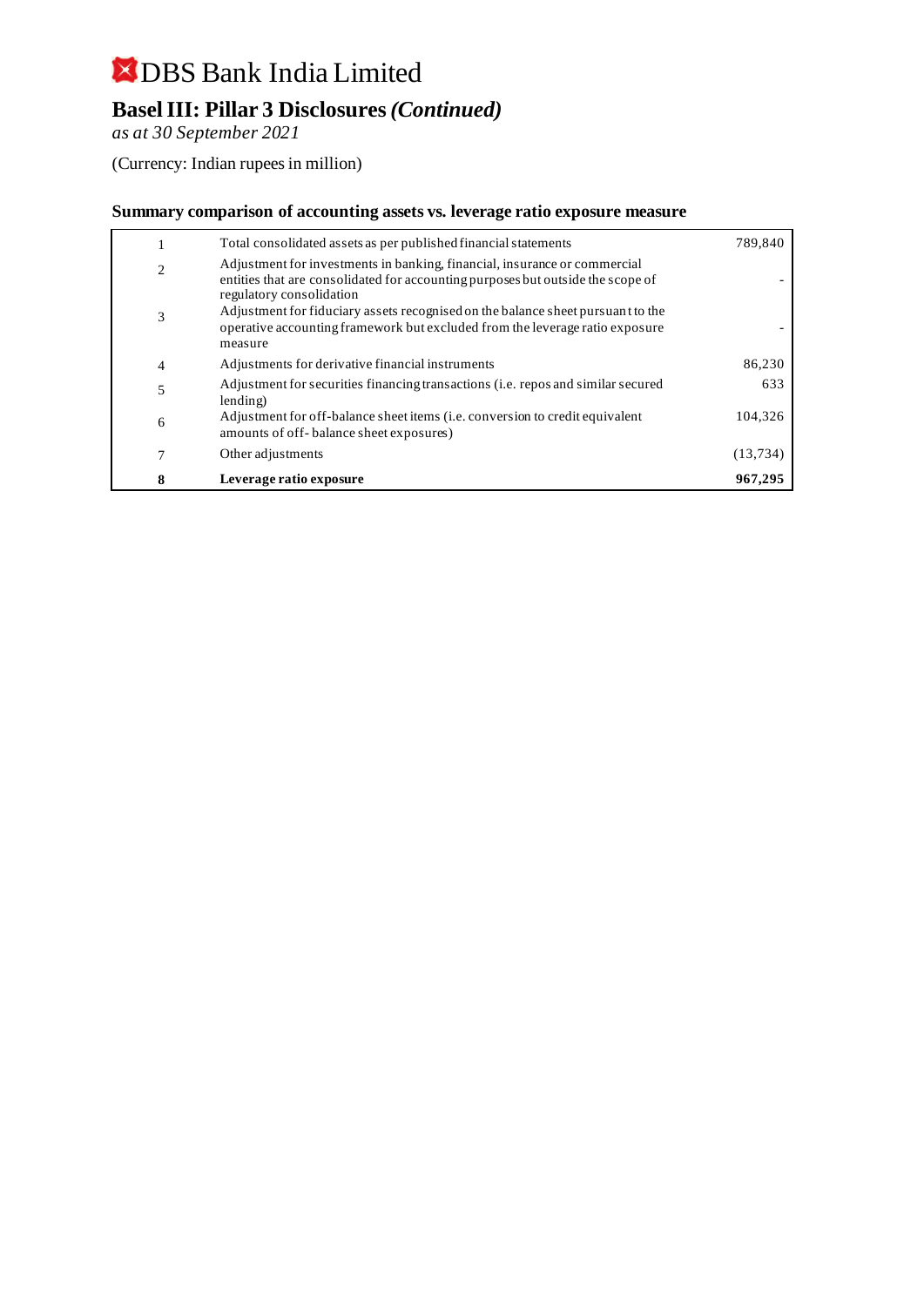# DBS Bank India Limited

## Basel III: Pillar 3 Disclosures *(Continued)*

*as at 30 September 2021*

(Currency: Indian rupees in million)

### Summary comparison of accounting assets vs. leverage ratio exposure measure

| | | |
|---|---|---|
| 1 | Total consolidated assets as per published financial statements | 789,840 |
| 2 | Adjustment for investments in banking, financial, insurance or commercial entities that are consolidated for accounting purposes but outside the scope of regulatory consolidation | - |
| 3 | Adjustment for fiduciary assets recognised on the balance sheet pursuant to the operative accounting framework but excluded from the leverage ratio exposure measure | - |
| 4 | Adjustments for derivative financial instruments | 86,230 |
| 5 | Adjustment for securities financing transactions (i.e. repos and similar secured lending) | 633 |
| 6 | Adjustment for off-balance sheet items (i.e. conversion to credit equivalent amounts of off- balance sheet exposures) | 104,326 |
| 7 | Other adjustments | (13,734) |
| **8** | **Leverage ratio exposure** | **967,295** |